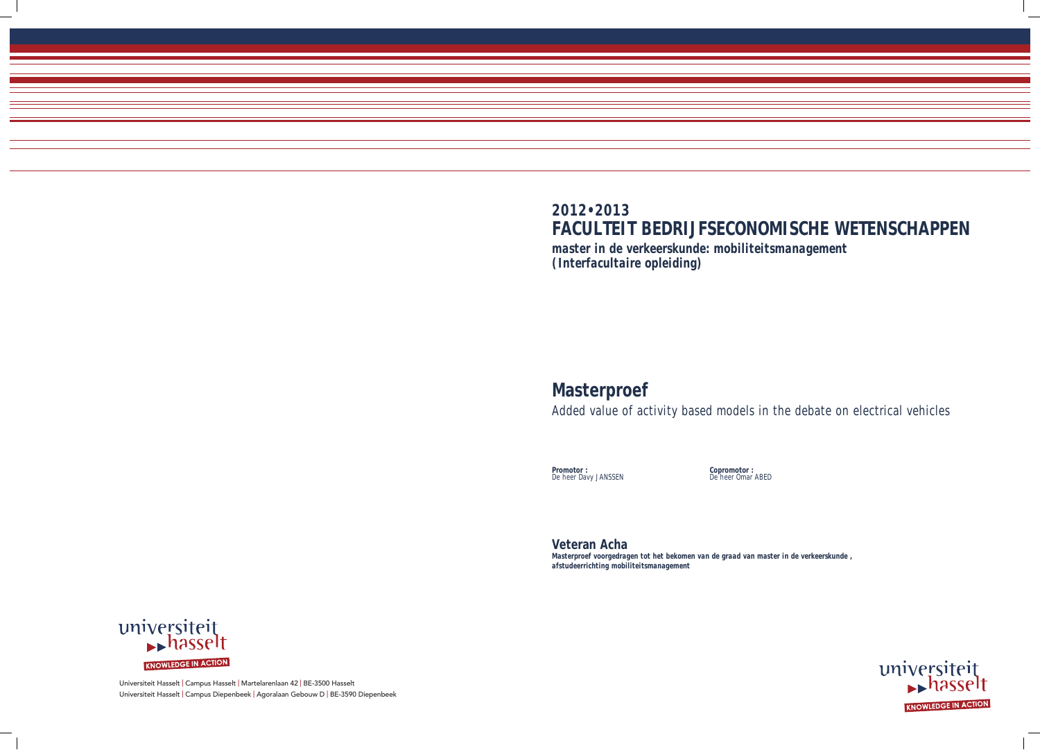**2012•2013**

# FACULTEIT BEDRIJFSECONOMISCHE WETENSCHAPPEN

***master in de verkeerskunde: mobiliteitsmanagement***
***(Interfacultaire opleiding)***

## Masterproef

Added value of activity based models in the debate on electrical vehicles

**Promotor :**
De heer Davy JANSSEN

**Copromotor :**
De heer Omar ABED

**Veteran Acha**

***Masterproef voorgedragen tot het bekomen van de graad van master in de verkeerskunde , afstudeerrichting mobiliteitsmanagement***

Universiteit Hasselt | Campus Hasselt | Martelarenlaan 42 | BE-3500 Hasselt
Universiteit Hasselt | Campus Diepenbeek | Agoralaan Gebouw D | BE-3590 Diepenbeek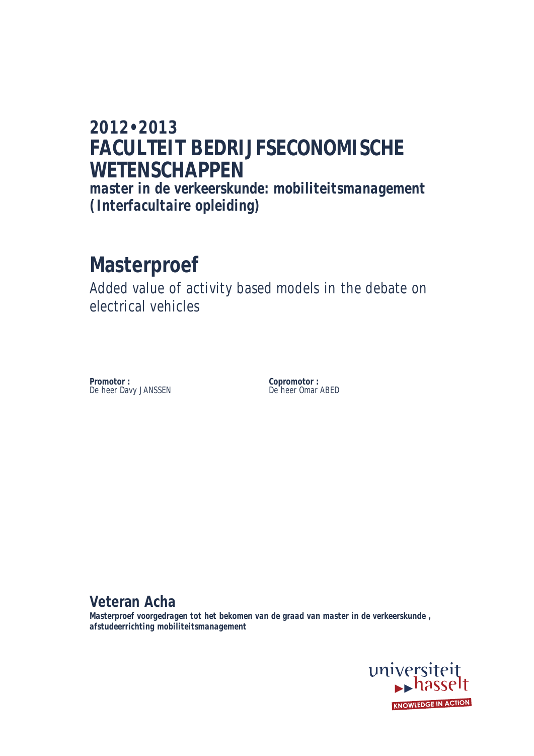# 2012•2013
# FACULTEIT BEDRIJFSECONOMISCHE WETENSCHAPPEN

***master in de verkeerskunde: mobiliteitsmanagement (Interfacultaire opleiding)***

## Masterproef

Added value of activity based models in the debate on electrical vehicles

**Promotor :**
De heer Davy JANSSEN

**Copromotor :**
De heer Omar ABED

**Veteran Acha**

**Masterproef voorgedragen tot het bekomen van de graad van master in de verkeerskunde , afstudeerrichting mobiliteitsmanagement**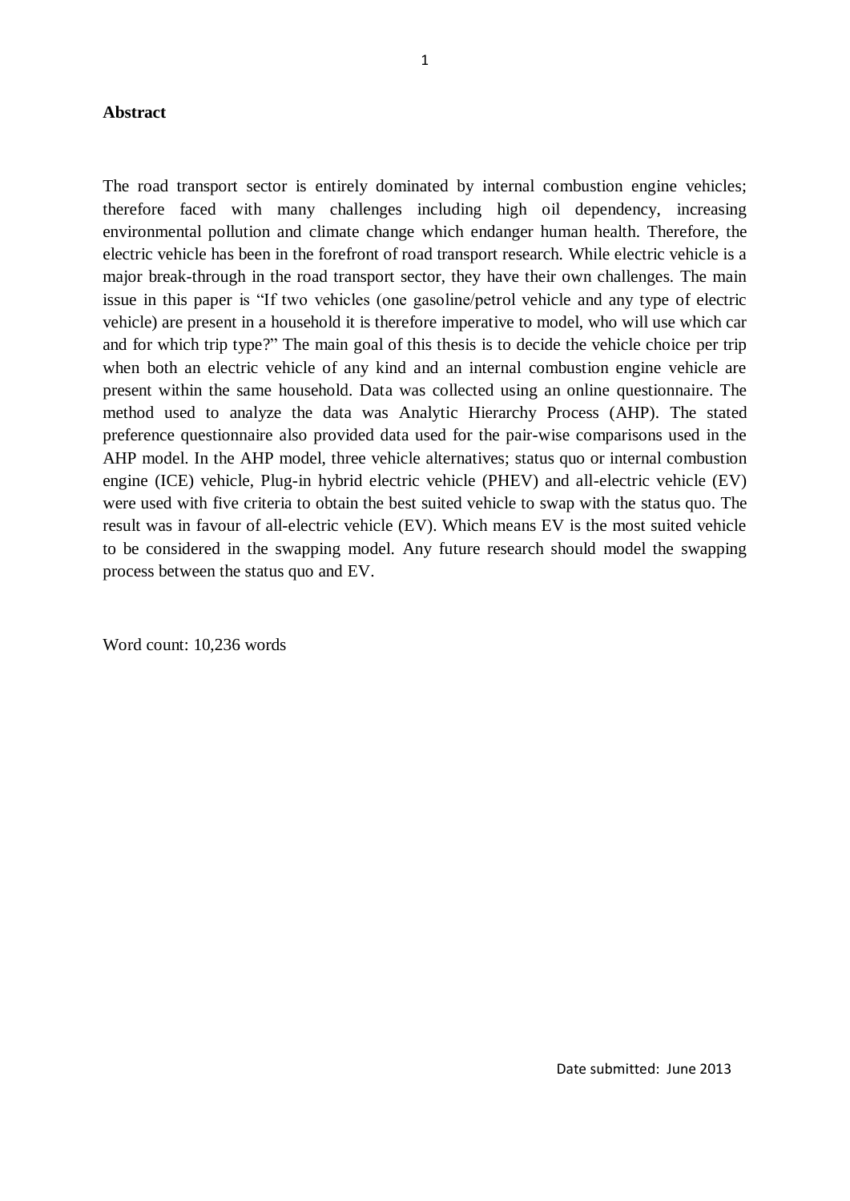**Abstract**

The road transport sector is entirely dominated by internal combustion engine vehicles; therefore faced with many challenges including high oil dependency, increasing environmental pollution and climate change which endanger human health. Therefore, the electric vehicle has been in the forefront of road transport research. While electric vehicle is a major break-through in the road transport sector, they have their own challenges. The main issue in this paper is "If two vehicles (one gasoline/petrol vehicle and any type of electric vehicle) are present in a household it is therefore imperative to model, who will use which car and for which trip type?" The main goal of this thesis is to decide the vehicle choice per trip when both an electric vehicle of any kind and an internal combustion engine vehicle are present within the same household. Data was collected using an online questionnaire. The method used to analyze the data was Analytic Hierarchy Process (AHP). The stated preference questionnaire also provided data used for the pair-wise comparisons used in the AHP model. In the AHP model, three vehicle alternatives; status quo or internal combustion engine (ICE) vehicle, Plug-in hybrid electric vehicle (PHEV) and all-electric vehicle (EV) were used with five criteria to obtain the best suited vehicle to swap with the status quo. The result was in favour of all-electric vehicle (EV). Which means EV is the most suited vehicle to be considered in the swapping model. Any future research should model the swapping process between the status quo and EV.

Word count: 10,236 words

Date submitted: June 2013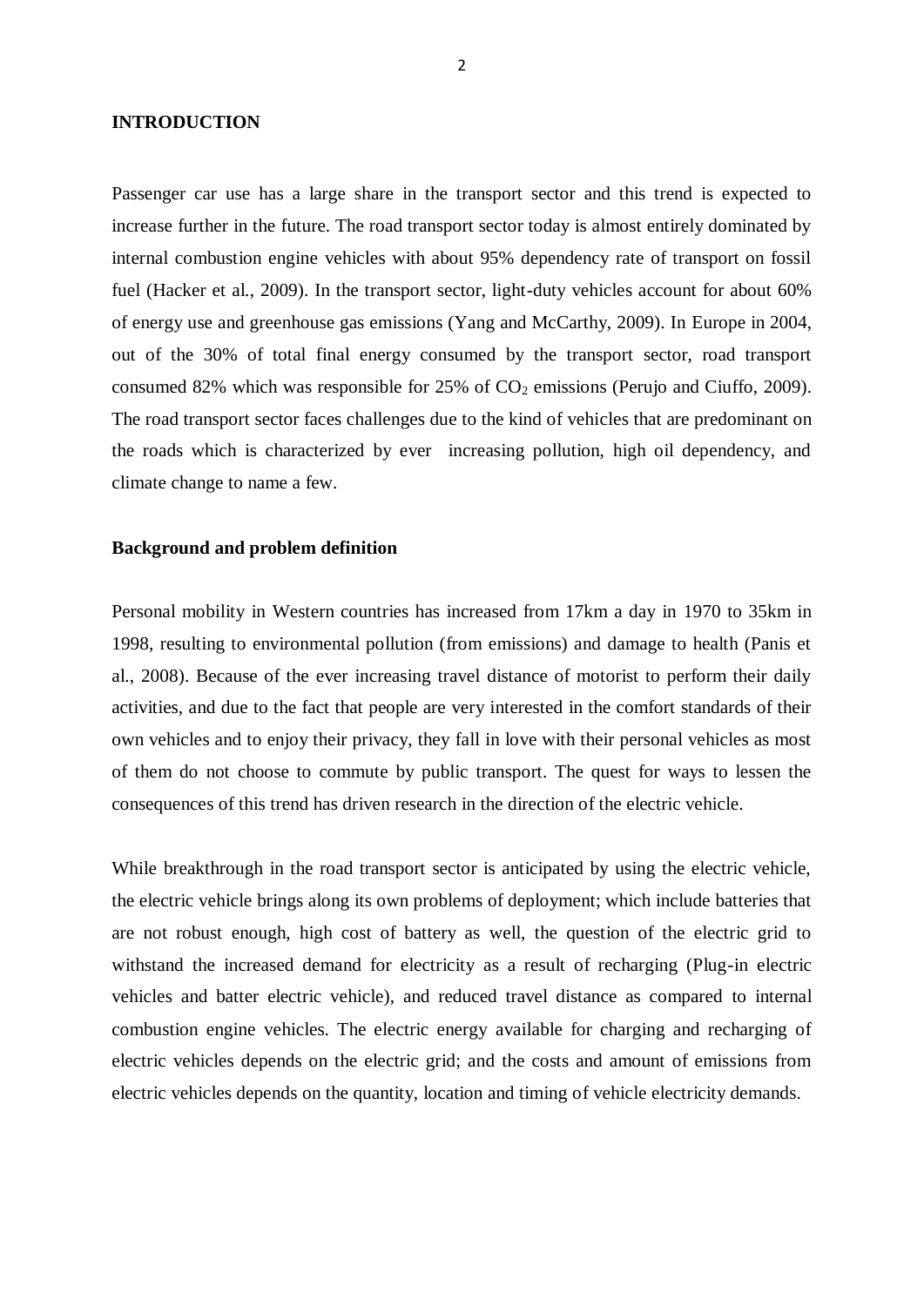## INTRODUCTION

Passenger car use has a large share in the transport sector and this trend is expected to increase further in the future. The road transport sector today is almost entirely dominated by internal combustion engine vehicles with about 95% dependency rate of transport on fossil fuel (Hacker et al., 2009). In the transport sector, light-duty vehicles account for about 60% of energy use and greenhouse gas emissions (Yang and McCarthy, 2009). In Europe in 2004, out of the 30% of total final energy consumed by the transport sector, road transport consumed 82% which was responsible for 25% of $CO_2$ emissions (Perujo and Ciuffo, 2009). The road transport sector faces challenges due to the kind of vehicles that are predominant on the roads which is characterized by ever increasing pollution, high oil dependency, and climate change to name a few.

### Background and problem definition

Personal mobility in Western countries has increased from 17km a day in 1970 to 35km in 1998, resulting to environmental pollution (from emissions) and damage to health (Panis et al., 2008). Because of the ever increasing travel distance of motorist to perform their daily activities, and due to the fact that people are very interested in the comfort standards of their own vehicles and to enjoy their privacy, they fall in love with their personal vehicles as most of them do not choose to commute by public transport. The quest for ways to lessen the consequences of this trend has driven research in the direction of the electric vehicle.

While breakthrough in the road transport sector is anticipated by using the electric vehicle, the electric vehicle brings along its own problems of deployment; which include batteries that are not robust enough, high cost of battery as well, the question of the electric grid to withstand the increased demand for electricity as a result of recharging (Plug-in electric vehicles and batter electric vehicle), and reduced travel distance as compared to internal combustion engine vehicles. The electric energy available for charging and recharging of electric vehicles depends on the electric grid; and the costs and amount of emissions from electric vehicles depends on the quantity, location and timing of vehicle electricity demands.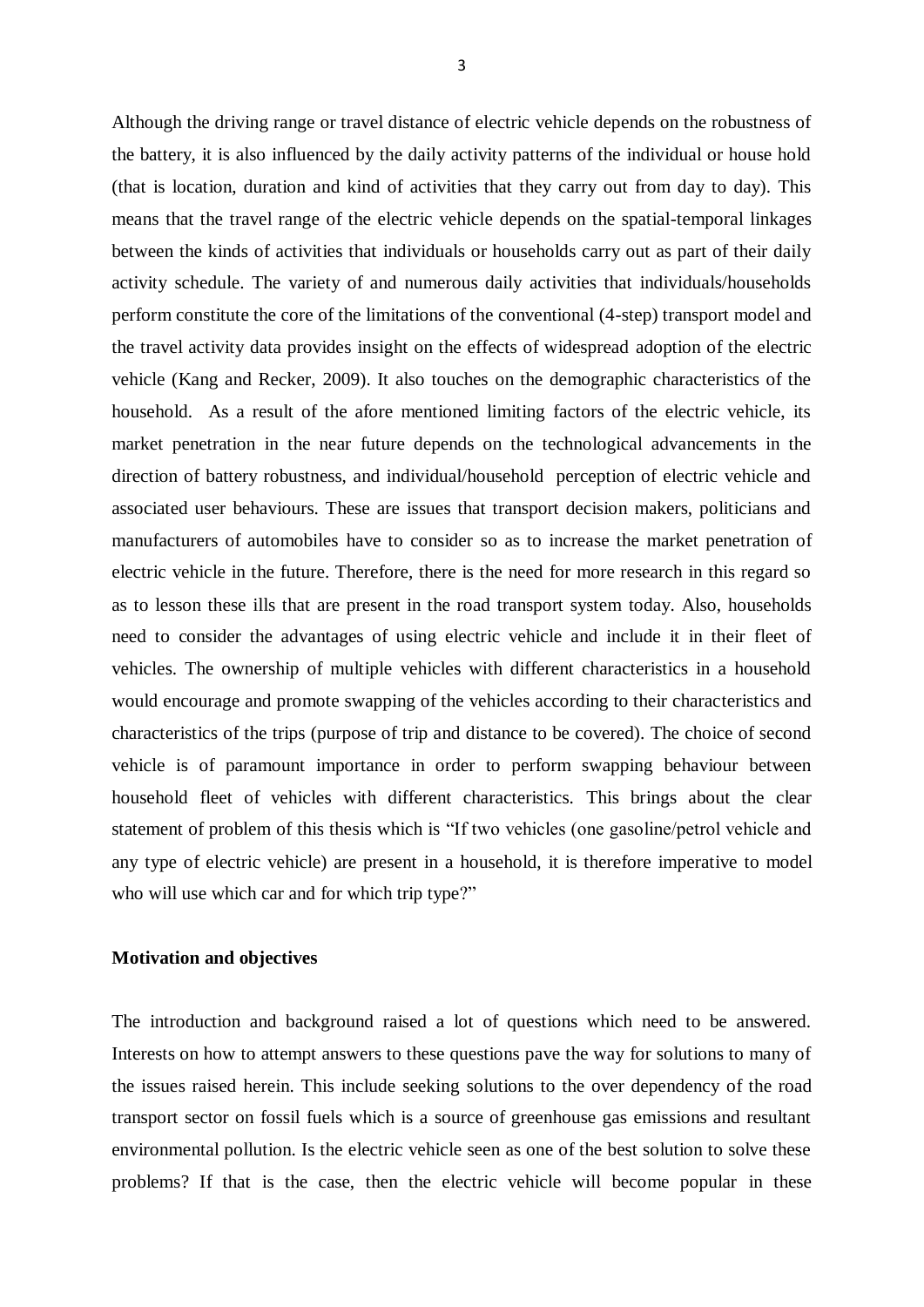Although the driving range or travel distance of electric vehicle depends on the robustness of the battery, it is also influenced by the daily activity patterns of the individual or house hold (that is location, duration and kind of activities that they carry out from day to day). This means that the travel range of the electric vehicle depends on the spatial-temporal linkages between the kinds of activities that individuals or households carry out as part of their daily activity schedule. The variety of and numerous daily activities that individuals/households perform constitute the core of the limitations of the conventional (4-step) transport model and the travel activity data provides insight on the effects of widespread adoption of the electric vehicle (Kang and Recker, 2009). It also touches on the demographic characteristics of the household. As a result of the afore mentioned limiting factors of the electric vehicle, its market penetration in the near future depends on the technological advancements in the direction of battery robustness, and individual/household perception of electric vehicle and associated user behaviours. These are issues that transport decision makers, politicians and manufacturers of automobiles have to consider so as to increase the market penetration of electric vehicle in the future. Therefore, there is the need for more research in this regard so as to lesson these ills that are present in the road transport system today. Also, households need to consider the advantages of using electric vehicle and include it in their fleet of vehicles. The ownership of multiple vehicles with different characteristics in a household would encourage and promote swapping of the vehicles according to their characteristics and characteristics of the trips (purpose of trip and distance to be covered). The choice of second vehicle is of paramount importance in order to perform swapping behaviour between household fleet of vehicles with different characteristics. This brings about the clear statement of problem of this thesis which is "If two vehicles (one gasoline/petrol vehicle and any type of electric vehicle) are present in a household, it is therefore imperative to model who will use which car and for which trip type?"

**Motivation and objectives**

The introduction and background raised a lot of questions which need to be answered. Interests on how to attempt answers to these questions pave the way for solutions to many of the issues raised herein. This include seeking solutions to the over dependency of the road transport sector on fossil fuels which is a source of greenhouse gas emissions and resultant environmental pollution. Is the electric vehicle seen as one of the best solution to solve these problems? If that is the case, then the electric vehicle will become popular in these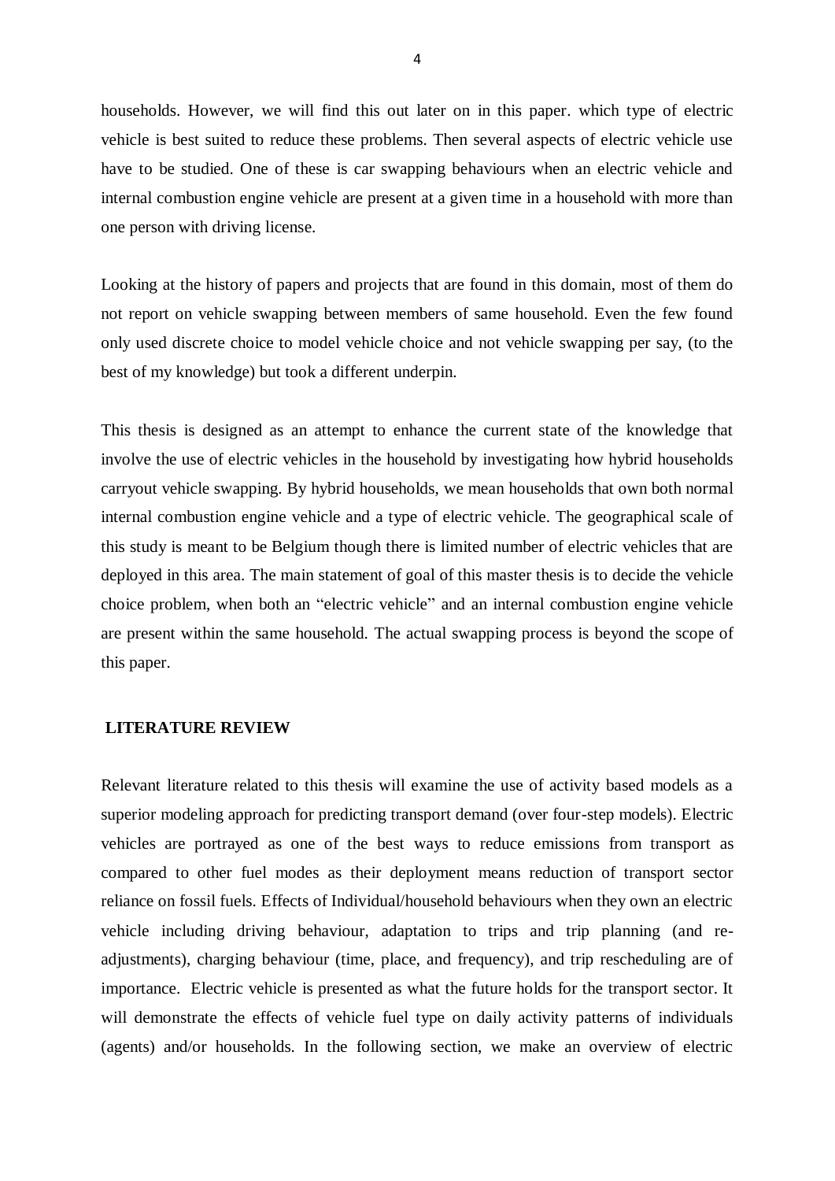households. However, we will find this out later on in this paper. which type of electric vehicle is best suited to reduce these problems. Then several aspects of electric vehicle use have to be studied. One of these is car swapping behaviours when an electric vehicle and internal combustion engine vehicle are present at a given time in a household with more than one person with driving license.

Looking at the history of papers and projects that are found in this domain, most of them do not report on vehicle swapping between members of same household. Even the few found only used discrete choice to model vehicle choice and not vehicle swapping per say, (to the best of my knowledge) but took a different underpin.

This thesis is designed as an attempt to enhance the current state of the knowledge that involve the use of electric vehicles in the household by investigating how hybrid households carryout vehicle swapping. By hybrid households, we mean households that own both normal internal combustion engine vehicle and a type of electric vehicle. The geographical scale of this study is meant to be Belgium though there is limited number of electric vehicles that are deployed in this area. The main statement of goal of this master thesis is to decide the vehicle choice problem, when both an "electric vehicle" and an internal combustion engine vehicle are present within the same household. The actual swapping process is beyond the scope of this paper.

## LITERATURE REVIEW

Relevant literature related to this thesis will examine the use of activity based models as a superior modeling approach for predicting transport demand (over four-step models). Electric vehicles are portrayed as one of the best ways to reduce emissions from transport as compared to other fuel modes as their deployment means reduction of transport sector reliance on fossil fuels. Effects of Individual/household behaviours when they own an electric vehicle including driving behaviour, adaptation to trips and trip planning (and re-adjustments), charging behaviour (time, place, and frequency), and trip rescheduling are of importance. Electric vehicle is presented as what the future holds for the transport sector. It will demonstrate the effects of vehicle fuel type on daily activity patterns of individuals (agents) and/or households. In the following section, we make an overview of electric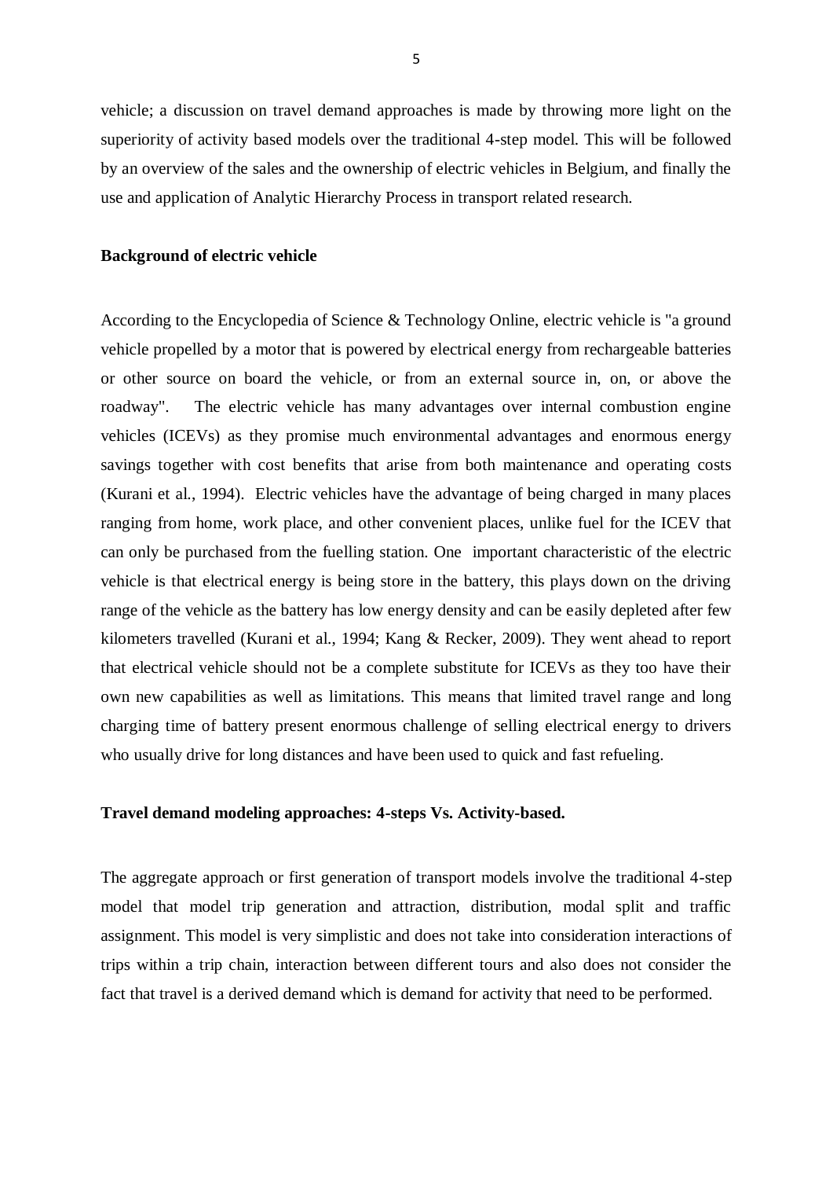vehicle; a discussion on travel demand approaches is made by throwing more light on the superiority of activity based models over the traditional 4-step model. This will be followed by an overview of the sales and the ownership of electric vehicles in Belgium, and finally the use and application of Analytic Hierarchy Process in transport related research.

**Background of electric vehicle**

According to the Encyclopedia of Science & Technology Online, electric vehicle is "a ground vehicle propelled by a motor that is powered by electrical energy from rechargeable batteries or other source on board the vehicle, or from an external source in, on, or above the roadway". The electric vehicle has many advantages over internal combustion engine vehicles (ICEVs) as they promise much environmental advantages and enormous energy savings together with cost benefits that arise from both maintenance and operating costs (Kurani et al., 1994). Electric vehicles have the advantage of being charged in many places ranging from home, work place, and other convenient places, unlike fuel for the ICEV that can only be purchased from the fuelling station. One important characteristic of the electric vehicle is that electrical energy is being store in the battery, this plays down on the driving range of the vehicle as the battery has low energy density and can be easily depleted after few kilometers travelled (Kurani et al., 1994; Kang & Recker, 2009). They went ahead to report that electrical vehicle should not be a complete substitute for ICEVs as they too have their own new capabilities as well as limitations. This means that limited travel range and long charging time of battery present enormous challenge of selling electrical energy to drivers who usually drive for long distances and have been used to quick and fast refueling.

**Travel demand modeling approaches: 4-steps Vs. Activity-based.**

The aggregate approach or first generation of transport models involve the traditional 4-step model that model trip generation and attraction, distribution, modal split and traffic assignment. This model is very simplistic and does not take into consideration interactions of trips within a trip chain, interaction between different tours and also does not consider the fact that travel is a derived demand which is demand for activity that need to be performed.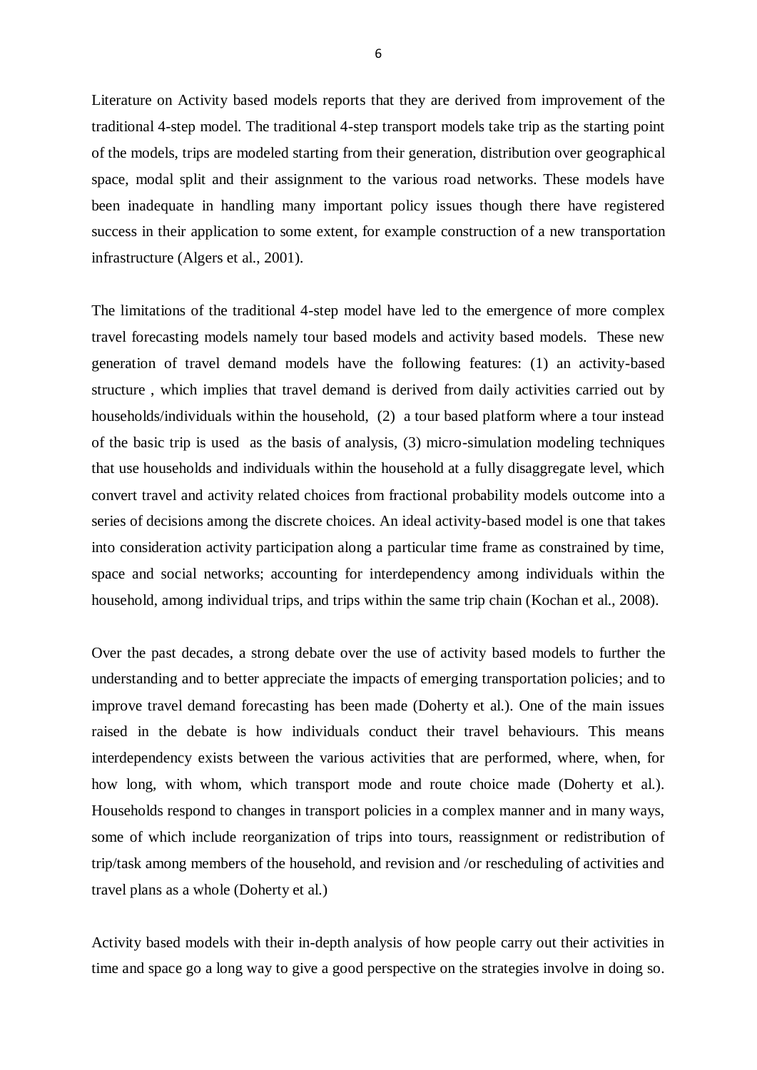Literature on Activity based models reports that they are derived from improvement of the traditional 4-step model. The traditional 4-step transport models take trip as the starting point of the models, trips are modeled starting from their generation, distribution over geographical space, modal split and their assignment to the various road networks. These models have been inadequate in handling many important policy issues though there have registered success in their application to some extent, for example construction of a new transportation infrastructure (Algers et al., 2001).

The limitations of the traditional 4-step model have led to the emergence of more complex travel forecasting models namely tour based models and activity based models. These new generation of travel demand models have the following features: (1) an activity-based structure , which implies that travel demand is derived from daily activities carried out by households/individuals within the household, (2) a tour based platform where a tour instead of the basic trip is used as the basis of analysis, (3) micro-simulation modeling techniques that use households and individuals within the household at a fully disaggregate level, which convert travel and activity related choices from fractional probability models outcome into a series of decisions among the discrete choices. An ideal activity-based model is one that takes into consideration activity participation along a particular time frame as constrained by time, space and social networks; accounting for interdependency among individuals within the household, among individual trips, and trips within the same trip chain (Kochan et al., 2008).

Over the past decades, a strong debate over the use of activity based models to further the understanding and to better appreciate the impacts of emerging transportation policies; and to improve travel demand forecasting has been made (Doherty et al.). One of the main issues raised in the debate is how individuals conduct their travel behaviours. This means interdependency exists between the various activities that are performed, where, when, for how long, with whom, which transport mode and route choice made (Doherty et al.). Households respond to changes in transport policies in a complex manner and in many ways, some of which include reorganization of trips into tours, reassignment or redistribution of trip/task among members of the household, and revision and /or rescheduling of activities and travel plans as a whole (Doherty et al.)

Activity based models with their in-depth analysis of how people carry out their activities in time and space go a long way to give a good perspective on the strategies involve in doing so.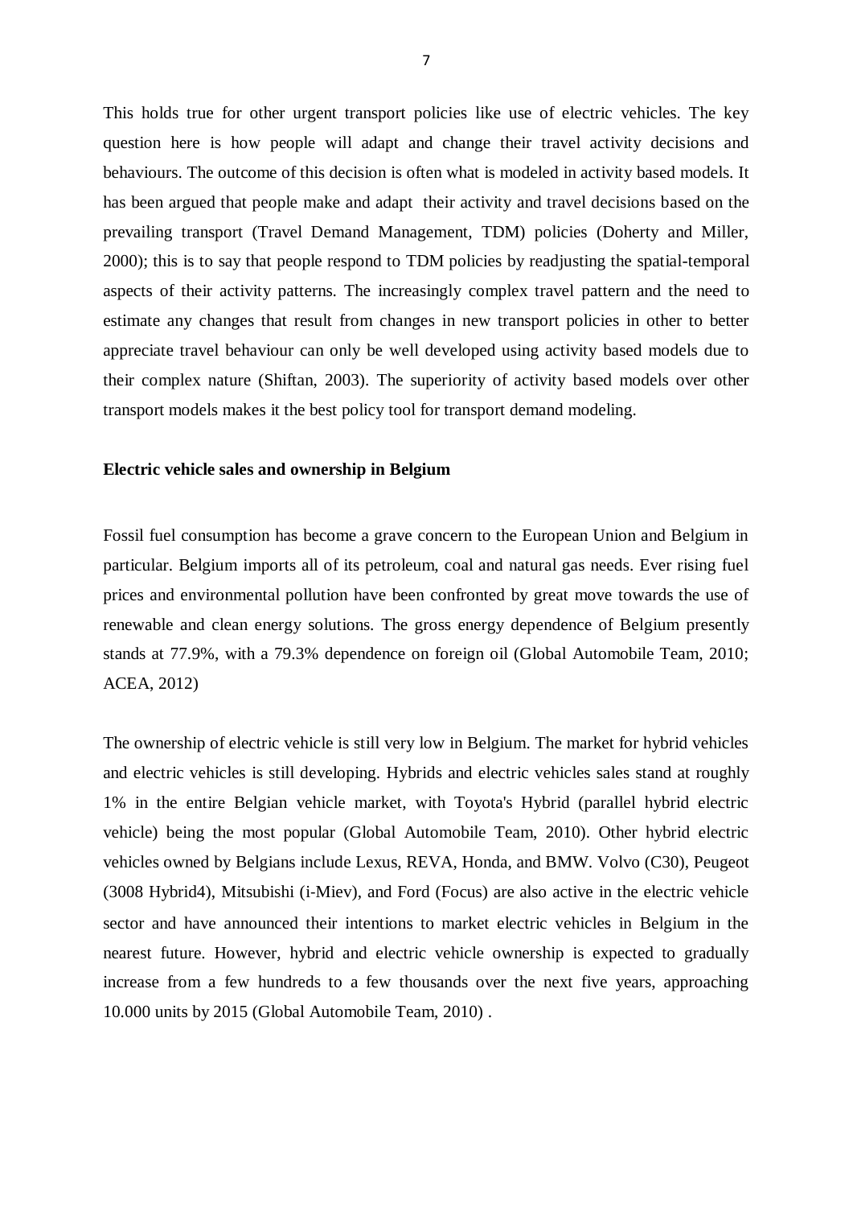This holds true for other urgent transport policies like use of electric vehicles. The key question here is how people will adapt and change their travel activity decisions and behaviours. The outcome of this decision is often what is modeled in activity based models. It has been argued that people make and adapt their activity and travel decisions based on the prevailing transport (Travel Demand Management, TDM) policies (Doherty and Miller, 2000); this is to say that people respond to TDM policies by readjusting the spatial-temporal aspects of their activity patterns. The increasingly complex travel pattern and the need to estimate any changes that result from changes in new transport policies in other to better appreciate travel behaviour can only be well developed using activity based models due to their complex nature (Shiftan, 2003). The superiority of activity based models over other transport models makes it the best policy tool for transport demand modeling.

**Electric vehicle sales and ownership in Belgium**

Fossil fuel consumption has become a grave concern to the European Union and Belgium in particular. Belgium imports all of its petroleum, coal and natural gas needs. Ever rising fuel prices and environmental pollution have been confronted by great move towards the use of renewable and clean energy solutions. The gross energy dependence of Belgium presently stands at 77.9%, with a 79.3% dependence on foreign oil (Global Automobile Team, 2010; ACEA, 2012)

The ownership of electric vehicle is still very low in Belgium. The market for hybrid vehicles and electric vehicles is still developing. Hybrids and electric vehicles sales stand at roughly 1% in the entire Belgian vehicle market, with Toyota's Hybrid (parallel hybrid electric vehicle) being the most popular (Global Automobile Team, 2010). Other hybrid electric vehicles owned by Belgians include Lexus, REVA, Honda, and BMW. Volvo (C30), Peugeot (3008 Hybrid4), Mitsubishi (i-Miev), and Ford (Focus) are also active in the electric vehicle sector and have announced their intentions to market electric vehicles in Belgium in the nearest future. However, hybrid and electric vehicle ownership is expected to gradually increase from a few hundreds to a few thousands over the next five years, approaching 10.000 units by 2015 (Global Automobile Team, 2010) .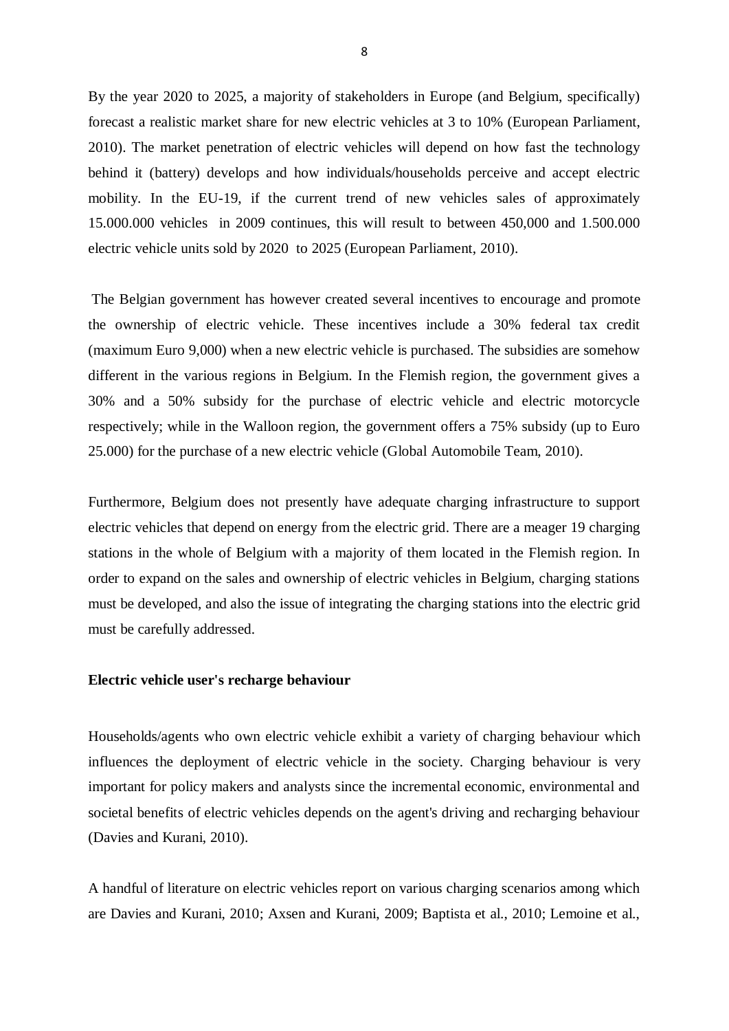By the year 2020 to 2025, a majority of stakeholders in Europe (and Belgium, specifically) forecast a realistic market share for new electric vehicles at 3 to 10% (European Parliament, 2010). The market penetration of electric vehicles will depend on how fast the technology behind it (battery) develops and how individuals/households perceive and accept electric mobility. In the EU-19, if the current trend of new vehicles sales of approximately 15.000.000 vehicles in 2009 continues, this will result to between 450,000 and 1.500.000 electric vehicle units sold by 2020 to 2025 (European Parliament, 2010).

The Belgian government has however created several incentives to encourage and promote the ownership of electric vehicle. These incentives include a 30% federal tax credit (maximum Euro 9,000) when a new electric vehicle is purchased. The subsidies are somehow different in the various regions in Belgium. In the Flemish region, the government gives a 30% and a 50% subsidy for the purchase of electric vehicle and electric motorcycle respectively; while in the Walloon region, the government offers a 75% subsidy (up to Euro 25.000) for the purchase of a new electric vehicle (Global Automobile Team, 2010).

Furthermore, Belgium does not presently have adequate charging infrastructure to support electric vehicles that depend on energy from the electric grid. There are a meager 19 charging stations in the whole of Belgium with a majority of them located in the Flemish region. In order to expand on the sales and ownership of electric vehicles in Belgium, charging stations must be developed, and also the issue of integrating the charging stations into the electric grid must be carefully addressed.

**Electric vehicle user's recharge behaviour**

Households/agents who own electric vehicle exhibit a variety of charging behaviour which influences the deployment of electric vehicle in the society. Charging behaviour is very important for policy makers and analysts since the incremental economic, environmental and societal benefits of electric vehicles depends on the agent's driving and recharging behaviour (Davies and Kurani, 2010).

A handful of literature on electric vehicles report on various charging scenarios among which are Davies and Kurani, 2010; Axsen and Kurani, 2009; Baptista et al., 2010; Lemoine et al.,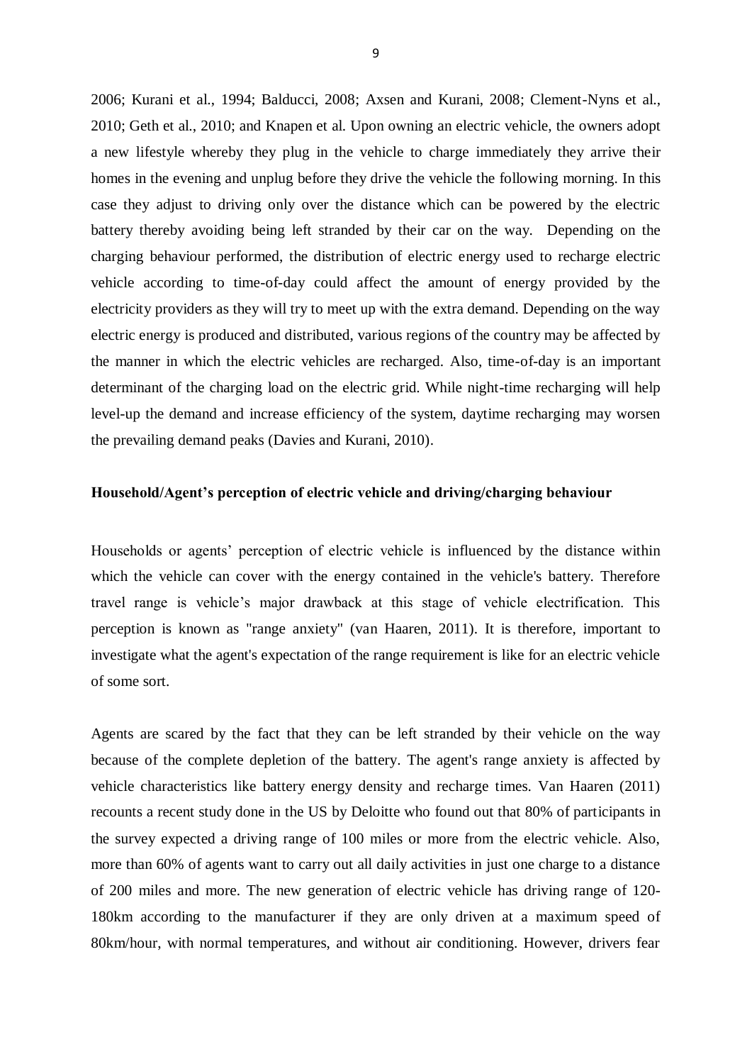2006; Kurani et al., 1994; Balducci, 2008; Axsen and Kurani, 2008; Clement-Nyns et al., 2010; Geth et al., 2010; and Knapen et al. Upon owning an electric vehicle, the owners adopt a new lifestyle whereby they plug in the vehicle to charge immediately they arrive their homes in the evening and unplug before they drive the vehicle the following morning. In this case they adjust to driving only over the distance which can be powered by the electric battery thereby avoiding being left stranded by their car on the way. Depending on the charging behaviour performed, the distribution of electric energy used to recharge electric vehicle according to time-of-day could affect the amount of energy provided by the electricity providers as they will try to meet up with the extra demand. Depending on the way electric energy is produced and distributed, various regions of the country may be affected by the manner in which the electric vehicles are recharged. Also, time-of-day is an important determinant of the charging load on the electric grid. While night-time recharging will help level-up the demand and increase efficiency of the system, daytime recharging may worsen the prevailing demand peaks (Davies and Kurani, 2010).

**Household/Agent's perception of electric vehicle and driving/charging behaviour**

Households or agents' perception of electric vehicle is influenced by the distance within which the vehicle can cover with the energy contained in the vehicle's battery. Therefore travel range is vehicle's major drawback at this stage of vehicle electrification. This perception is known as "range anxiety" (van Haaren, 2011). It is therefore, important to investigate what the agent's expectation of the range requirement is like for an electric vehicle of some sort.

Agents are scared by the fact that they can be left stranded by their vehicle on the way because of the complete depletion of the battery. The agent's range anxiety is affected by vehicle characteristics like battery energy density and recharge times. Van Haaren (2011) recounts a recent study done in the US by Deloitte who found out that 80% of participants in the survey expected a driving range of 100 miles or more from the electric vehicle. Also, more than 60% of agents want to carry out all daily activities in just one charge to a distance of 200 miles and more. The new generation of electric vehicle has driving range of 120-180km according to the manufacturer if they are only driven at a maximum speed of 80km/hour, with normal temperatures, and without air conditioning. However, drivers fear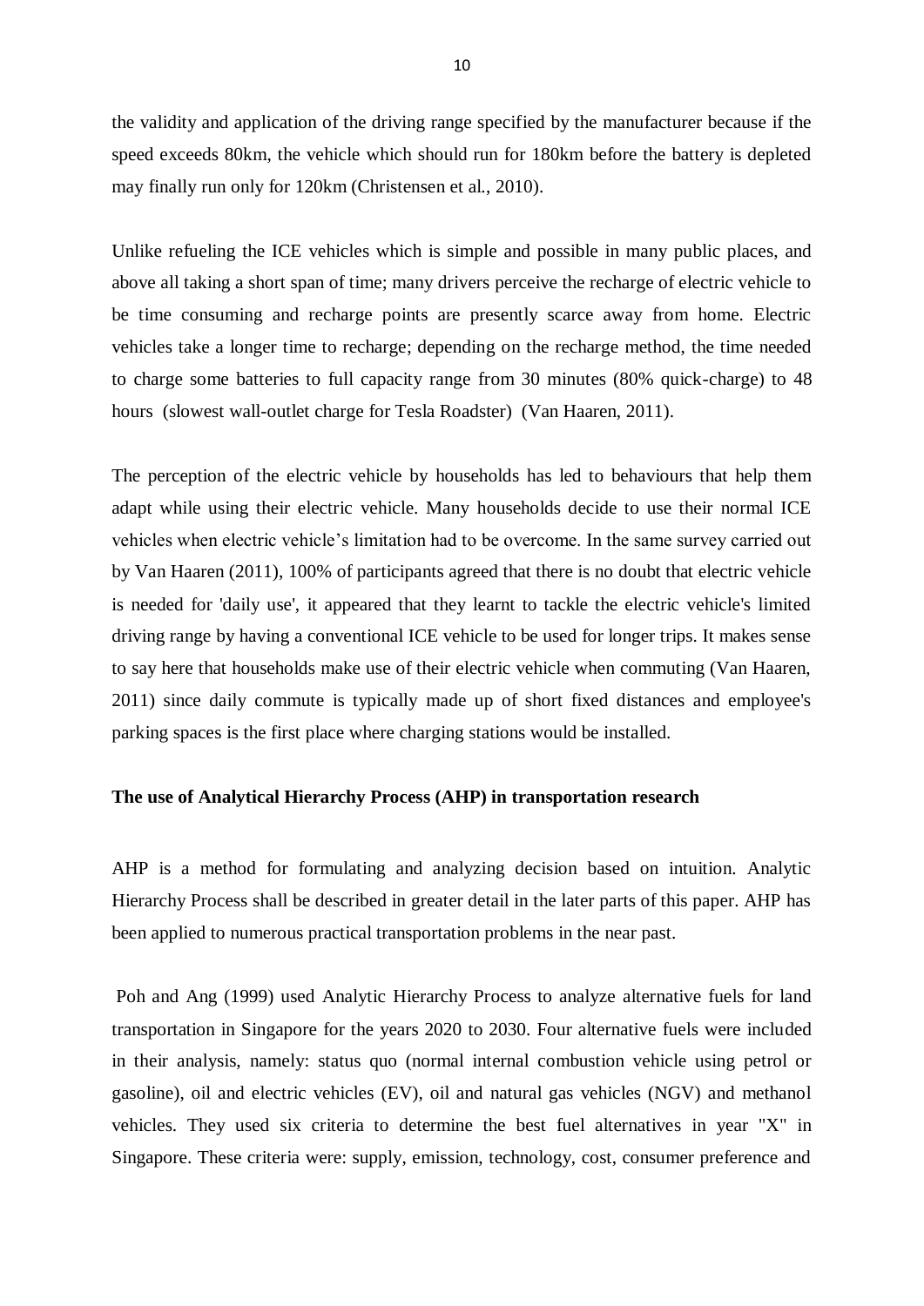the validity and application of the driving range specified by the manufacturer because if the speed exceeds 80km, the vehicle which should run for 180km before the battery is depleted may finally run only for 120km (Christensen et al., 2010).

Unlike refueling the ICE vehicles which is simple and possible in many public places, and above all taking a short span of time; many drivers perceive the recharge of electric vehicle to be time consuming and recharge points are presently scarce away from home. Electric vehicles take a longer time to recharge; depending on the recharge method, the time needed to charge some batteries to full capacity range from 30 minutes (80% quick-charge) to 48 hours (slowest wall-outlet charge for Tesla Roadster) (Van Haaren, 2011).

The perception of the electric vehicle by households has led to behaviours that help them adapt while using their electric vehicle. Many households decide to use their normal ICE vehicles when electric vehicle's limitation had to be overcome. In the same survey carried out by Van Haaren (2011), 100% of participants agreed that there is no doubt that electric vehicle is needed for 'daily use', it appeared that they learnt to tackle the electric vehicle's limited driving range by having a conventional ICE vehicle to be used for longer trips. It makes sense to say here that households make use of their electric vehicle when commuting (Van Haaren, 2011) since daily commute is typically made up of short fixed distances and employee's parking spaces is the first place where charging stations would be installed.

**The use of Analytical Hierarchy Process (AHP) in transportation research**

AHP is a method for formulating and analyzing decision based on intuition. Analytic Hierarchy Process shall be described in greater detail in the later parts of this paper. AHP has been applied to numerous practical transportation problems in the near past.

Poh and Ang (1999) used Analytic Hierarchy Process to analyze alternative fuels for land transportation in Singapore for the years 2020 to 2030. Four alternative fuels were included in their analysis, namely: status quo (normal internal combustion vehicle using petrol or gasoline), oil and electric vehicles (EV), oil and natural gas vehicles (NGV) and methanol vehicles. They used six criteria to determine the best fuel alternatives in year "X" in Singapore. These criteria were: supply, emission, technology, cost, consumer preference and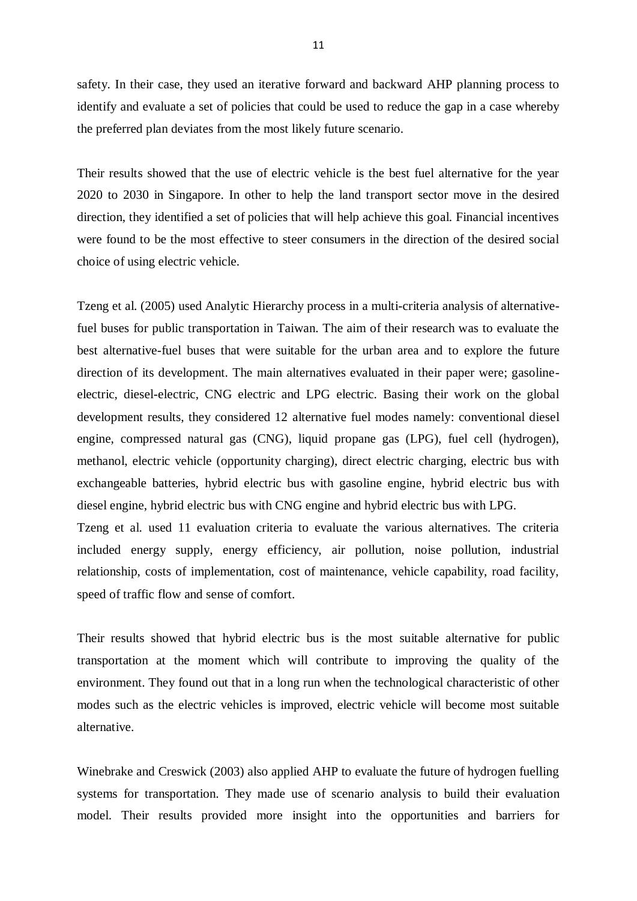safety. In their case, they used an iterative forward and backward AHP planning process to identify and evaluate a set of policies that could be used to reduce the gap in a case whereby the preferred plan deviates from the most likely future scenario.

Their results showed that the use of electric vehicle is the best fuel alternative for the year 2020 to 2030 in Singapore. In other to help the land transport sector move in the desired direction, they identified a set of policies that will help achieve this goal. Financial incentives were found to be the most effective to steer consumers in the direction of the desired social choice of using electric vehicle.

Tzeng et al. (2005) used Analytic Hierarchy process in a multi-criteria analysis of alternative-fuel buses for public transportation in Taiwan. The aim of their research was to evaluate the best alternative-fuel buses that were suitable for the urban area and to explore the future direction of its development. The main alternatives evaluated in their paper were; gasoline-electric, diesel-electric, CNG electric and LPG electric. Basing their work on the global development results, they considered 12 alternative fuel modes namely: conventional diesel engine, compressed natural gas (CNG), liquid propane gas (LPG), fuel cell (hydrogen), methanol, electric vehicle (opportunity charging), direct electric charging, electric bus with exchangeable batteries, hybrid electric bus with gasoline engine, hybrid electric bus with diesel engine, hybrid electric bus with CNG engine and hybrid electric bus with LPG.
Tzeng et al. used 11 evaluation criteria to evaluate the various alternatives. The criteria included energy supply, energy efficiency, air pollution, noise pollution, industrial relationship, costs of implementation, cost of maintenance, vehicle capability, road facility, speed of traffic flow and sense of comfort.

Their results showed that hybrid electric bus is the most suitable alternative for public transportation at the moment which will contribute to improving the quality of the environment. They found out that in a long run when the technological characteristic of other modes such as the electric vehicles is improved, electric vehicle will become most suitable alternative.

Winebrake and Creswick (2003) also applied AHP to evaluate the future of hydrogen fuelling systems for transportation. They made use of scenario analysis to build their evaluation model. Their results provided more insight into the opportunities and barriers for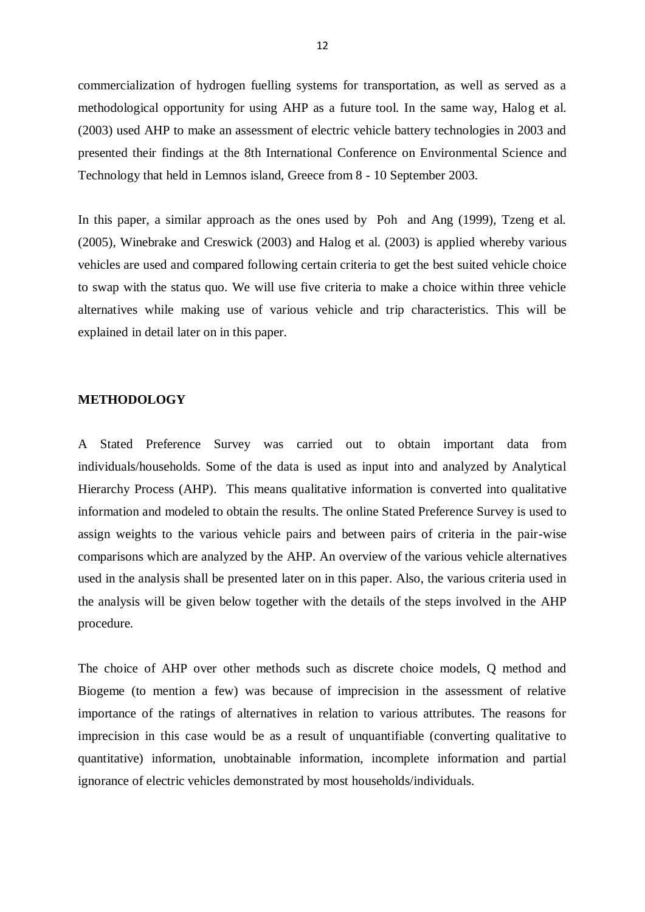commercialization of hydrogen fuelling systems for transportation, as well as served as a methodological opportunity for using AHP as a future tool. In the same way, Halog et al. (2003) used AHP to make an assessment of electric vehicle battery technologies in 2003 and presented their findings at the 8th International Conference on Environmental Science and Technology that held in Lemnos island, Greece from 8 - 10 September 2003.

In this paper, a similar approach as the ones used by Poh and Ang (1999), Tzeng et al. (2005), Winebrake and Creswick (2003) and Halog et al. (2003) is applied whereby various vehicles are used and compared following certain criteria to get the best suited vehicle choice to swap with the status quo. We will use five criteria to make a choice within three vehicle alternatives while making use of various vehicle and trip characteristics. This will be explained in detail later on in this paper.

## METHODOLOGY

A Stated Preference Survey was carried out to obtain important data from individuals/households. Some of the data is used as input into and analyzed by Analytical Hierarchy Process (AHP). This means qualitative information is converted into qualitative information and modeled to obtain the results. The online Stated Preference Survey is used to assign weights to the various vehicle pairs and between pairs of criteria in the pair-wise comparisons which are analyzed by the AHP. An overview of the various vehicle alternatives used in the analysis shall be presented later on in this paper. Also, the various criteria used in the analysis will be given below together with the details of the steps involved in the AHP procedure.

The choice of AHP over other methods such as discrete choice models, Q method and Biogeme (to mention a few) was because of imprecision in the assessment of relative importance of the ratings of alternatives in relation to various attributes. The reasons for imprecision in this case would be as a result of unquantifiable (converting qualitative to quantitative) information, unobtainable information, incomplete information and partial ignorance of electric vehicles demonstrated by most households/individuals.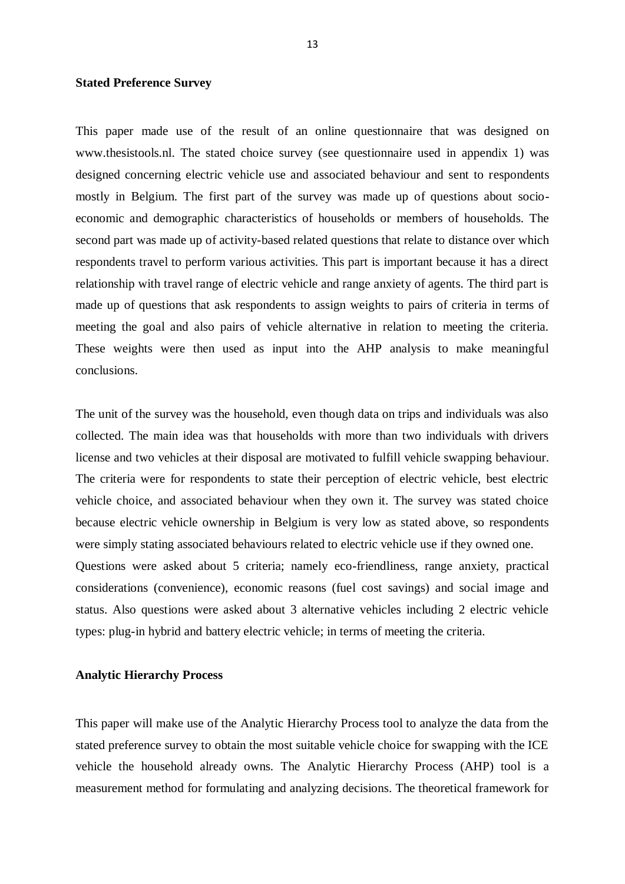**Stated Preference Survey**

This paper made use of the result of an online questionnaire that was designed on www.thesistools.nl. The stated choice survey (see questionnaire used in appendix 1) was designed concerning electric vehicle use and associated behaviour and sent to respondents mostly in Belgium. The first part of the survey was made up of questions about socio-economic and demographic characteristics of households or members of households. The second part was made up of activity-based related questions that relate to distance over which respondents travel to perform various activities. This part is important because it has a direct relationship with travel range of electric vehicle and range anxiety of agents. The third part is made up of questions that ask respondents to assign weights to pairs of criteria in terms of meeting the goal and also pairs of vehicle alternative in relation to meeting the criteria. These weights were then used as input into the AHP analysis to make meaningful conclusions.

The unit of the survey was the household, even though data on trips and individuals was also collected. The main idea was that households with more than two individuals with drivers license and two vehicles at their disposal are motivated to fulfill vehicle swapping behaviour. The criteria were for respondents to state their perception of electric vehicle, best electric vehicle choice, and associated behaviour when they own it. The survey was stated choice because electric vehicle ownership in Belgium is very low as stated above, so respondents were simply stating associated behaviours related to electric vehicle use if they owned one.
Questions were asked about 5 criteria; namely eco-friendliness, range anxiety, practical considerations (convenience), economic reasons (fuel cost savings) and social image and status. Also questions were asked about 3 alternative vehicles including 2 electric vehicle types: plug-in hybrid and battery electric vehicle; in terms of meeting the criteria.

**Analytic Hierarchy Process**

This paper will make use of the Analytic Hierarchy Process tool to analyze the data from the stated preference survey to obtain the most suitable vehicle choice for swapping with the ICE vehicle the household already owns. The Analytic Hierarchy Process (AHP) tool is a measurement method for formulating and analyzing decisions. The theoretical framework for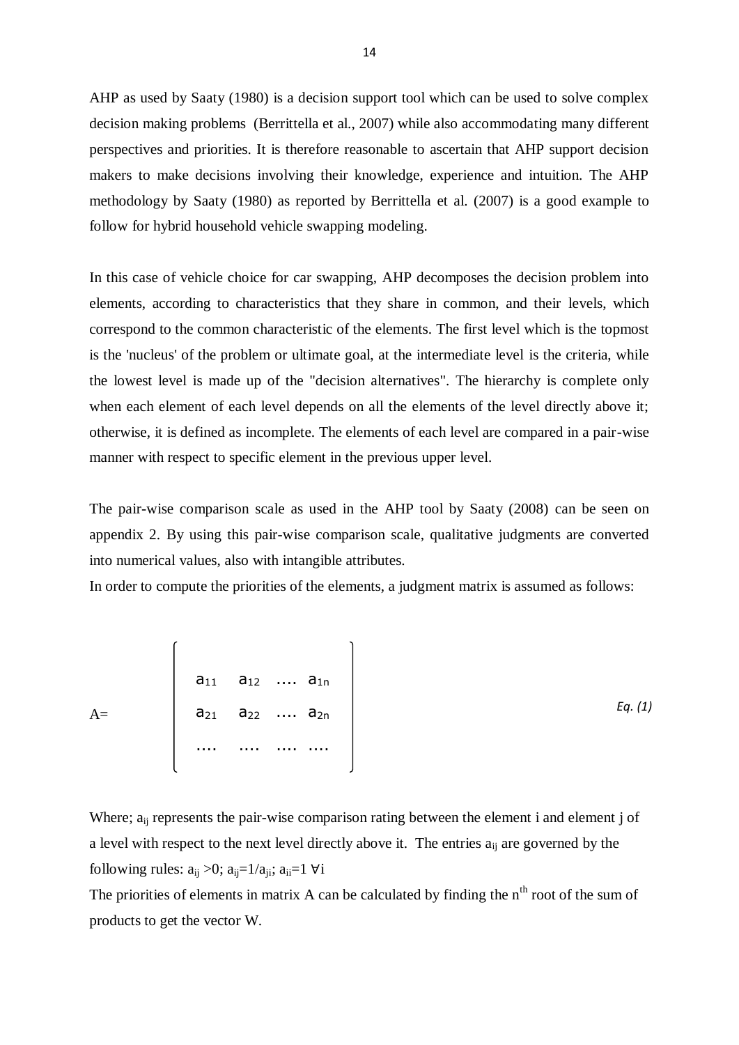AHP as used by Saaty (1980) is a decision support tool which can be used to solve complex decision making problems (Berrittella et al., 2007) while also accommodating many different perspectives and priorities. It is therefore reasonable to ascertain that AHP support decision makers to make decisions involving their knowledge, experience and intuition. The AHP methodology by Saaty (1980) as reported by Berrittella et al. (2007) is a good example to follow for hybrid household vehicle swapping modeling.

In this case of vehicle choice for car swapping, AHP decomposes the decision problem into elements, according to characteristics that they share in common, and their levels, which correspond to the common characteristic of the elements. The first level which is the topmost is the 'nucleus' of the problem or ultimate goal, at the intermediate level is the criteria, while the lowest level is made up of the "decision alternatives". The hierarchy is complete only when each element of each level depends on all the elements of the level directly above it; otherwise, it is defined as incomplete. The elements of each level are compared in a pair-wise manner with respect to specific element in the previous upper level.

The pair-wise comparison scale as used in the AHP tool by Saaty (2008) can be seen on appendix 2. By using this pair-wise comparison scale, qualitative judgments are converted into numerical values, also with intangible attributes.

In order to compute the priorities of the elements, a judgment matrix is assumed as follows:

$$A = \begin{bmatrix} a_{11} & a_{12} & \dots & a_{1n} \\ a_{21} & a_{22} & \dots & a_{2n} \\ \dots & \dots & \dots & \dots \end{bmatrix} \qquad \textit{Eq. (1)}$$

Where; $a_{ij}$ represents the pair-wise comparison rating between the element i and element j of a level with respect to the next level directly above it. The entries $a_{ij}$ are governed by the following rules: $a_{ij} > 0$; $a_{ij} = 1/a_{ji}$; $a_{ii} = 1 \; \forall i$

The priorities of elements in matrix A can be calculated by finding the $n^{th}$ root of the sum of products to get the vector W.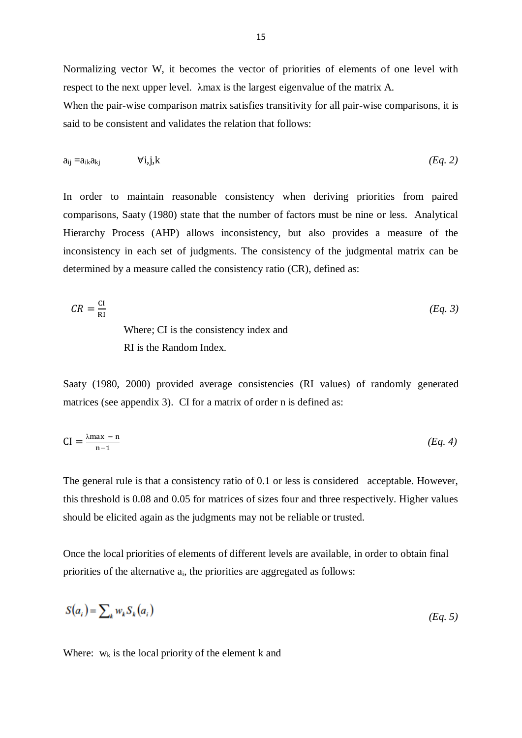Normalizing vector W, it becomes the vector of priorities of elements of one level with respect to the next upper level. $\lambda max$ is the largest eigenvalue of the matrix A.

When the pair-wise comparison matrix satisfies transitivity for all pair-wise comparisons, it is said to be consistent and validates the relation that follows:

$$a_{ij} = a_{ik} a_{kj} \qquad \forall i,j,k \tag{Eq. 2}$$

In order to maintain reasonable consistency when deriving priorities from paired comparisons, Saaty (1980) state that the number of factors must be nine or less. Analytical Hierarchy Process (AHP) allows inconsistency, but also provides a measure of the inconsistency in each set of judgments. The consistency of the judgmental matrix can be determined by a measure called the consistency ratio (CR), defined as:

$$CR = \frac{\text{CI}}{\text{RI}} \tag{Eq. 3}$$

Where; CI is the consistency index and
RI is the Random Index.

Saaty (1980, 2000) provided average consistencies (RI values) of randomly generated matrices (see appendix 3). CI for a matrix of order n is defined as:

$$\text{CI} = \frac{\lambda\text{max} - \text{n}}{\text{n} - 1} \tag{Eq. 4}$$

The general rule is that a consistency ratio of 0.1 or less is considered acceptable. However, this threshold is 0.08 and 0.05 for matrices of sizes four and three respectively. Higher values should be elicited again as the judgments may not be reliable or trusted.

Once the local priorities of elements of different levels are available, in order to obtain final priorities of the alternative $a_i$, the priorities are aggregated as follows:

$$S(a_i) = \sum_k w_k S_k(a_i) \tag{Eq. 5}$$

Where: $w_k$ is the local priority of the element k and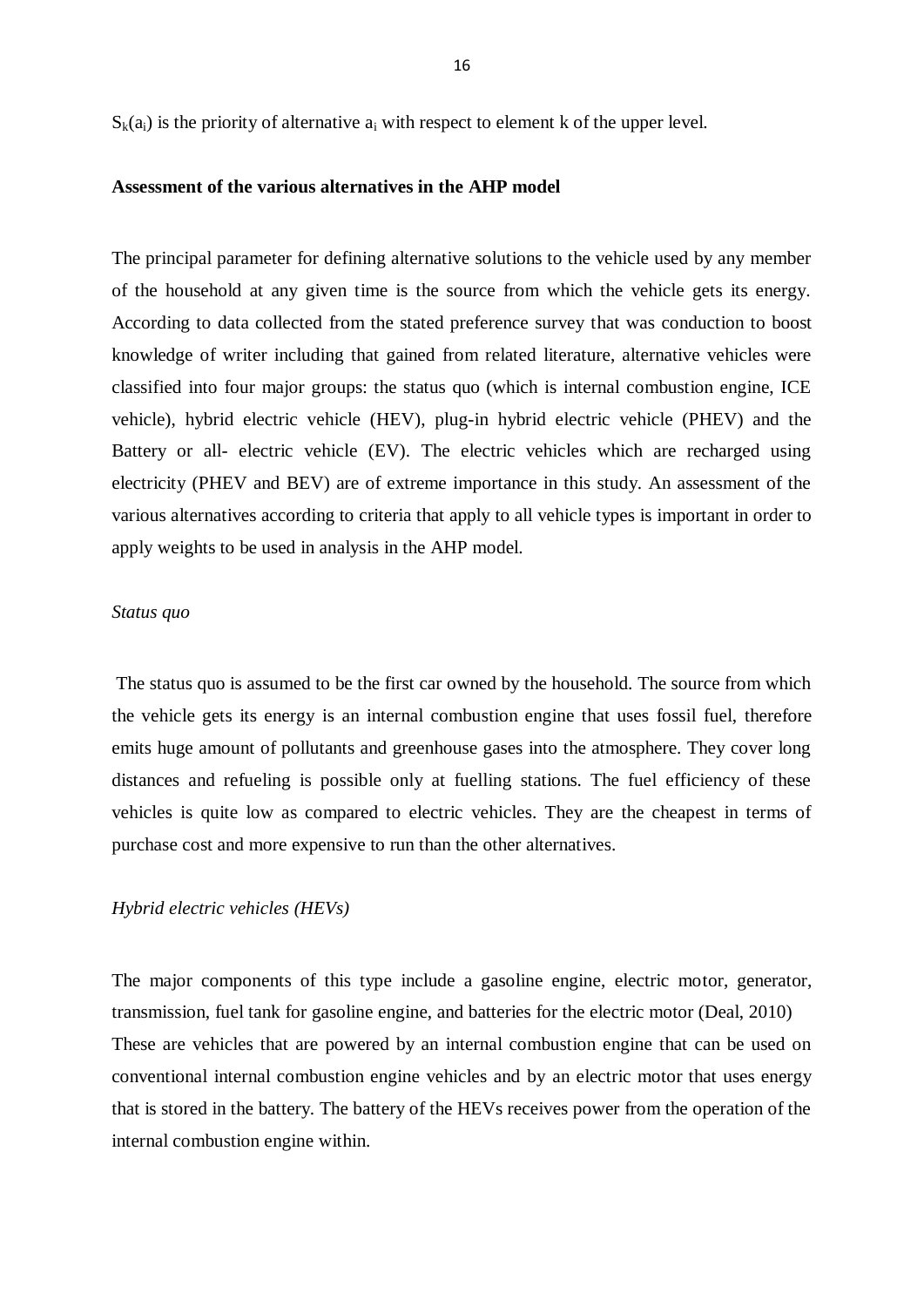$S_k(a_i)$ is the priority of alternative $a_i$ with respect to element k of the upper level.

**Assessment of the various alternatives in the AHP model**

The principal parameter for defining alternative solutions to the vehicle used by any member of the household at any given time is the source from which the vehicle gets its energy. According to data collected from the stated preference survey that was conduction to boost knowledge of writer including that gained from related literature, alternative vehicles were classified into four major groups: the status quo (which is internal combustion engine, ICE vehicle), hybrid electric vehicle (HEV), plug-in hybrid electric vehicle (PHEV) and the Battery or all- electric vehicle (EV). The electric vehicles which are recharged using electricity (PHEV and BEV) are of extreme importance in this study. An assessment of the various alternatives according to criteria that apply to all vehicle types is important in order to apply weights to be used in analysis in the AHP model.

*Status quo*

The status quo is assumed to be the first car owned by the household. The source from which the vehicle gets its energy is an internal combustion engine that uses fossil fuel, therefore emits huge amount of pollutants and greenhouse gases into the atmosphere. They cover long distances and refueling is possible only at fuelling stations. The fuel efficiency of these vehicles is quite low as compared to electric vehicles. They are the cheapest in terms of purchase cost and more expensive to run than the other alternatives.

*Hybrid electric vehicles (HEVs)*

The major components of this type include a gasoline engine, electric motor, generator, transmission, fuel tank for gasoline engine, and batteries for the electric motor (Deal, 2010) These are vehicles that are powered by an internal combustion engine that can be used on conventional internal combustion engine vehicles and by an electric motor that uses energy that is stored in the battery. The battery of the HEVs receives power from the operation of the internal combustion engine within.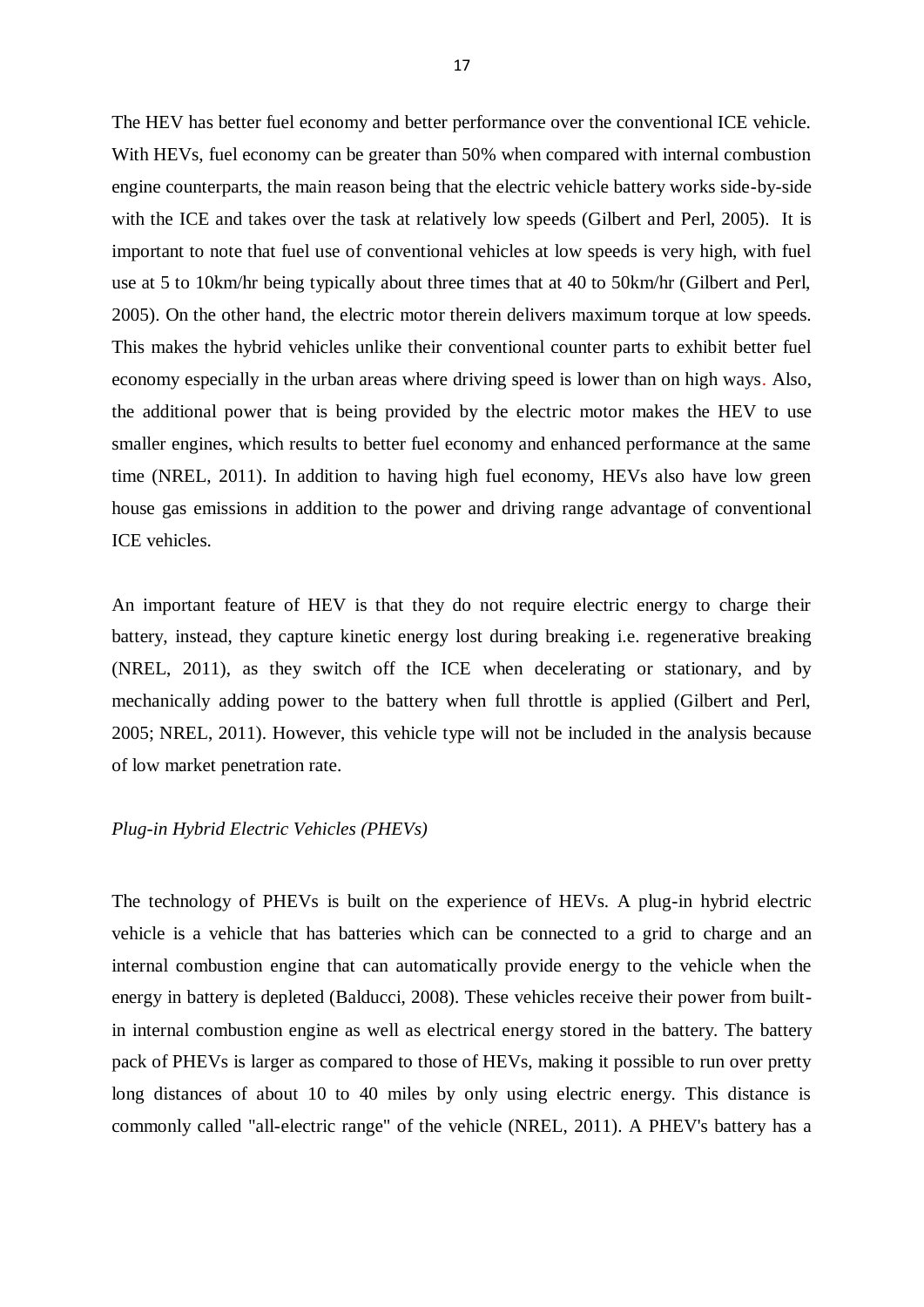The HEV has better fuel economy and better performance over the conventional ICE vehicle. With HEVs, fuel economy can be greater than 50% when compared with internal combustion engine counterparts, the main reason being that the electric vehicle battery works side-by-side with the ICE and takes over the task at relatively low speeds (Gilbert and Perl, 2005). It is important to note that fuel use of conventional vehicles at low speeds is very high, with fuel use at 5 to 10km/hr being typically about three times that at 40 to 50km/hr (Gilbert and Perl, 2005). On the other hand, the electric motor therein delivers maximum torque at low speeds. This makes the hybrid vehicles unlike their conventional counter parts to exhibit better fuel economy especially in the urban areas where driving speed is lower than on high ways. Also, the additional power that is being provided by the electric motor makes the HEV to use smaller engines, which results to better fuel economy and enhanced performance at the same time (NREL, 2011). In addition to having high fuel economy, HEVs also have low green house gas emissions in addition to the power and driving range advantage of conventional ICE vehicles.

An important feature of HEV is that they do not require electric energy to charge their battery, instead, they capture kinetic energy lost during breaking i.e. regenerative breaking (NREL, 2011), as they switch off the ICE when decelerating or stationary, and by mechanically adding power to the battery when full throttle is applied (Gilbert and Perl, 2005; NREL, 2011). However, this vehicle type will not be included in the analysis because of low market penetration rate.

*Plug-in Hybrid Electric Vehicles (PHEVs)*

The technology of PHEVs is built on the experience of HEVs. A plug-in hybrid electric vehicle is a vehicle that has batteries which can be connected to a grid to charge and an internal combustion engine that can automatically provide energy to the vehicle when the energy in battery is depleted (Balducci, 2008). These vehicles receive their power from built-in internal combustion engine as well as electrical energy stored in the battery. The battery pack of PHEVs is larger as compared to those of HEVs, making it possible to run over pretty long distances of about 10 to 40 miles by only using electric energy. This distance is commonly called "all-electric range" of the vehicle (NREL, 2011). A PHEV's battery has a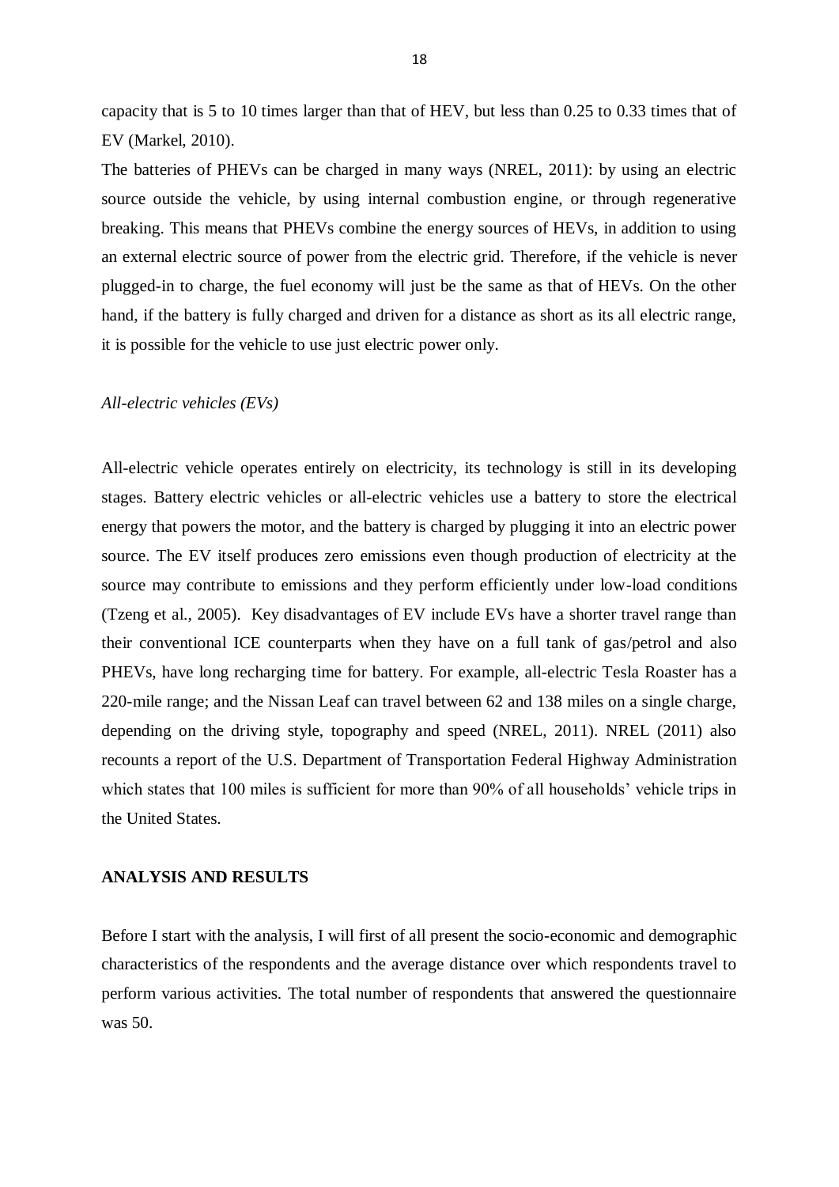capacity that is 5 to 10 times larger than that of HEV, but less than 0.25 to 0.33 times that of EV (Markel, 2010).

The batteries of PHEVs can be charged in many ways (NREL, 2011): by using an electric source outside the vehicle, by using internal combustion engine, or through regenerative breaking. This means that PHEVs combine the energy sources of HEVs, in addition to using an external electric source of power from the electric grid. Therefore, if the vehicle is never plugged-in to charge, the fuel economy will just be the same as that of HEVs. On the other hand, if the battery is fully charged and driven for a distance as short as its all electric range, it is possible for the vehicle to use just electric power only.

*All-electric vehicles (EVs)*

All-electric vehicle operates entirely on electricity, its technology is still in its developing stages. Battery electric vehicles or all-electric vehicles use a battery to store the electrical energy that powers the motor, and the battery is charged by plugging it into an electric power source. The EV itself produces zero emissions even though production of electricity at the source may contribute to emissions and they perform efficiently under low-load conditions (Tzeng et al., 2005). Key disadvantages of EV include EVs have a shorter travel range than their conventional ICE counterparts when they have on a full tank of gas/petrol and also PHEVs, have long recharging time for battery. For example, all-electric Tesla Roaster has a 220-mile range; and the Nissan Leaf can travel between 62 and 138 miles on a single charge, depending on the driving style, topography and speed (NREL, 2011). NREL (2011) also recounts a report of the U.S. Department of Transportation Federal Highway Administration which states that 100 miles is sufficient for more than 90% of all households' vehicle trips in the United States.

## ANALYSIS AND RESULTS

Before I start with the analysis, I will first of all present the socio-economic and demographic characteristics of the respondents and the average distance over which respondents travel to perform various activities. The total number of respondents that answered the questionnaire was 50.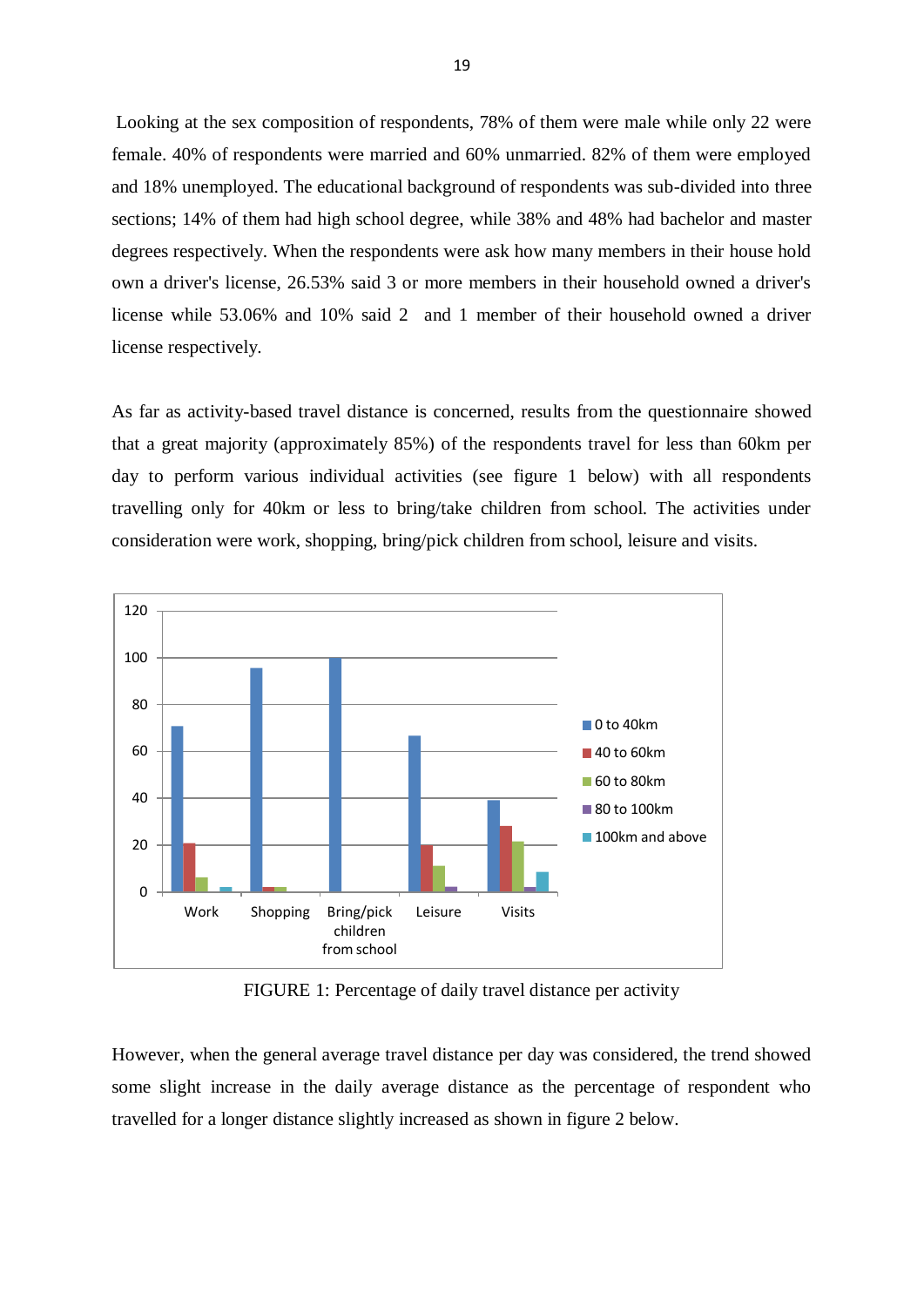Looking at the sex composition of respondents, 78% of them were male while only 22 were female. 40% of respondents were married and 60% unmarried. 82% of them were employed and 18% unemployed. The educational background of respondents was sub-divided into three sections; 14% of them had high school degree, while 38% and 48% had bachelor and master degrees respectively. When the respondents were ask how many members in their house hold own a driver's license, 26.53% said 3 or more members in their household owned a driver's license while 53.06% and 10% said 2 and 1 member of their household owned a driver license respectively.

As far as activity-based travel distance is concerned, results from the questionnaire showed that a great majority (approximately 85%) of the respondents travel for less than 60km per day to perform various individual activities (see figure 1 below) with all respondents travelling only for 40km or less to bring/take children from school. The activities under consideration were work, shopping, bring/pick children from school, leisure and visits.

FIGURE 1: Percentage of daily travel distance per activity

However, when the general average travel distance per day was considered, the trend showed some slight increase in the daily average distance as the percentage of respondent who travelled for a longer distance slightly increased as shown in figure 2 below.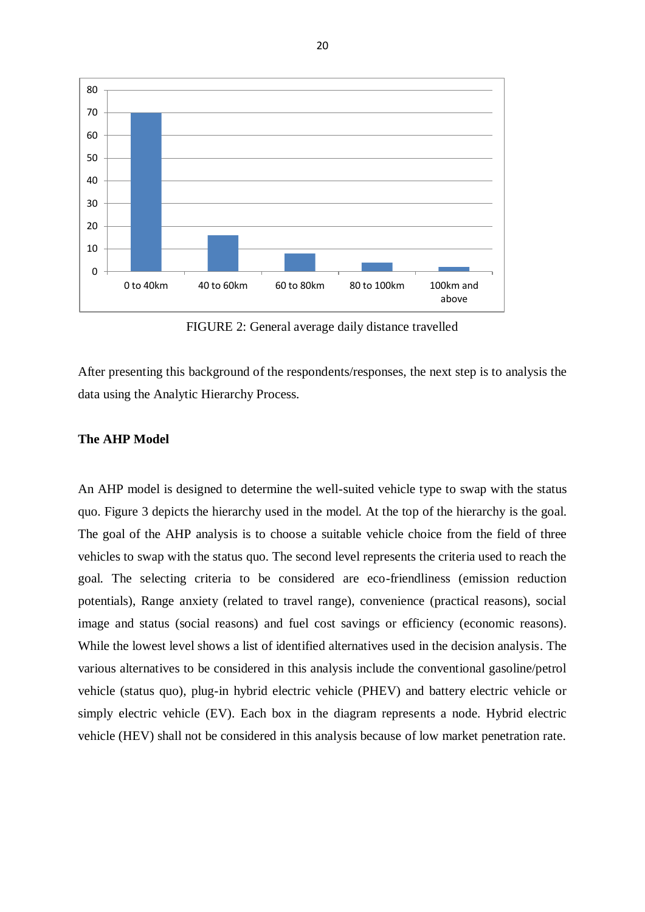FIGURE 2: General average daily distance travelled

After presenting this background of the respondents/responses, the next step is to analysis the data using the Analytic Hierarchy Process.

**The AHP Model**

An AHP model is designed to determine the well-suited vehicle type to swap with the status quo. Figure 3 depicts the hierarchy used in the model. At the top of the hierarchy is the goal. The goal of the AHP analysis is to choose a suitable vehicle choice from the field of three vehicles to swap with the status quo. The second level represents the criteria used to reach the goal. The selecting criteria to be considered are eco-friendliness (emission reduction potentials), Range anxiety (related to travel range), convenience (practical reasons), social image and status (social reasons) and fuel cost savings or efficiency (economic reasons). While the lowest level shows a list of identified alternatives used in the decision analysis. The various alternatives to be considered in this analysis include the conventional gasoline/petrol vehicle (status quo), plug-in hybrid electric vehicle (PHEV) and battery electric vehicle or simply electric vehicle (EV). Each box in the diagram represents a node. Hybrid electric vehicle (HEV) shall not be considered in this analysis because of low market penetration rate.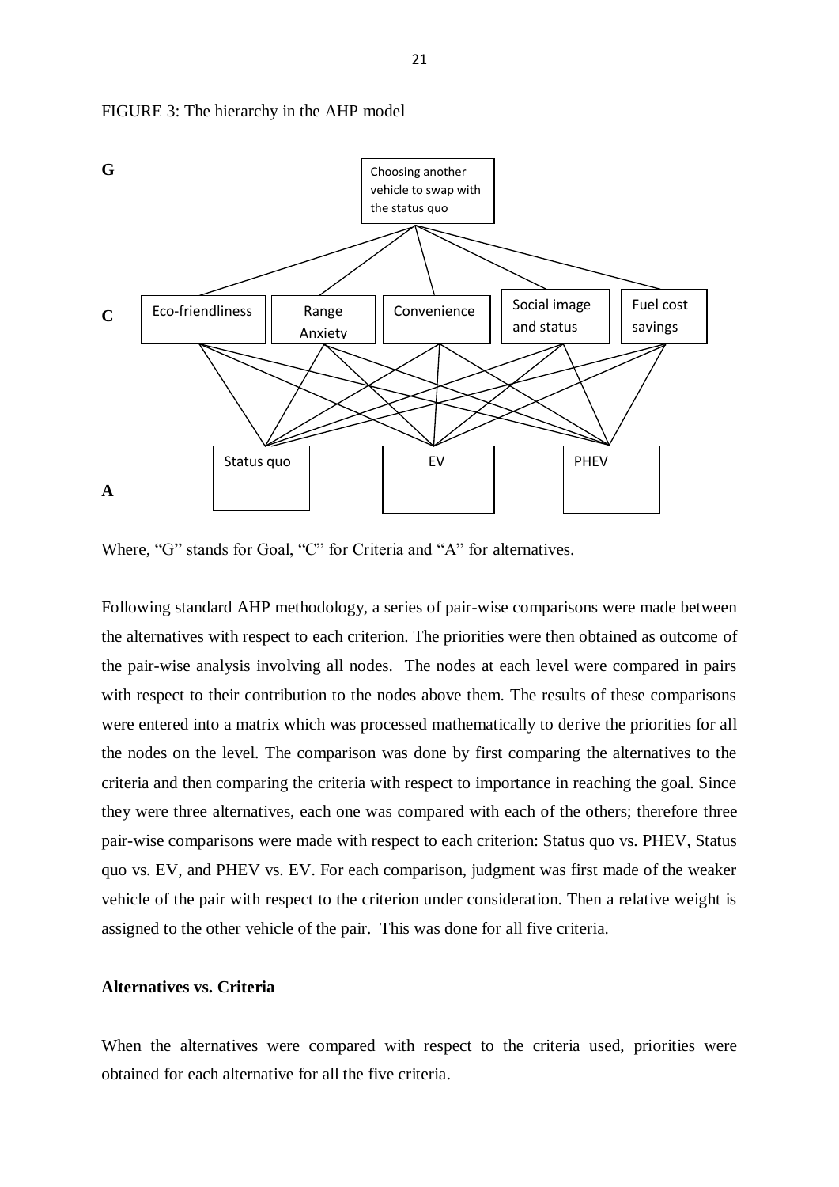FIGURE 3: The hierarchy in the AHP model

Where, “G” stands for Goal, “C” for Criteria and “A” for alternatives.

Following standard AHP methodology, a series of pair-wise comparisons were made between the alternatives with respect to each criterion. The priorities were then obtained as outcome of the pair-wise analysis involving all nodes. The nodes at each level were compared in pairs with respect to their contribution to the nodes above them. The results of these comparisons were entered into a matrix which was processed mathematically to derive the priorities for all the nodes on the level. The comparison was done by first comparing the alternatives to the criteria and then comparing the criteria with respect to importance in reaching the goal. Since they were three alternatives, each one was compared with each of the others; therefore three pair-wise comparisons were made with respect to each criterion: Status quo vs. PHEV, Status quo vs. EV, and PHEV vs. EV. For each comparison, judgment was first made of the weaker vehicle of the pair with respect to the criterion under consideration. Then a relative weight is assigned to the other vehicle of the pair. This was done for all five criteria.

**Alternatives vs. Criteria**

When the alternatives were compared with respect to the criteria used, priorities were obtained for each alternative for all the five criteria.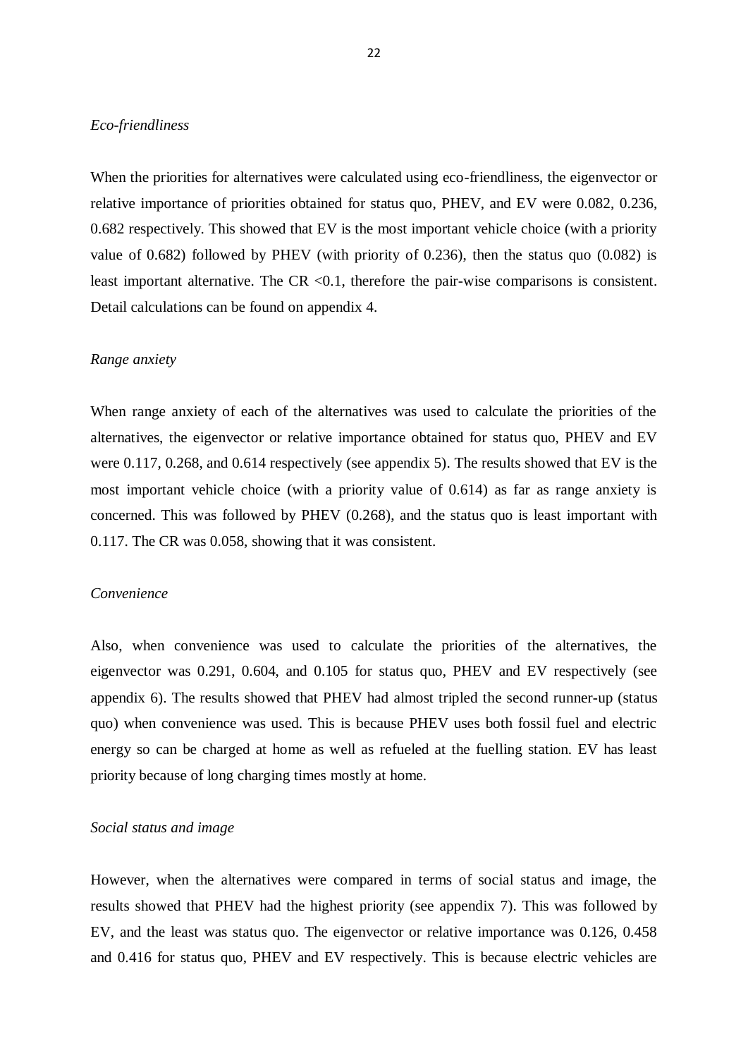*Eco-friendliness*

When the priorities for alternatives were calculated using eco-friendliness, the eigenvector or relative importance of priorities obtained for status quo, PHEV, and EV were 0.082, 0.236, 0.682 respectively. This showed that EV is the most important vehicle choice (with a priority value of 0.682) followed by PHEV (with priority of 0.236), then the status quo (0.082) is least important alternative. The CR <0.1, therefore the pair-wise comparisons is consistent. Detail calculations can be found on appendix 4.

*Range anxiety*

When range anxiety of each of the alternatives was used to calculate the priorities of the alternatives, the eigenvector or relative importance obtained for status quo, PHEV and EV were 0.117, 0.268, and 0.614 respectively (see appendix 5). The results showed that EV is the most important vehicle choice (with a priority value of 0.614) as far as range anxiety is concerned. This was followed by PHEV (0.268), and the status quo is least important with 0.117. The CR was 0.058, showing that it was consistent.

*Convenience*

Also, when convenience was used to calculate the priorities of the alternatives, the eigenvector was 0.291, 0.604, and 0.105 for status quo, PHEV and EV respectively (see appendix 6). The results showed that PHEV had almost tripled the second runner-up (status quo) when convenience was used. This is because PHEV uses both fossil fuel and electric energy so can be charged at home as well as refueled at the fuelling station. EV has least priority because of long charging times mostly at home.

*Social status and image*

However, when the alternatives were compared in terms of social status and image, the results showed that PHEV had the highest priority (see appendix 7). This was followed by EV, and the least was status quo. The eigenvector or relative importance was 0.126, 0.458 and 0.416 for status quo, PHEV and EV respectively. This is because electric vehicles are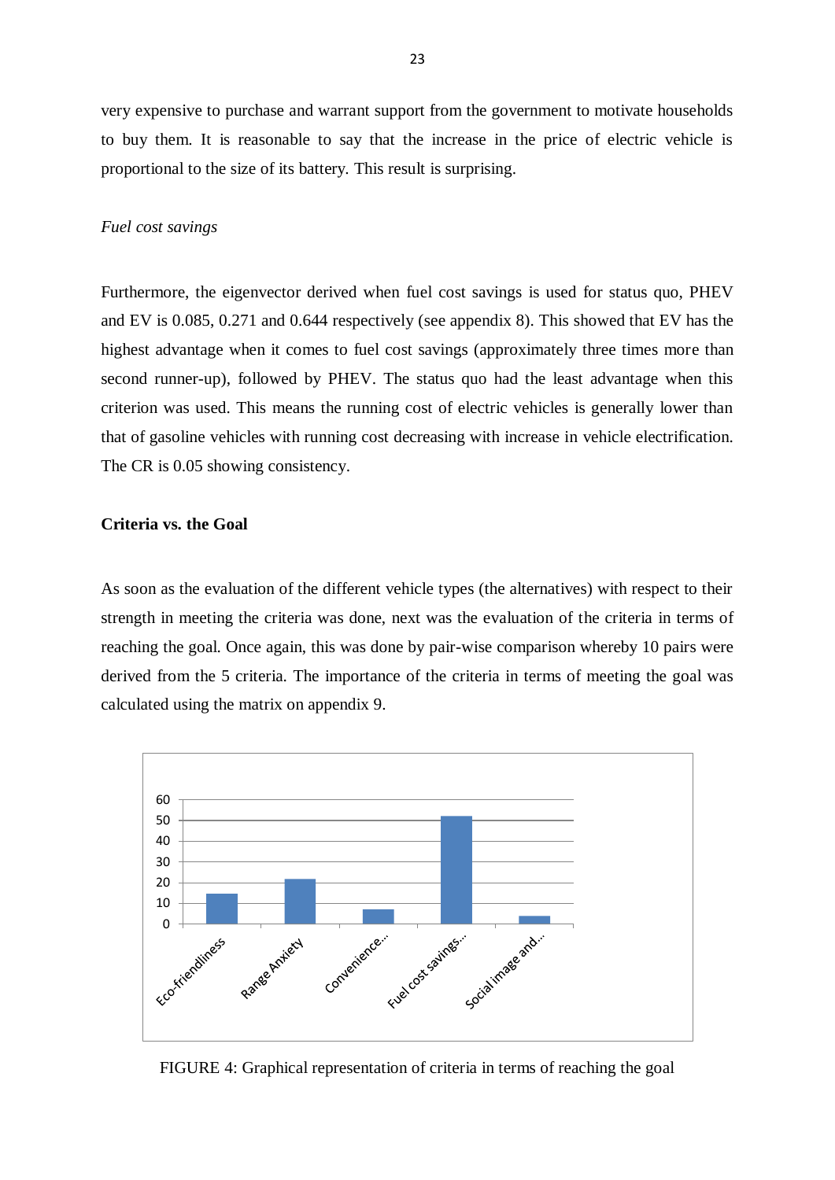very expensive to purchase and warrant support from the government to motivate households to buy them. It is reasonable to say that the increase in the price of electric vehicle is proportional to the size of its battery. This result is surprising.

*Fuel cost savings*

Furthermore, the eigenvector derived when fuel cost savings is used for status quo, PHEV and EV is 0.085, 0.271 and 0.644 respectively (see appendix 8). This showed that EV has the highest advantage when it comes to fuel cost savings (approximately three times more than second runner-up), followed by PHEV. The status quo had the least advantage when this criterion was used. This means the running cost of electric vehicles is generally lower than that of gasoline vehicles with running cost decreasing with increase in vehicle electrification. The CR is 0.05 showing consistency.

**Criteria vs. the Goal**

As soon as the evaluation of the different vehicle types (the alternatives) with respect to their strength in meeting the criteria was done, next was the evaluation of the criteria in terms of reaching the goal. Once again, this was done by pair-wise comparison whereby 10 pairs were derived from the 5 criteria. The importance of the criteria in terms of meeting the goal was calculated using the matrix on appendix 9.

FIGURE 4: Graphical representation of criteria in terms of reaching the goal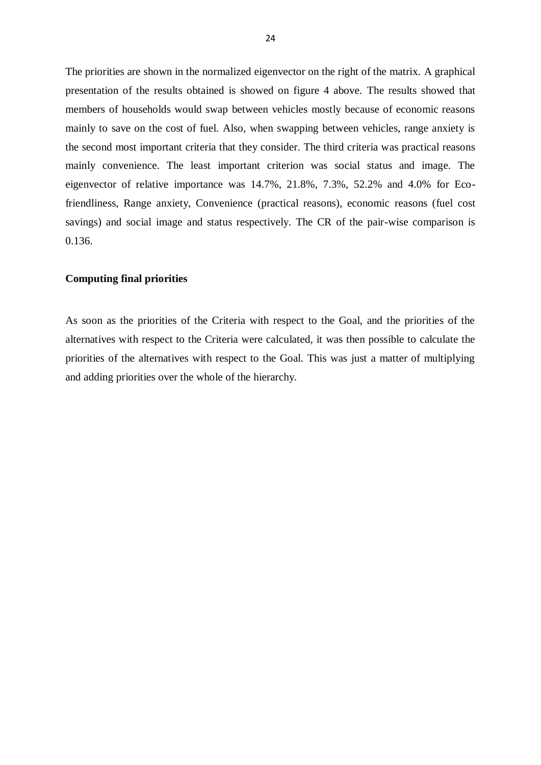The priorities are shown in the normalized eigenvector on the right of the matrix. A graphical presentation of the results obtained is showed on figure 4 above. The results showed that members of households would swap between vehicles mostly because of economic reasons mainly to save on the cost of fuel. Also, when swapping between vehicles, range anxiety is the second most important criteria that they consider. The third criteria was practical reasons mainly convenience. The least important criterion was social status and image. The eigenvector of relative importance was 14.7%, 21.8%, 7.3%, 52.2% and 4.0% for Eco-friendliness, Range anxiety, Convenience (practical reasons), economic reasons (fuel cost savings) and social image and status respectively. The CR of the pair-wise comparison is 0.136.

**Computing final priorities**

As soon as the priorities of the Criteria with respect to the Goal, and the priorities of the alternatives with respect to the Criteria were calculated, it was then possible to calculate the priorities of the alternatives with respect to the Goal. This was just a matter of multiplying and adding priorities over the whole of the hierarchy.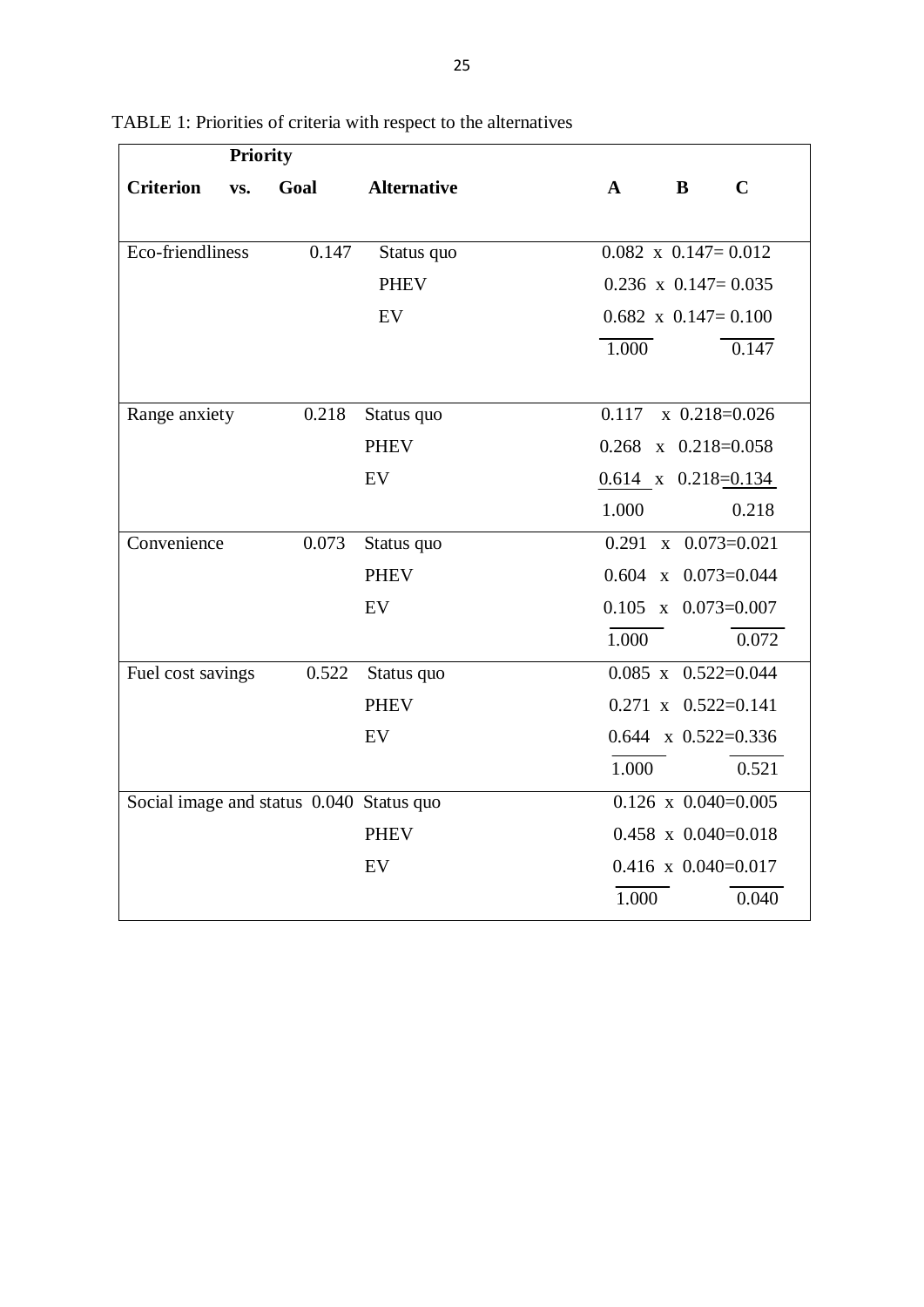TABLE 1: Priorities of criteria with respect to the alternatives

| Criterion vs. Goal | Priority | Alternative | A | | B | C |
|---|---|---|---|---|---|---|
| Eco-friendliness | 0.147 | Status quo | 0.082 | x | 0.147 | = 0.012 |
| | | PHEV | 0.236 | x | 0.147 | = 0.035 |
| | | EV | 0.682 | x | 0.147 | = 0.100 |
| | | | 1.000 | | | 0.147 |
| Range anxiety | 0.218 | Status quo | 0.117 | x | 0.218 | =0.026 |
| | | PHEV | 0.268 | x | 0.218 | =0.058 |
| | | EV | 0.614 | x | 0.218 | =0.134 |
| | | | 1.000 | | | 0.218 |
| Convenience | 0.073 | Status quo | 0.291 | x | 0.073 | =0.021 |
| | | PHEV | 0.604 | x | 0.073 | =0.044 |
| | | EV | 0.105 | x | 0.073 | =0.007 |
| | | | 1.000 | | | 0.072 |
| Fuel cost savings | 0.522 | Status quo | 0.085 | x | 0.522 | =0.044 |
| | | PHEV | 0.271 | x | 0.522 | =0.141 |
| | | EV | 0.644 | x | 0.522 | =0.336 |
| | | | 1.000 | | | 0.521 |
| Social image and status | 0.040 | Status quo | 0.126 | x | 0.040 | =0.005 |
| | | PHEV | 0.458 | x | 0.040 | =0.018 |
| | | EV | 0.416 | x | 0.040 | =0.017 |
| | | | 1.000 | | | 0.040 |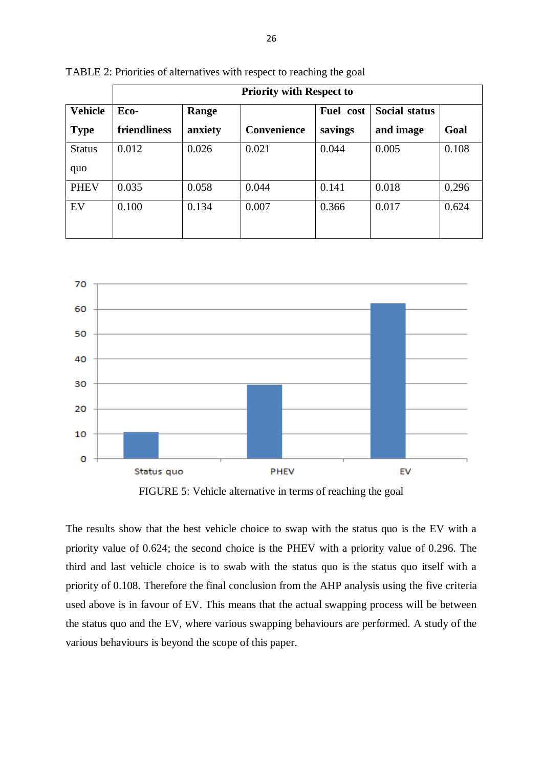TABLE 2: Priorities of alternatives with respect to reaching the goal

| | Priority with Respect to | | | | | |
|---|---|---|---|---|---|---|
| **Vehicle Type** | **Eco-friendliness** | **Range anxiety** | **Convenience** | **Fuel cost savings** | **Social status and image** | **Goal** |
| Status quo | 0.012 | 0.026 | 0.021 | 0.044 | 0.005 | 0.108 |
| PHEV | 0.035 | 0.058 | 0.044 | 0.141 | 0.018 | 0.296 |
| EV | 0.100 | 0.134 | 0.007 | 0.366 | 0.017 | 0.624 |

FIGURE 5: Vehicle alternative in terms of reaching the goal

The results show that the best vehicle choice to swap with the status quo is the EV with a priority value of 0.624; the second choice is the PHEV with a priority value of 0.296. The third and last vehicle choice is to swab with the status quo is the status quo itself with a priority of 0.108. Therefore the final conclusion from the AHP analysis using the five criteria used above is in favour of EV. This means that the actual swapping process will be between the status quo and the EV, where various swapping behaviours are performed. A study of the various behaviours is beyond the scope of this paper.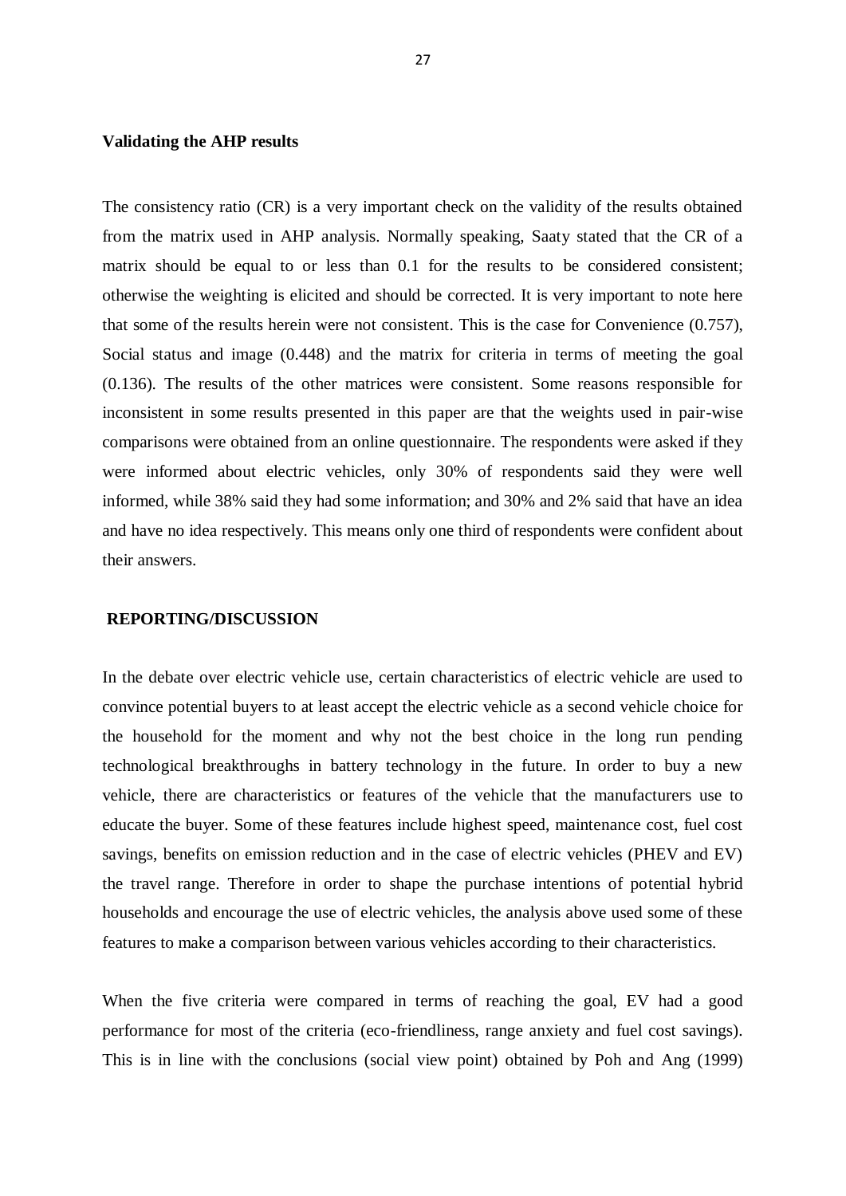**Validating the AHP results**

The consistency ratio (CR) is a very important check on the validity of the results obtained from the matrix used in AHP analysis. Normally speaking, Saaty stated that the CR of a matrix should be equal to or less than 0.1 for the results to be considered consistent; otherwise the weighting is elicited and should be corrected. It is very important to note here that some of the results herein were not consistent. This is the case for Convenience (0.757), Social status and image (0.448) and the matrix for criteria in terms of meeting the goal (0.136). The results of the other matrices were consistent. Some reasons responsible for inconsistent in some results presented in this paper are that the weights used in pair-wise comparisons were obtained from an online questionnaire. The respondents were asked if they were informed about electric vehicles, only 30% of respondents said they were well informed, while 38% said they had some information; and 30% and 2% said that have an idea and have no idea respectively. This means only one third of respondents were confident about their answers.

## REPORTING/DISCUSSION

In the debate over electric vehicle use, certain characteristics of electric vehicle are used to convince potential buyers to at least accept the electric vehicle as a second vehicle choice for the household for the moment and why not the best choice in the long run pending technological breakthroughs in battery technology in the future. In order to buy a new vehicle, there are characteristics or features of the vehicle that the manufacturers use to educate the buyer. Some of these features include highest speed, maintenance cost, fuel cost savings, benefits on emission reduction and in the case of electric vehicles (PHEV and EV) the travel range. Therefore in order to shape the purchase intentions of potential hybrid households and encourage the use of electric vehicles, the analysis above used some of these features to make a comparison between various vehicles according to their characteristics.

When the five criteria were compared in terms of reaching the goal, EV had a good performance for most of the criteria (eco-friendliness, range anxiety and fuel cost savings). This is in line with the conclusions (social view point) obtained by Poh and Ang (1999)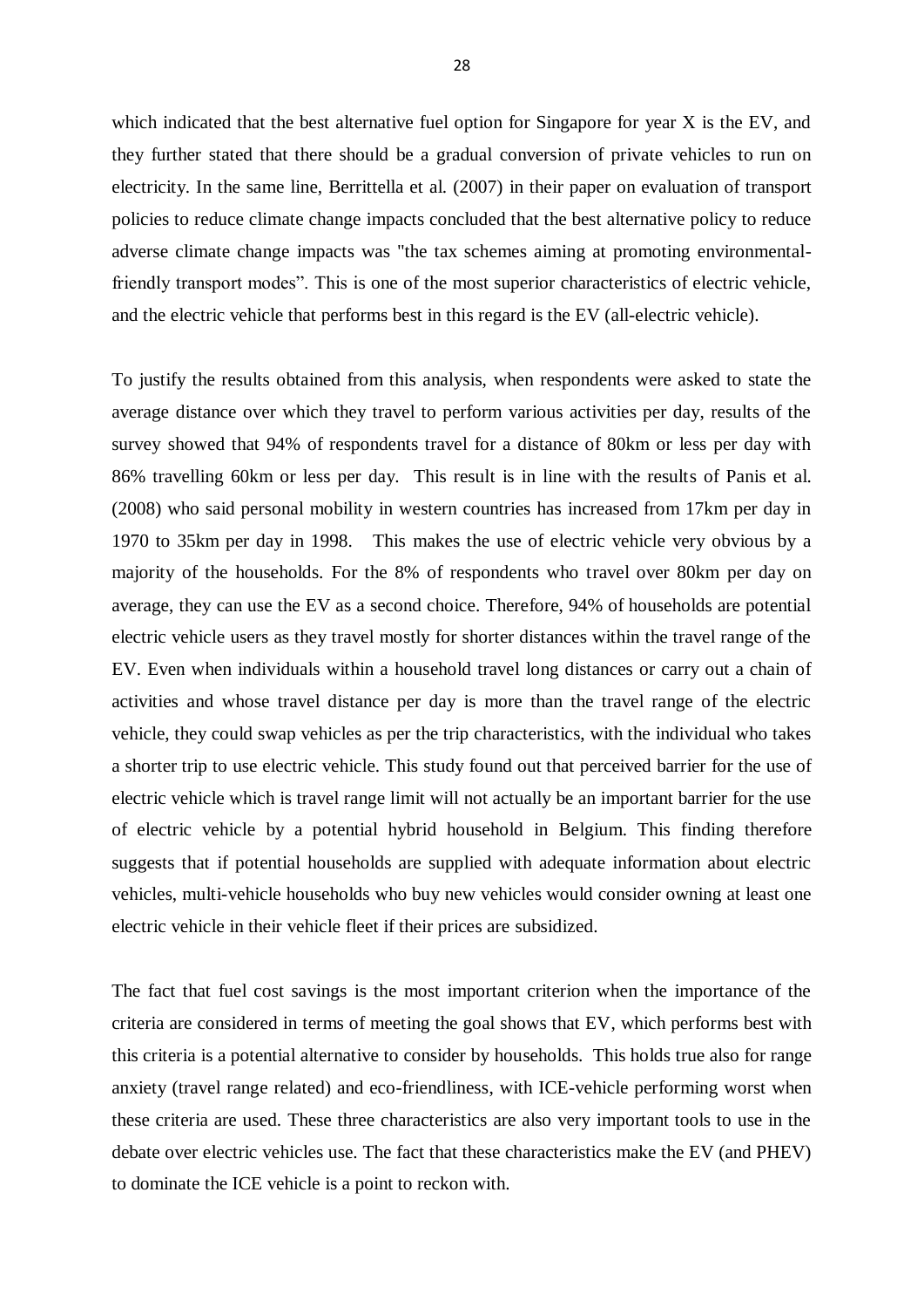which indicated that the best alternative fuel option for Singapore for year X is the EV, and they further stated that there should be a gradual conversion of private vehicles to run on electricity. In the same line, Berrittella et al. (2007) in their paper on evaluation of transport policies to reduce climate change impacts concluded that the best alternative policy to reduce adverse climate change impacts was "the tax schemes aiming at promoting environmental-friendly transport modes". This is one of the most superior characteristics of electric vehicle, and the electric vehicle that performs best in this regard is the EV (all-electric vehicle).

To justify the results obtained from this analysis, when respondents were asked to state the average distance over which they travel to perform various activities per day, results of the survey showed that 94% of respondents travel for a distance of 80km or less per day with 86% travelling 60km or less per day. This result is in line with the results of Panis et al. (2008) who said personal mobility in western countries has increased from 17km per day in 1970 to 35km per day in 1998. This makes the use of electric vehicle very obvious by a majority of the households. For the 8% of respondents who travel over 80km per day on average, they can use the EV as a second choice. Therefore, 94% of households are potential electric vehicle users as they travel mostly for shorter distances within the travel range of the EV. Even when individuals within a household travel long distances or carry out a chain of activities and whose travel distance per day is more than the travel range of the electric vehicle, they could swap vehicles as per the trip characteristics, with the individual who takes a shorter trip to use electric vehicle. This study found out that perceived barrier for the use of electric vehicle which is travel range limit will not actually be an important barrier for the use of electric vehicle by a potential hybrid household in Belgium. This finding therefore suggests that if potential households are supplied with adequate information about electric vehicles, multi-vehicle households who buy new vehicles would consider owning at least one electric vehicle in their vehicle fleet if their prices are subsidized.

The fact that fuel cost savings is the most important criterion when the importance of the criteria are considered in terms of meeting the goal shows that EV, which performs best with this criteria is a potential alternative to consider by households. This holds true also for range anxiety (travel range related) and eco-friendliness, with ICE-vehicle performing worst when these criteria are used. These three characteristics are also very important tools to use in the debate over electric vehicles use. The fact that these characteristics make the EV (and PHEV) to dominate the ICE vehicle is a point to reckon with.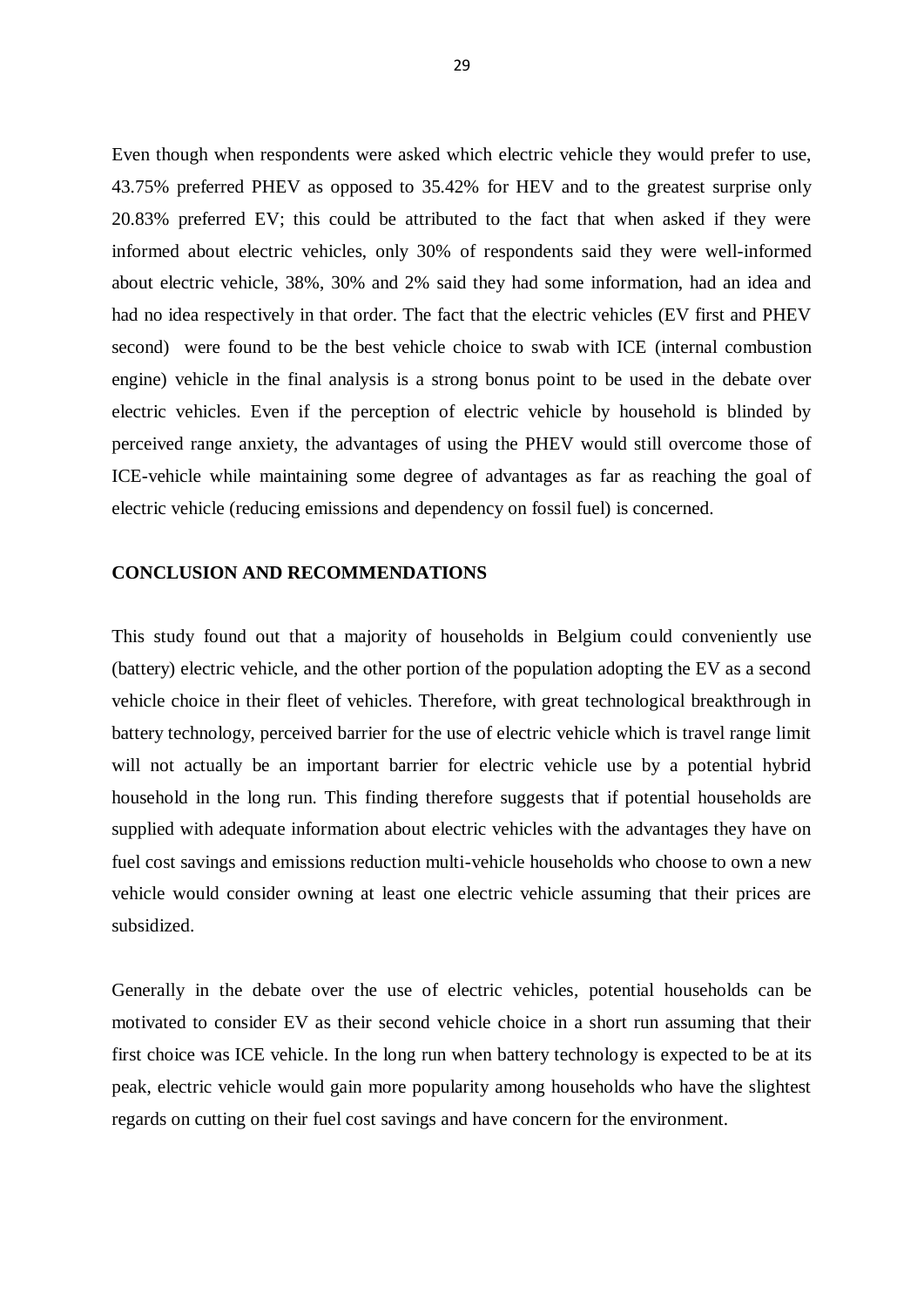Even though when respondents were asked which electric vehicle they would prefer to use, 43.75% preferred PHEV as opposed to 35.42% for HEV and to the greatest surprise only 20.83% preferred EV; this could be attributed to the fact that when asked if they were informed about electric vehicles, only 30% of respondents said they were well-informed about electric vehicle, 38%, 30% and 2% said they had some information, had an idea and had no idea respectively in that order. The fact that the electric vehicles (EV first and PHEV second) were found to be the best vehicle choice to swab with ICE (internal combustion engine) vehicle in the final analysis is a strong bonus point to be used in the debate over electric vehicles. Even if the perception of electric vehicle by household is blinded by perceived range anxiety, the advantages of using the PHEV would still overcome those of ICE-vehicle while maintaining some degree of advantages as far as reaching the goal of electric vehicle (reducing emissions and dependency on fossil fuel) is concerned.

## CONCLUSION AND RECOMMENDATIONS

This study found out that a majority of households in Belgium could conveniently use (battery) electric vehicle, and the other portion of the population adopting the EV as a second vehicle choice in their fleet of vehicles. Therefore, with great technological breakthrough in battery technology, perceived barrier for the use of electric vehicle which is travel range limit will not actually be an important barrier for electric vehicle use by a potential hybrid household in the long run. This finding therefore suggests that if potential households are supplied with adequate information about electric vehicles with the advantages they have on fuel cost savings and emissions reduction multi-vehicle households who choose to own a new vehicle would consider owning at least one electric vehicle assuming that their prices are subsidized.

Generally in the debate over the use of electric vehicles, potential households can be motivated to consider EV as their second vehicle choice in a short run assuming that their first choice was ICE vehicle. In the long run when battery technology is expected to be at its peak, electric vehicle would gain more popularity among households who have the slightest regards on cutting on their fuel cost savings and have concern for the environment.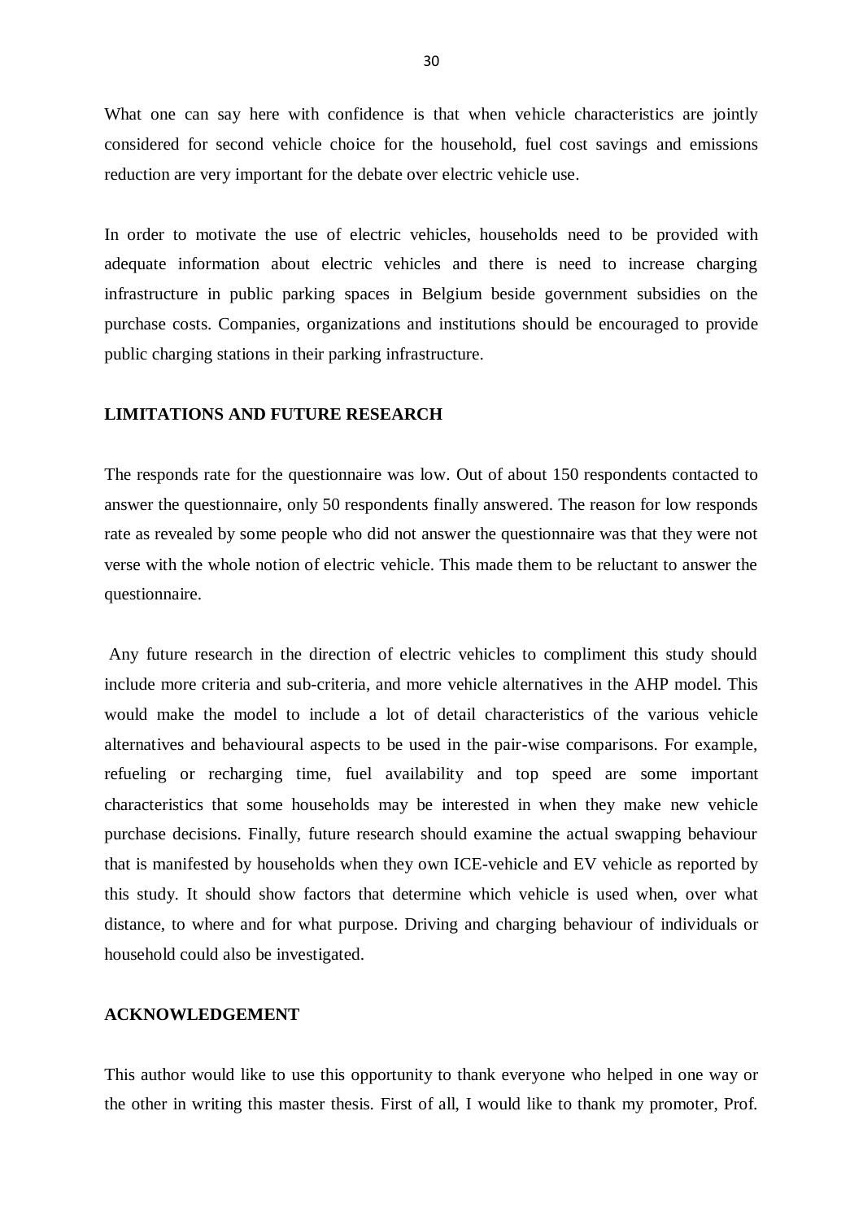What one can say here with confidence is that when vehicle characteristics are jointly considered for second vehicle choice for the household, fuel cost savings and emissions reduction are very important for the debate over electric vehicle use.

In order to motivate the use of electric vehicles, households need to be provided with adequate information about electric vehicles and there is need to increase charging infrastructure in public parking spaces in Belgium beside government subsidies on the purchase costs. Companies, organizations and institutions should be encouraged to provide public charging stations in their parking infrastructure.

## LIMITATIONS AND FUTURE RESEARCH

The responds rate for the questionnaire was low. Out of about 150 respondents contacted to answer the questionnaire, only 50 respondents finally answered. The reason for low responds rate as revealed by some people who did not answer the questionnaire was that they were not verse with the whole notion of electric vehicle. This made them to be reluctant to answer the questionnaire.

Any future research in the direction of electric vehicles to compliment this study should include more criteria and sub-criteria, and more vehicle alternatives in the AHP model. This would make the model to include a lot of detail characteristics of the various vehicle alternatives and behavioural aspects to be used in the pair-wise comparisons. For example, refueling or recharging time, fuel availability and top speed are some important characteristics that some households may be interested in when they make new vehicle purchase decisions. Finally, future research should examine the actual swapping behaviour that is manifested by households when they own ICE-vehicle and EV vehicle as reported by this study. It should show factors that determine which vehicle is used when, over what distance, to where and for what purpose. Driving and charging behaviour of individuals or household could also be investigated.

## ACKNOWLEDGEMENT

This author would like to use this opportunity to thank everyone who helped in one way or the other in writing this master thesis. First of all, I would like to thank my promoter, Prof.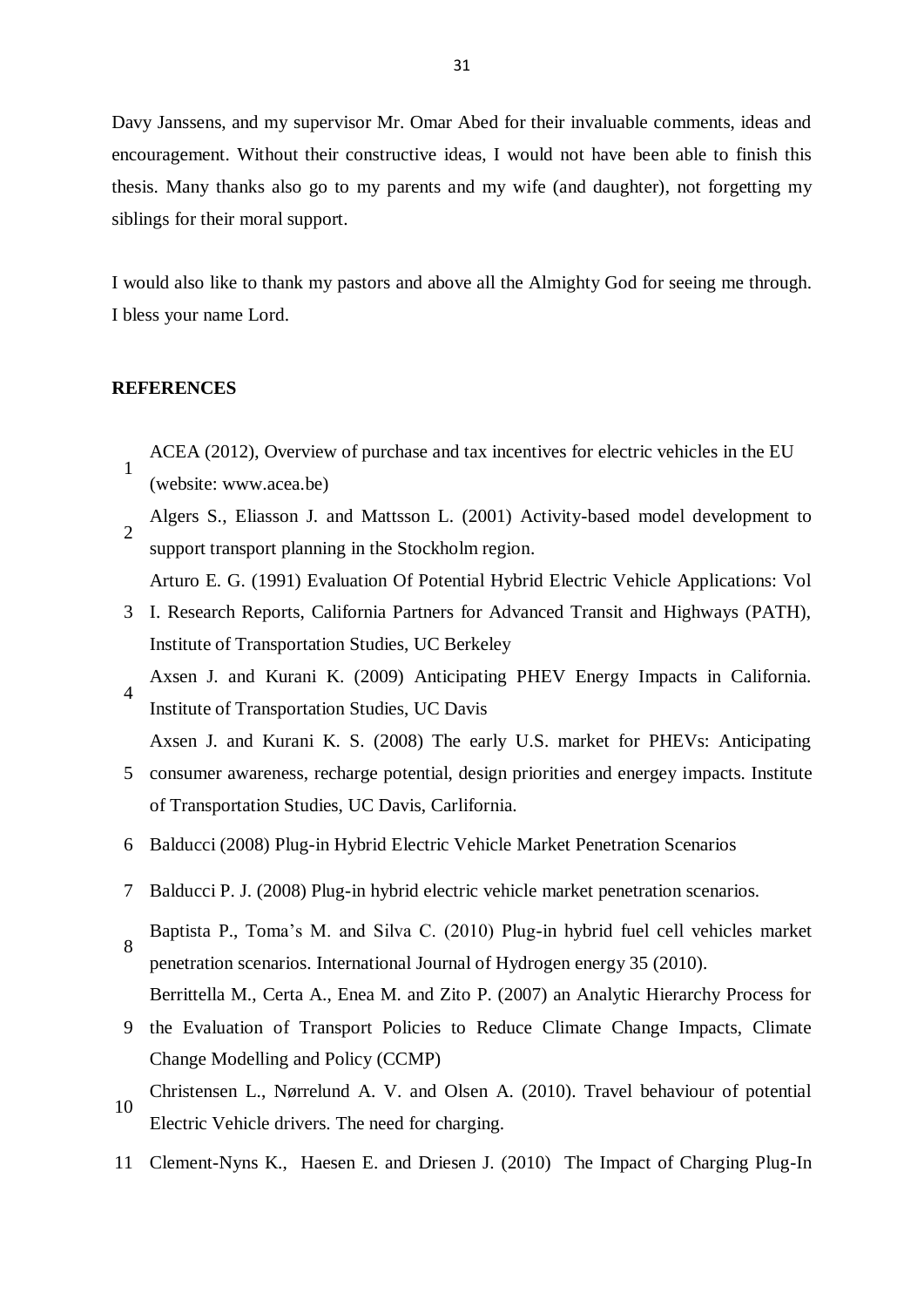Davy Janssens, and my supervisor Mr. Omar Abed for their invaluable comments, ideas and encouragement. Without their constructive ideas, I would not have been able to finish this thesis. Many thanks also go to my parents and my wife (and daughter), not forgetting my siblings for their moral support.

I would also like to thank my pastors and above all the Almighty God for seeing me through. I bless your name Lord.

**REFERENCES**

1. ACEA (2012), Overview of purchase and tax incentives for electric vehicles in the EU (website: www.acea.be)
2. Algers S., Eliasson J. and Mattsson L. (2001) Activity-based model development to support transport planning in the Stockholm region.
3. Arturo E. G. (1991) Evaluation Of Potential Hybrid Electric Vehicle Applications: Vol I. Research Reports, California Partners for Advanced Transit and Highways (PATH), Institute of Transportation Studies, UC Berkeley
4. Axsen J. and Kurani K. (2009) Anticipating PHEV Energy Impacts in California. Institute of Transportation Studies, UC Davis
5. Axsen J. and Kurani K. S. (2008) The early U.S. market for PHEVs: Anticipating consumer awareness, recharge potential, design priorities and energey impacts. Institute of Transportation Studies, UC Davis, Carlifornia.
6. Balducci (2008) Plug-in Hybrid Electric Vehicle Market Penetration Scenarios
7. Balducci P. J. (2008) Plug-in hybrid electric vehicle market penetration scenarios.
8. Baptista P., Toma's M. and Silva C. (2010) Plug-in hybrid fuel cell vehicles market penetration scenarios. International Journal of Hydrogen energy 35 (2010).
9. Berrittella M., Certa A., Enea M. and Zito P. (2007) an Analytic Hierarchy Process for the Evaluation of Transport Policies to Reduce Climate Change Impacts, Climate Change Modelling and Policy (CCMP)
10. Christensen L., Nørrelund A. V. and Olsen A. (2010). Travel behaviour of potential Electric Vehicle drivers. The need for charging.
11. Clement-Nyns K., Haesen E. and Driesen J. (2010) The Impact of Charging Plug-In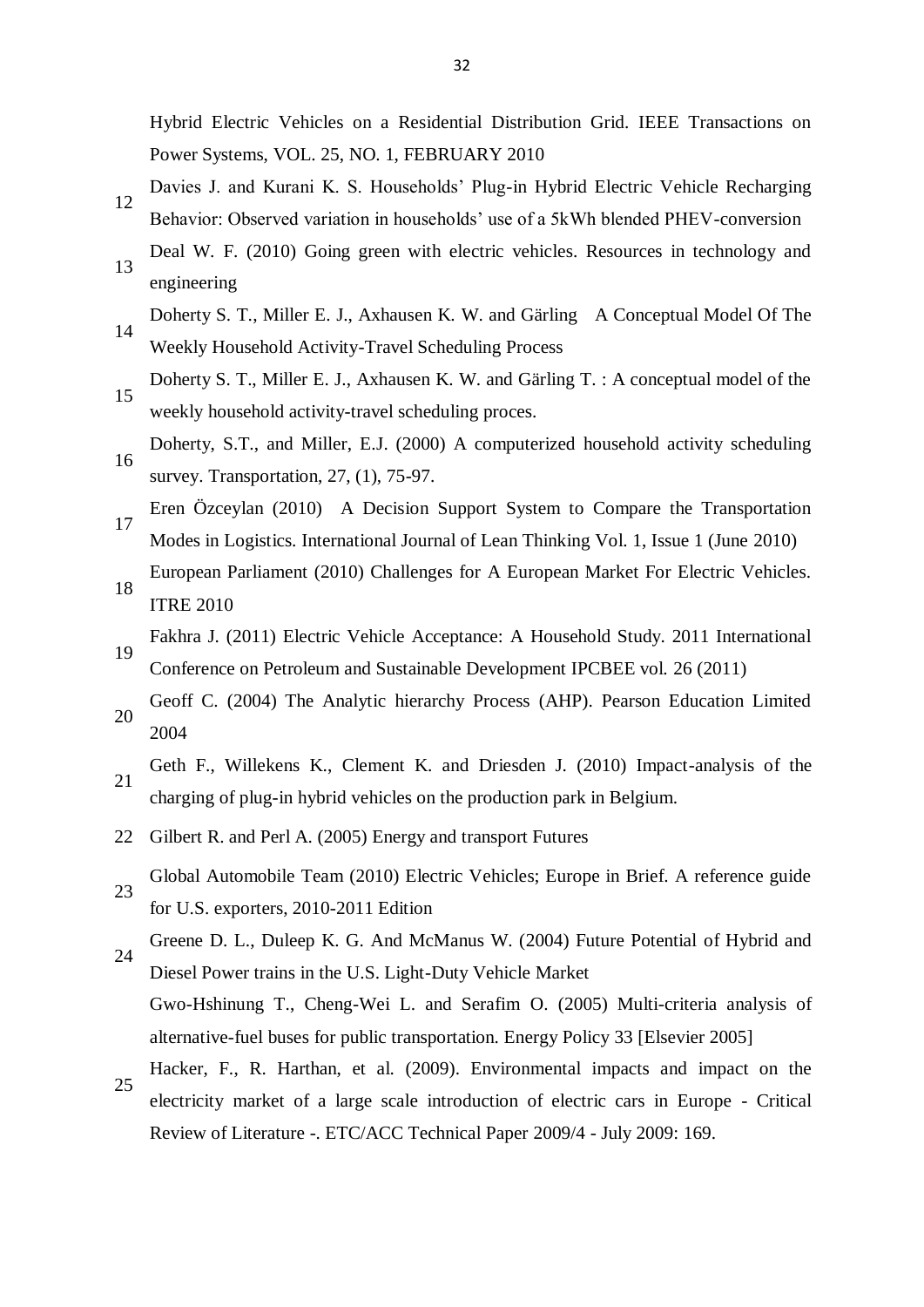Hybrid Electric Vehicles on a Residential Distribution Grid. IEEE Transactions on Power Systems, VOL. 25, NO. 1, FEBRUARY 2010

12 Davies J. and Kurani K. S. Households' Plug-in Hybrid Electric Vehicle Recharging Behavior: Observed variation in households' use of a 5kWh blended PHEV-conversion

13 Deal W. F. (2010) Going green with electric vehicles. Resources in technology and engineering

14 Doherty S. T., Miller E. J., Axhausen K. W. and Gärling A Conceptual Model Of The Weekly Household Activity-Travel Scheduling Process

15 Doherty S. T., Miller E. J., Axhausen K. W. and Gärling T. : A conceptual model of the weekly household activity-travel scheduling proces.

16 Doherty, S.T., and Miller, E.J. (2000) A computerized household activity scheduling survey. Transportation, 27, (1), 75-97.

17 Eren Özceylan (2010) A Decision Support System to Compare the Transportation Modes in Logistics. International Journal of Lean Thinking Vol. 1, Issue 1 (June 2010)

18 European Parliament (2010) Challenges for A European Market For Electric Vehicles. ITRE 2010

19 Fakhra J. (2011) Electric Vehicle Acceptance: A Household Study. 2011 International Conference on Petroleum and Sustainable Development IPCBEE vol. 26 (2011)

20 Geoff C. (2004) The Analytic hierarchy Process (AHP). Pearson Education Limited 2004

21 Geth F., Willekens K., Clement K. and Driesden J. (2010) Impact-analysis of the charging of plug-in hybrid vehicles on the production park in Belgium.

22 Gilbert R. and Perl A. (2005) Energy and transport Futures

23 Global Automobile Team (2010) Electric Vehicles; Europe in Brief. A reference guide for U.S. exporters, 2010-2011 Edition

24 Greene D. L., Duleep K. G. And McManus W. (2004) Future Potential of Hybrid and Diesel Power trains in the U.S. Light-Duty Vehicle Market

Gwo-Hshinung T., Cheng-Wei L. and Serafim O. (2005) Multi-criteria analysis of alternative-fuel buses for public transportation. Energy Policy 33 [Elsevier 2005]

25 Hacker, F., R. Harthan, et al. (2009). Environmental impacts and impact on the electricity market of a large scale introduction of electric cars in Europe - Critical Review of Literature -. ETC/ACC Technical Paper 2009/4 - July 2009: 169.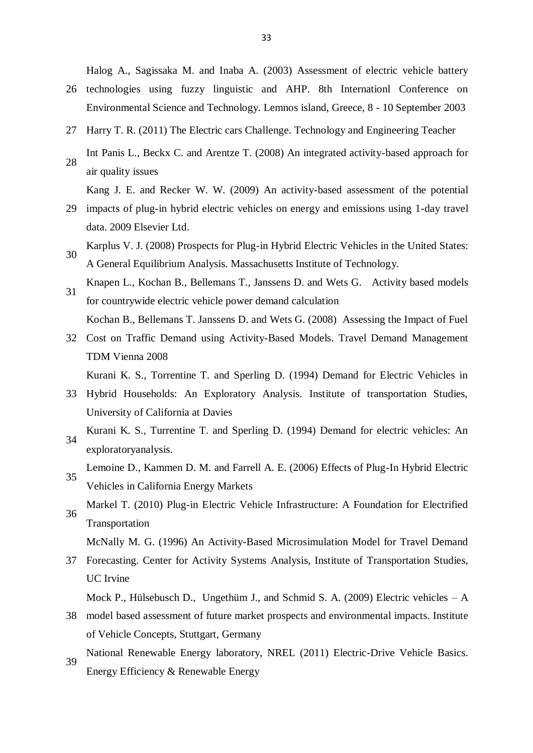26 Halog A., Sagissaka M. and Inaba A. (2003) Assessment of electric vehicle battery technologies using fuzzy linguistic and AHP. 8th Internationl Conference on Environmental Science and Technology. Lemnos island, Greece, 8 - 10 September 2003

27 Harry T. R. (2011) The Electric cars Challenge. Technology and Engineering Teacher

28 Int Panis L., Beckx C. and Arentze T. (2008) An integrated activity-based approach for air quality issues

29 Kang J. E. and Recker W. W. (2009) An activity-based assessment of the potential impacts of plug-in hybrid electric vehicles on energy and emissions using 1-day travel data. 2009 Elsevier Ltd.

30 Karplus V. J. (2008) Prospects for Plug-in Hybrid Electric Vehicles in the United States: A General Equilibrium Analysis. Massachusetts Institute of Technology.

31 Knapen L., Kochan B., Bellemans T., Janssens D. and Wets G. Activity based models for countrywide electric vehicle power demand calculation

32 Kochan B., Bellemans T. Janssens D. and Wets G. (2008) Assessing the Impact of Fuel Cost on Traffic Demand using Activity-Based Models. Travel Demand Management TDM Vienna 2008

33 Kurani K. S., Torrentine T. and Sperling D. (1994) Demand for Electric Vehicles in Hybrid Households: An Exploratory Analysis. Institute of transportation Studies, University of California at Davies

34 Kurani K. S., Turrentine T. and Sperling D. (1994) Demand for electric vehicles: An exploratoryanalysis.

35 Lemoine D., Kammen D. M. and Farrell A. E. (2006) Effects of Plug-In Hybrid Electric Vehicles in California Energy Markets

36 Markel T. (2010) Plug-in Electric Vehicle Infrastructure: A Foundation for Electrified Transportation

37 McNally M. G. (1996) An Activity-Based Microsimulation Model for Travel Demand Forecasting. Center for Activity Systems Analysis, Institute of Transportation Studies, UC Irvine

38 Mock P., Hülsebusch D., Ungethüm J., and Schmid S. A. (2009) Electric vehicles – A model based assessment of future market prospects and environmental impacts. Institute of Vehicle Concepts, Stuttgart, Germany

39 National Renewable Energy laboratory, NREL (2011) Electric-Drive Vehicle Basics. Energy Efficiency & Renewable Energy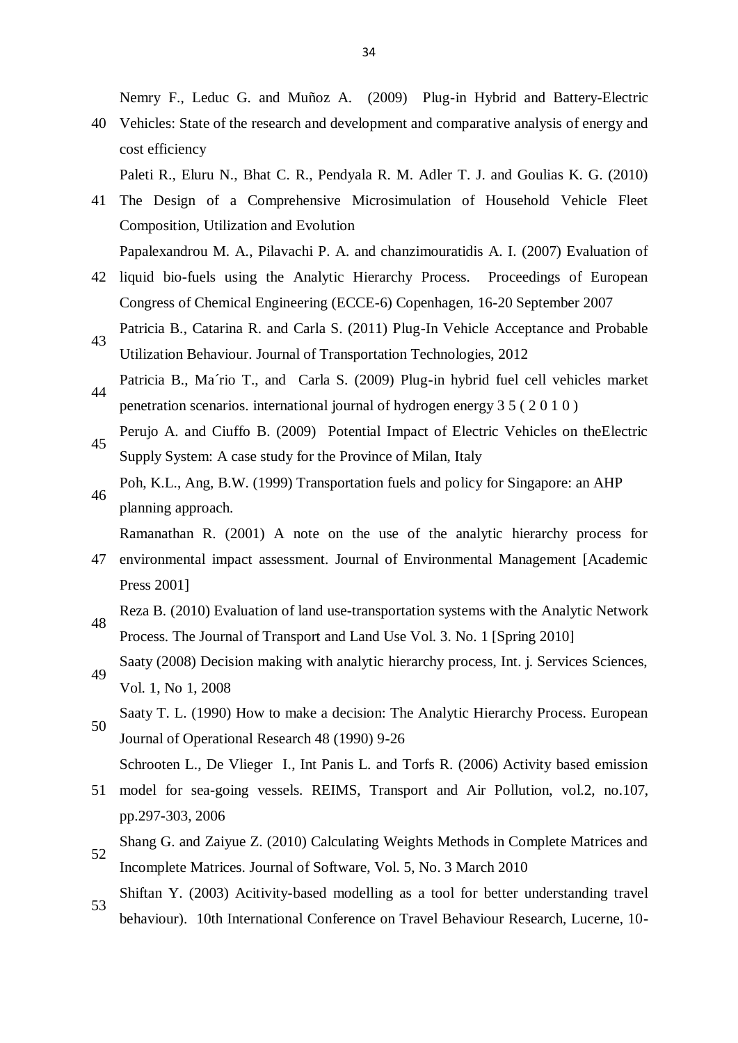40 Nemry F., Leduc G. and Muñoz A. (2009) Plug-in Hybrid and Battery-Electric Vehicles: State of the research and development and comparative analysis of energy and cost efficiency

41 Paleti R., Eluru N., Bhat C. R., Pendyala R. M. Adler T. J. and Goulias K. G. (2010) The Design of a Comprehensive Microsimulation of Household Vehicle Fleet Composition, Utilization and Evolution

42 Papalexandrou M. A., Pilavachi P. A. and chanzimouratidis A. I. (2007) Evaluation of liquid bio-fuels using the Analytic Hierarchy Process. Proceedings of European Congress of Chemical Engineering (ECCE-6) Copenhagen, 16-20 September 2007

43 Patricia B., Catarina R. and Carla S. (2011) Plug-In Vehicle Acceptance and Probable Utilization Behaviour. Journal of Transportation Technologies, 2012

44 Patricia B., Ma´rio T., and Carla S. (2009) Plug-in hybrid fuel cell vehicles market penetration scenarios. international journal of hydrogen energy 3 5 ( 2 0 1 0 )

45 Perujo A. and Ciuffo B. (2009) Potential Impact of Electric Vehicles on theElectric Supply System: A case study for the Province of Milan, Italy

46 Poh, K.L., Ang, B.W. (1999) Transportation fuels and policy for Singapore: an AHP planning approach.

47 Ramanathan R. (2001) A note on the use of the analytic hierarchy process for environmental impact assessment. Journal of Environmental Management [Academic Press 2001]

48 Reza B. (2010) Evaluation of land use-transportation systems with the Analytic Network Process. The Journal of Transport and Land Use Vol. 3. No. 1 [Spring 2010]

49 Saaty (2008) Decision making with analytic hierarchy process, Int. j. Services Sciences, Vol. 1, No 1, 2008

50 Saaty T. L. (1990) How to make a decision: The Analytic Hierarchy Process. European Journal of Operational Research 48 (1990) 9-26

51 Schrooten L., De Vlieger I., Int Panis L. and Torfs R. (2006) Activity based emission model for sea-going vessels. REIMS, Transport and Air Pollution, vol.2, no.107, pp.297-303, 2006

52 Shang G. and Zaiyue Z. (2010) Calculating Weights Methods in Complete Matrices and Incomplete Matrices. Journal of Software, Vol. 5, No. 3 March 2010

53 Shiftan Y. (2003) Acitivity-based modelling as a tool for better understanding travel behaviour). 10th International Conference on Travel Behaviour Research, Lucerne, 10-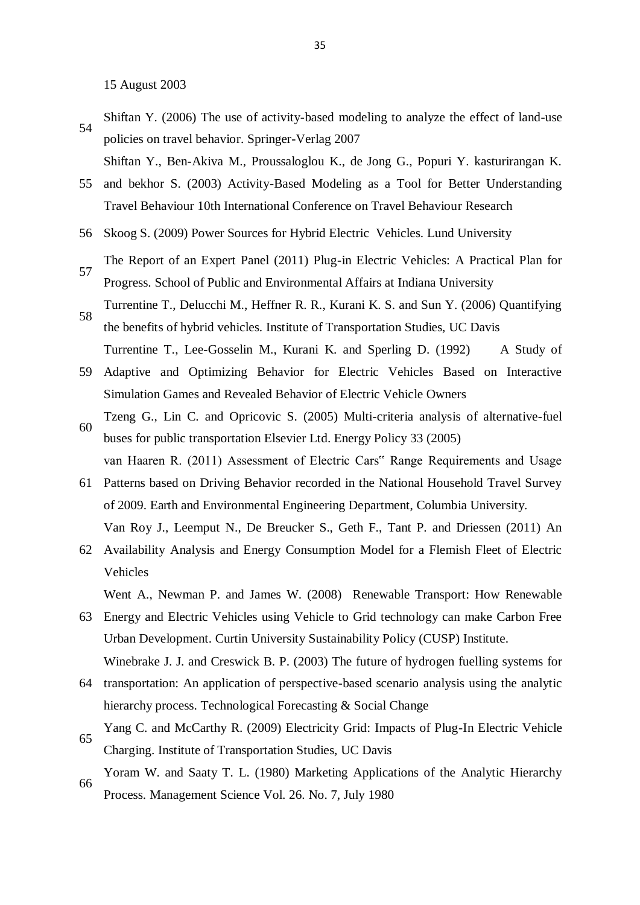15 August 2003

54 Shiftan Y. (2006) The use of activity-based modeling to analyze the effect of land-use policies on travel behavior. Springer-Verlag 2007

55 Shiftan Y., Ben-Akiva M., Proussaloglou K., de Jong G., Popuri Y. kasturirangan K. and bekhor S. (2003) Activity-Based Modeling as a Tool for Better Understanding Travel Behaviour 10th International Conference on Travel Behaviour Research

56 Skoog S. (2009) Power Sources for Hybrid Electric Vehicles. Lund University

57 The Report of an Expert Panel (2011) Plug-in Electric Vehicles: A Practical Plan for Progress. School of Public and Environmental Affairs at Indiana University

58 Turrentine T., Delucchi M., Heffner R. R., Kurani K. S. and Sun Y. (2006) Quantifying the benefits of hybrid vehicles. Institute of Transportation Studies, UC Davis

59 Turrentine T., Lee-Gosselin M., Kurani K. and Sperling D. (1992) A Study of Adaptive and Optimizing Behavior for Electric Vehicles Based on Interactive Simulation Games and Revealed Behavior of Electric Vehicle Owners

60 Tzeng G., Lin C. and Opricovic S. (2005) Multi-criteria analysis of alternative-fuel buses for public transportation Elsevier Ltd. Energy Policy 33 (2005)

61 van Haaren R. (2011) Assessment of Electric Cars‟ Range Requirements and Usage Patterns based on Driving Behavior recorded in the National Household Travel Survey of 2009. Earth and Environmental Engineering Department, Columbia University.

62 Van Roy J., Leemput N., De Breucker S., Geth F., Tant P. and Driessen (2011) An Availability Analysis and Energy Consumption Model for a Flemish Fleet of Electric Vehicles

63 Went A., Newman P. and James W. (2008) Renewable Transport: How Renewable Energy and Electric Vehicles using Vehicle to Grid technology can make Carbon Free Urban Development. Curtin University Sustainability Policy (CUSP) Institute.

64 Winebrake J. J. and Creswick B. P. (2003) The future of hydrogen fuelling systems for transportation: An application of perspective-based scenario analysis using the analytic hierarchy process. Technological Forecasting & Social Change

65 Yang C. and McCarthy R. (2009) Electricity Grid: Impacts of Plug-In Electric Vehicle Charging. Institute of Transportation Studies, UC Davis

66 Yoram W. and Saaty T. L. (1980) Marketing Applications of the Analytic Hierarchy Process. Management Science Vol. 26. No. 7, July 1980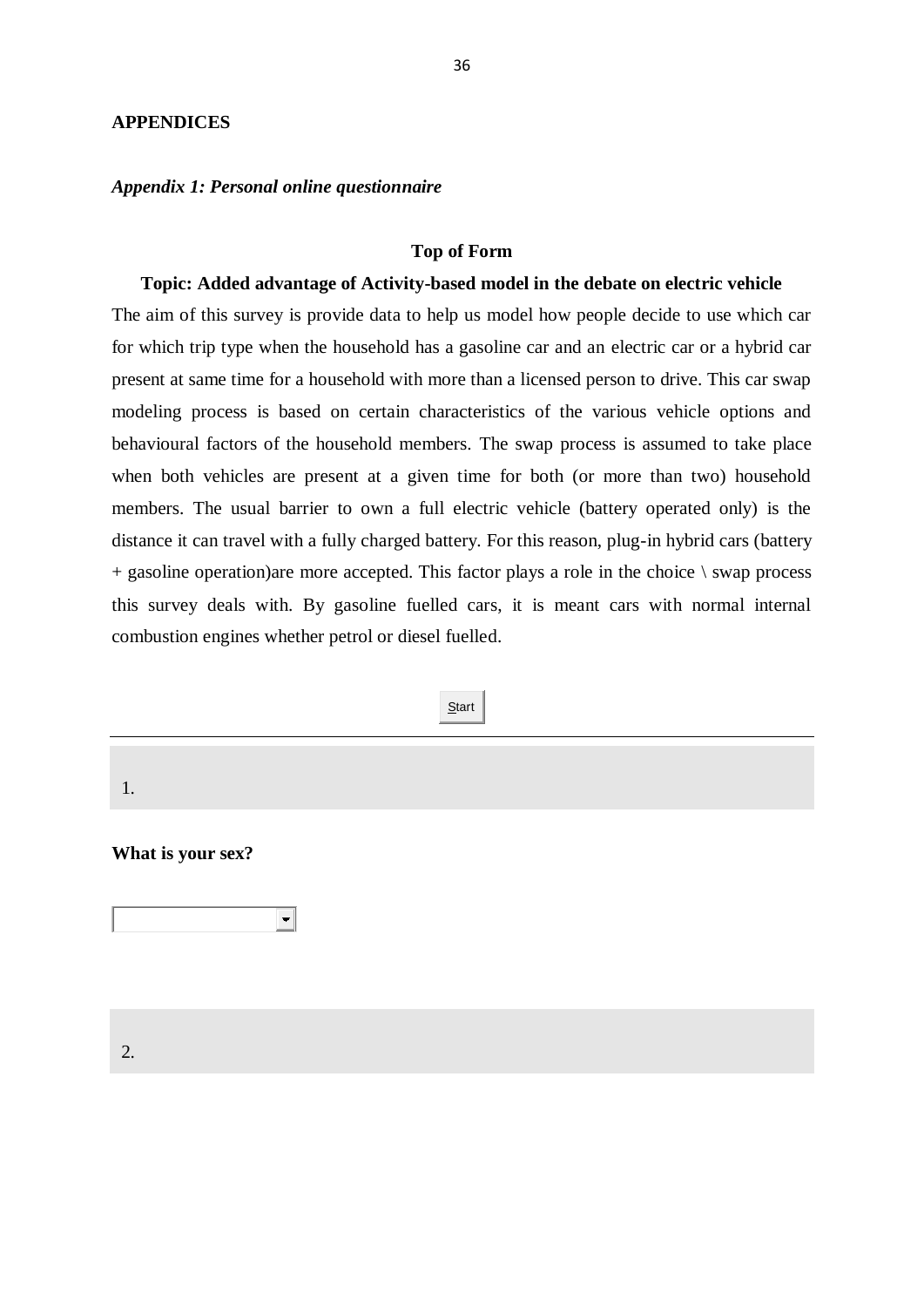## APPENDICES

### *Appendix 1: Personal online questionnaire*

**Top of Form**

**Topic: Added advantage of Activity-based model in the debate on electric vehicle**

The aim of this survey is provide data to help us model how people decide to use which car for which trip type when the household has a gasoline car and an electric car or a hybrid car present at same time for a household with more than a licensed person to drive. This car swap modeling process is based on certain characteristics of the various vehicle options and behavioural factors of the household members. The swap process is assumed to take place when both vehicles are present at a given time for both (or more than two) household members. The usual barrier to own a full electric vehicle (battery operated only) is the distance it can travel with a fully charged battery. For this reason, plug-in hybrid cars (battery + gasoline operation)are more accepted. This factor plays a role in the choice \ swap process this survey deals with. By gasoline fuelled cars, it is meant cars with normal internal combustion engines whether petrol or diesel fuelled.

Start

---

1.

**What is your sex?**

2.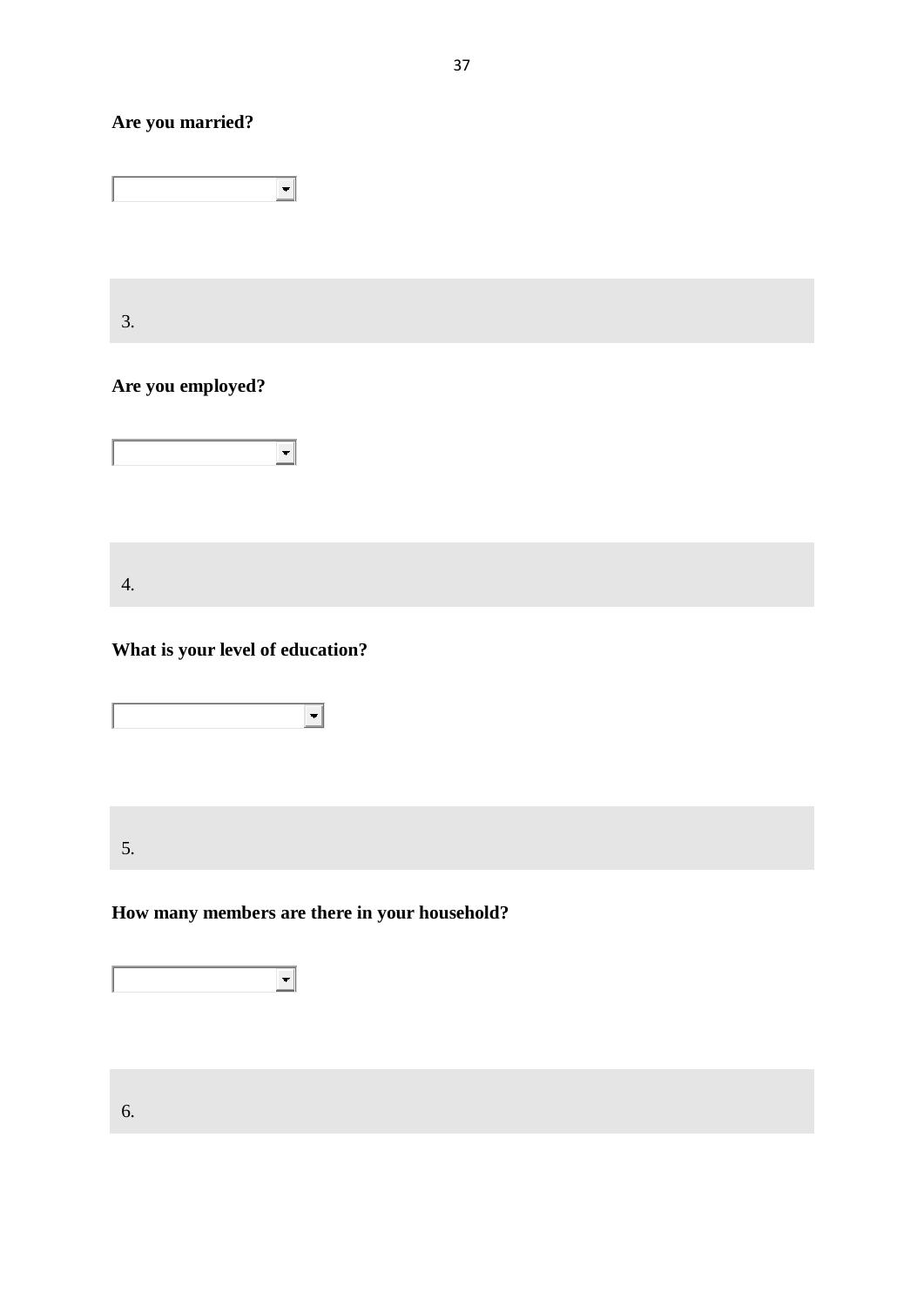**Are you married?**

3.

**Are you employed?**

4.

**What is your level of education?**

5.

**How many members are there in your household?**

6.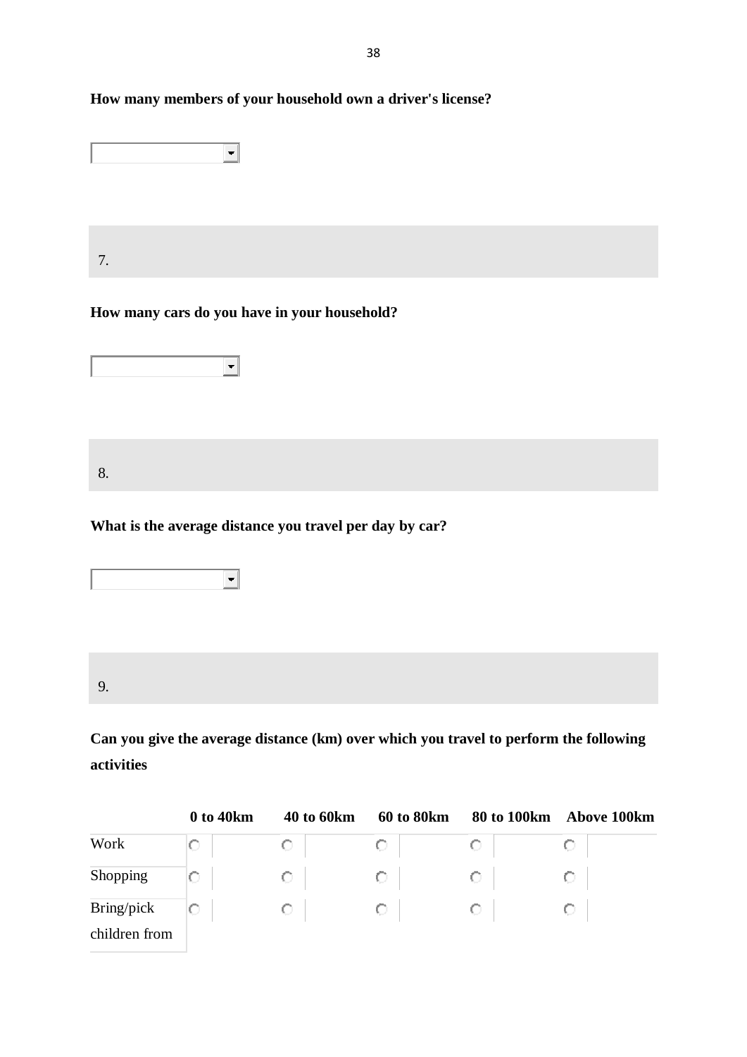**How many members of your household own a driver's license?**

7.

**How many cars do you have in your household?**

8.

**What is the average distance you travel per day by car?**

9.

**Can you give the average distance (km) over which you travel to perform the following activities**

| | 0 to 40km | 40 to 60km | 60 to 80km | 80 to 100km | Above 100km |
|---|---|---|---|---|---|
| Work | ○ | ○ | ○ | ○ | ○ |
| Shopping | ○ | ○ | ○ | ○ | ○ |
| Bring/pick children from | ○ | ○ | ○ | ○ | ○ |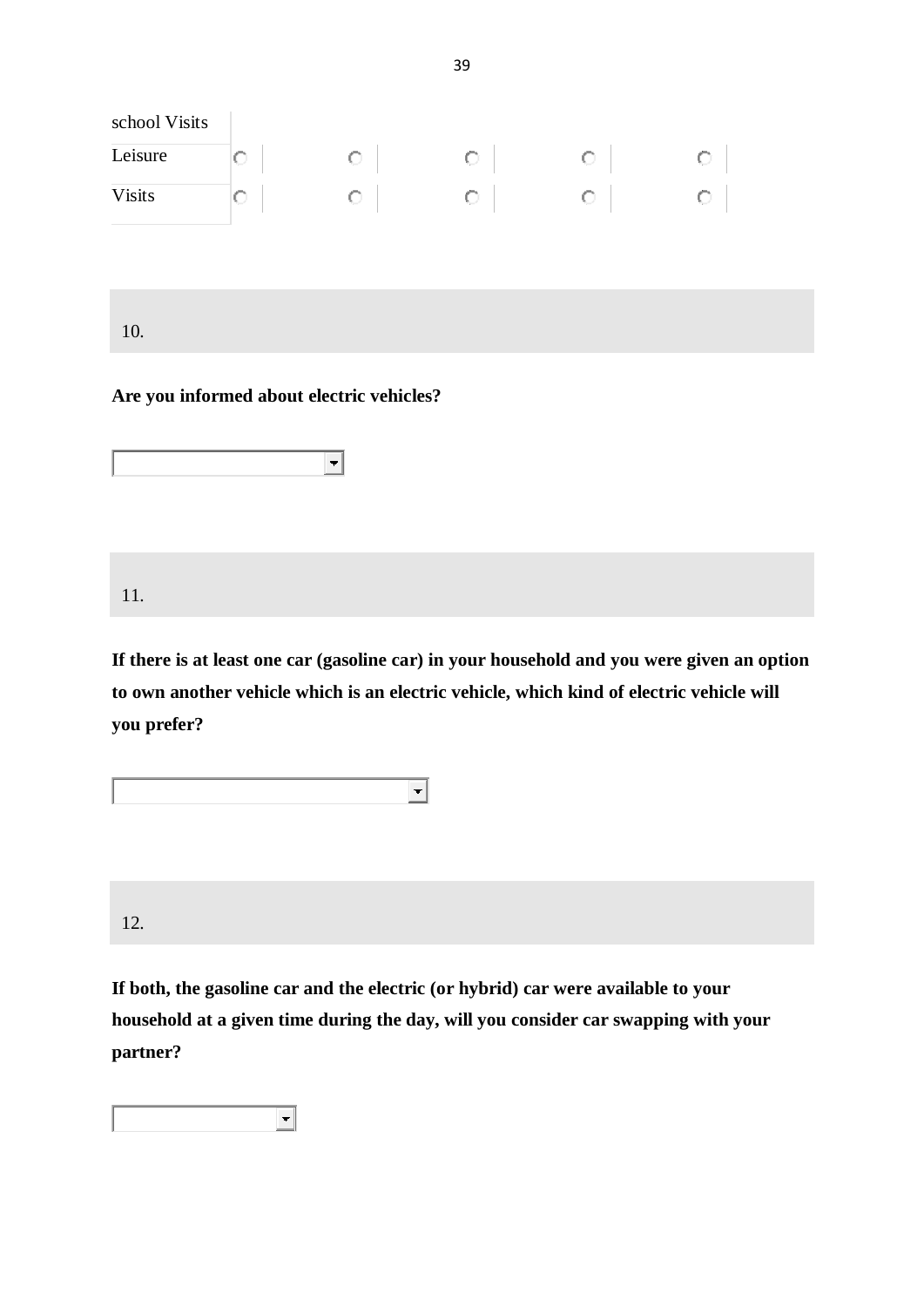| | | | | | |
|---|---|---|---|---|---|
| school Visits | | | | | |
| Leisure | ○ | ○ | ○ | ○ | ○ |
| Visits | ○ | ○ | ○ | ○ | ○ |

10.

**Are you informed about electric vehicles?**

11.

**If there is at least one car (gasoline car) in your household and you were given an option to own another vehicle which is an electric vehicle, which kind of electric vehicle will you prefer?**

12.

**If both, the gasoline car and the electric (or hybrid) car were available to your household at a given time during the day, will you consider car swapping with your partner?**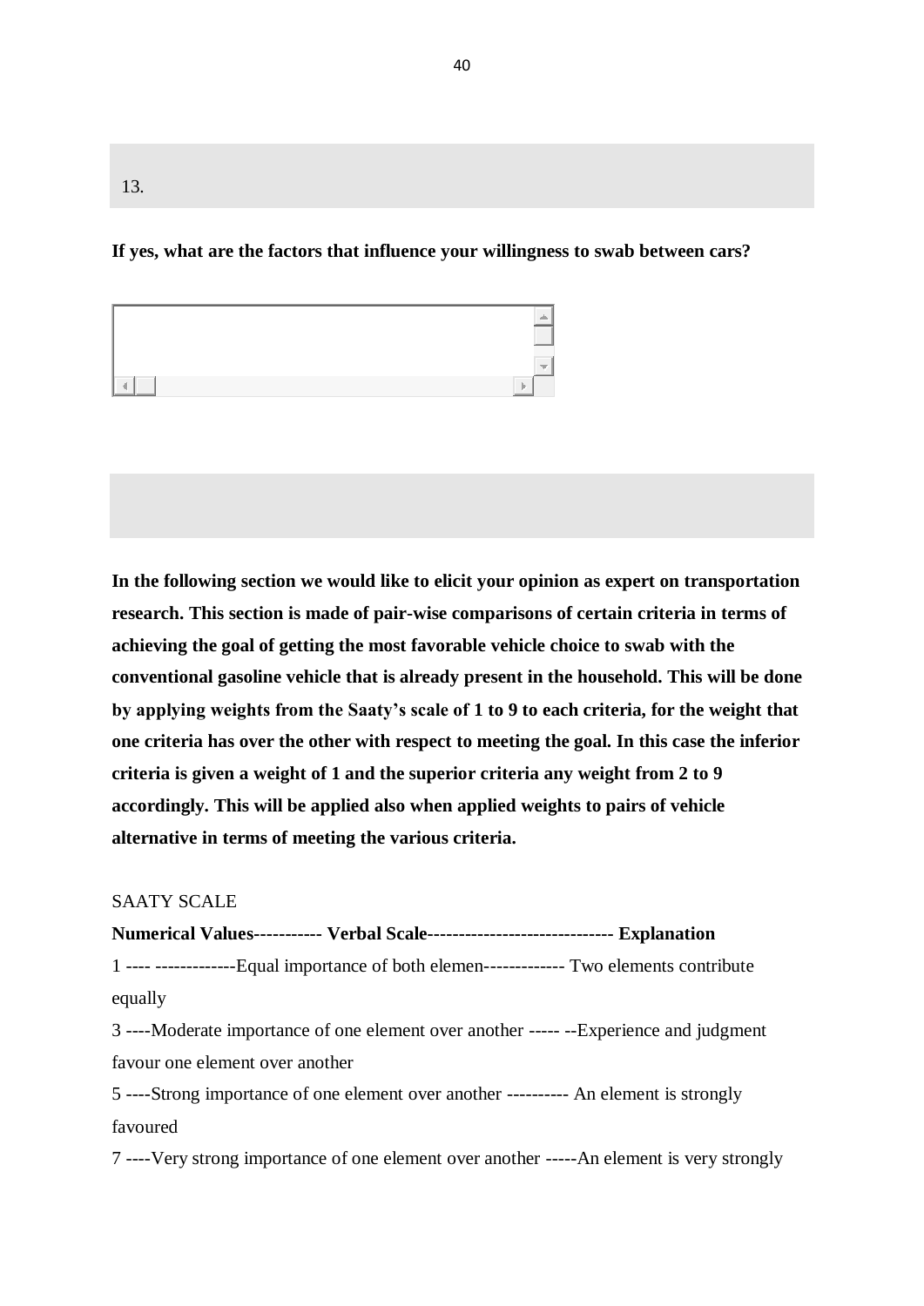13.

**If yes, what are the factors that influence your willingness to swab between cars?**

**In the following section we would like to elicit your opinion as expert on transportation research. This section is made of pair-wise comparisons of certain criteria in terms of achieving the goal of getting the most favorable vehicle choice to swab with the conventional gasoline vehicle that is already present in the household. This will be done by applying weights from the Saaty's scale of 1 to 9 to each criteria, for the weight that one criteria has over the other with respect to meeting the goal. In this case the inferior criteria is given a weight of 1 and the superior criteria any weight from 2 to 9 accordingly. This will be applied also when applied weights to pairs of vehicle alternative in terms of meeting the various criteria.**

SAATY SCALE

**Numerical Values----------- Verbal Scale------------------------------ Explanation**

1 ---- -------------Equal importance of both elemen------------- Two elements contribute equally

3 ----Moderate importance of one element over another ----- --Experience and judgment favour one element over another

5 ----Strong importance of one element over another ---------- An element is strongly favoured

7 ----Very strong importance of one element over another -----An element is very strongly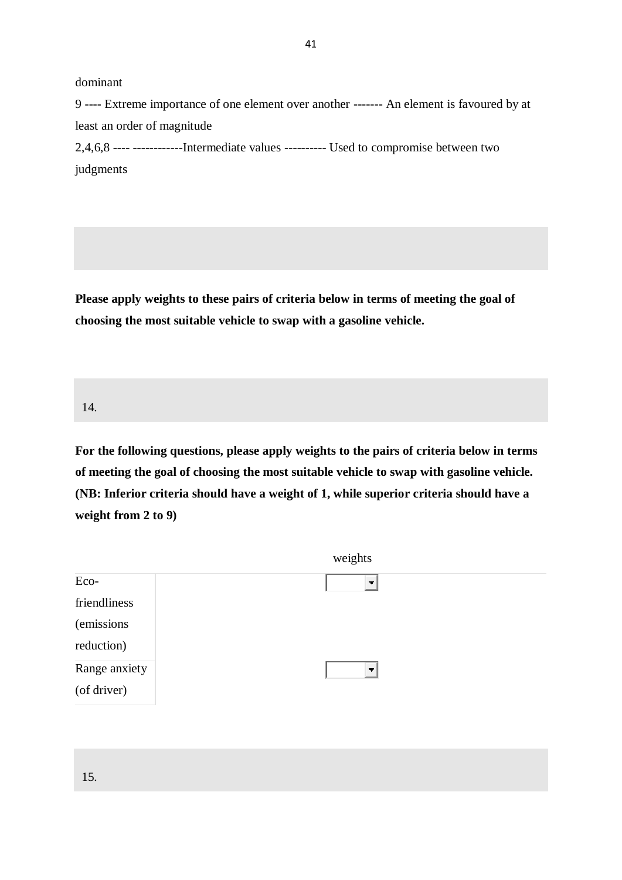dominant

9 ---- Extreme importance of one element over another ------- An element is favoured by at least an order of magnitude

2,4,6,8 ---- ------------Intermediate values ---------- Used to compromise between two judgments

**Please apply weights to these pairs of criteria below in terms of meeting the goal of choosing the most suitable vehicle to swap with a gasoline vehicle.**

14.

**For the following questions, please apply weights to the pairs of criteria below in terms of meeting the goal of choosing the most suitable vehicle to swap with gasoline vehicle. (NB: Inferior criteria should have a weight of 1, while superior criteria should have a weight from 2 to 9)**

| | weights |
|---|---|
| Eco-friendliness (emissions reduction) | |
| Range anxiety (of driver) | |

15.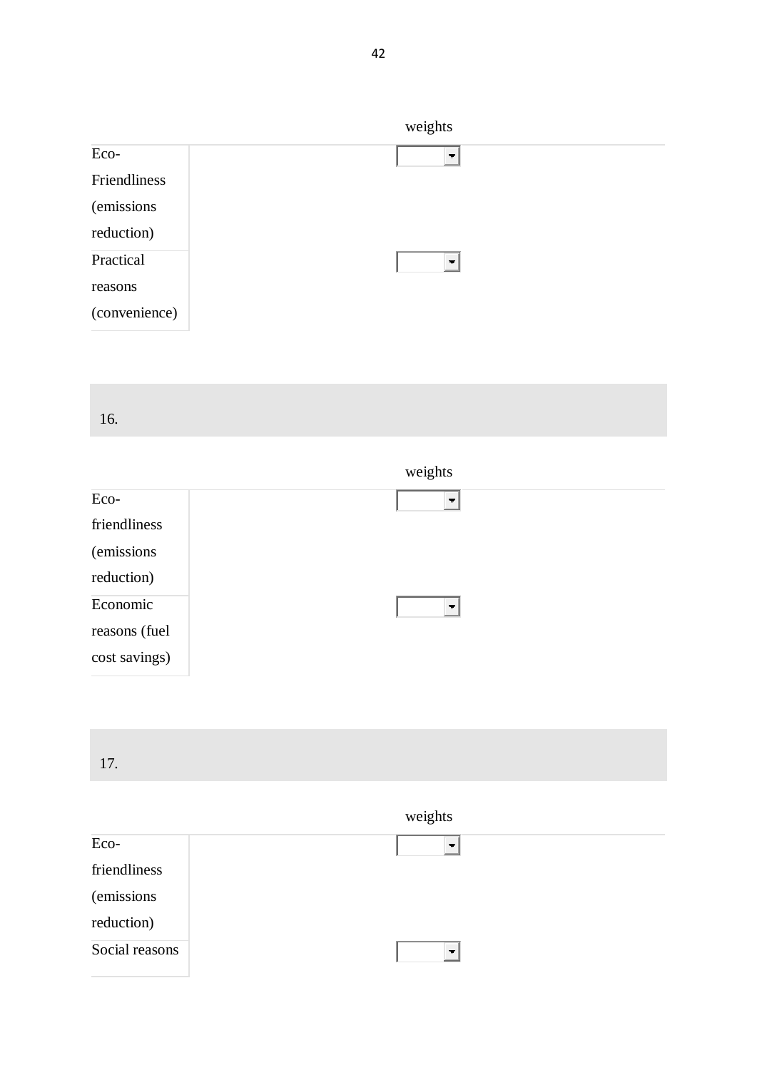| | weights |
|---|---|
| Eco-Friendliness (emissions reduction) | |
| Practical reasons (convenience) | |

16.

| | weights |
|---|---|
| Eco-friendliness (emissions reduction) | |
| Economic reasons (fuel cost savings) | |

17.

| | weights |
|---|---|
| Eco-friendliness (emissions reduction) | |
| Social reasons | |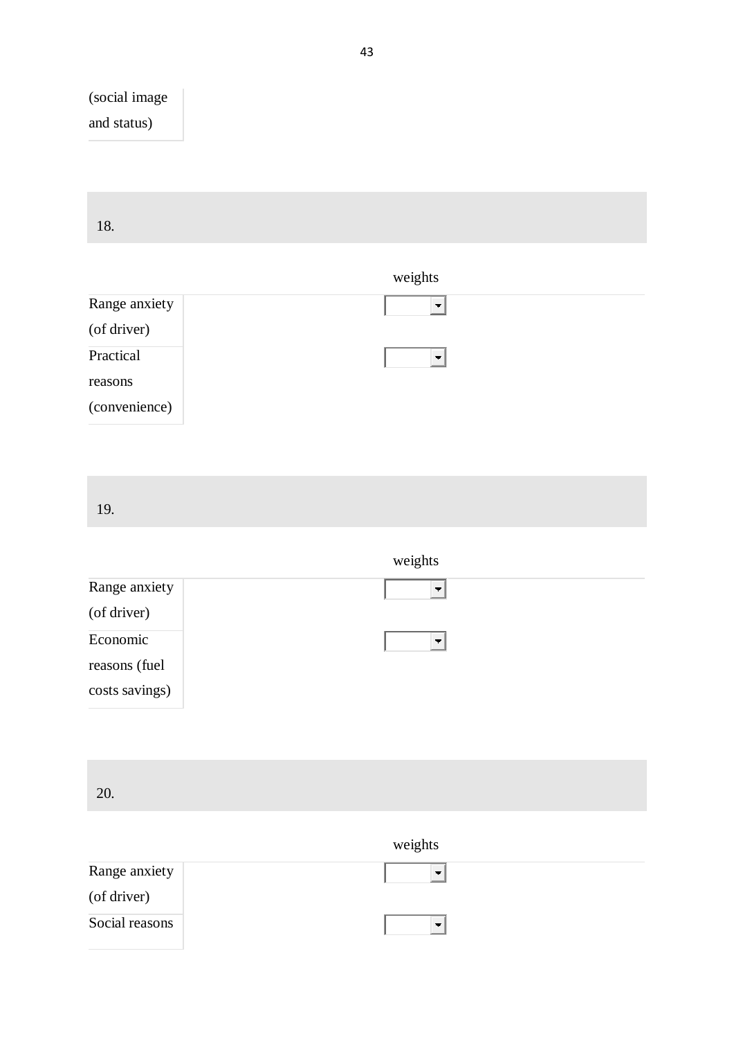| (social image and status) |
|---|

18.

| | weights |
|---|---|
| Range anxiety (of driver) | |
| Practical reasons (convenience) | |

19.

| | weights |
|---|---|
| Range anxiety (of driver) | |
| Economic reasons (fuel costs savings) | |

20.

| | weights |
|---|---|
| Range anxiety (of driver) | |
| Social reasons | |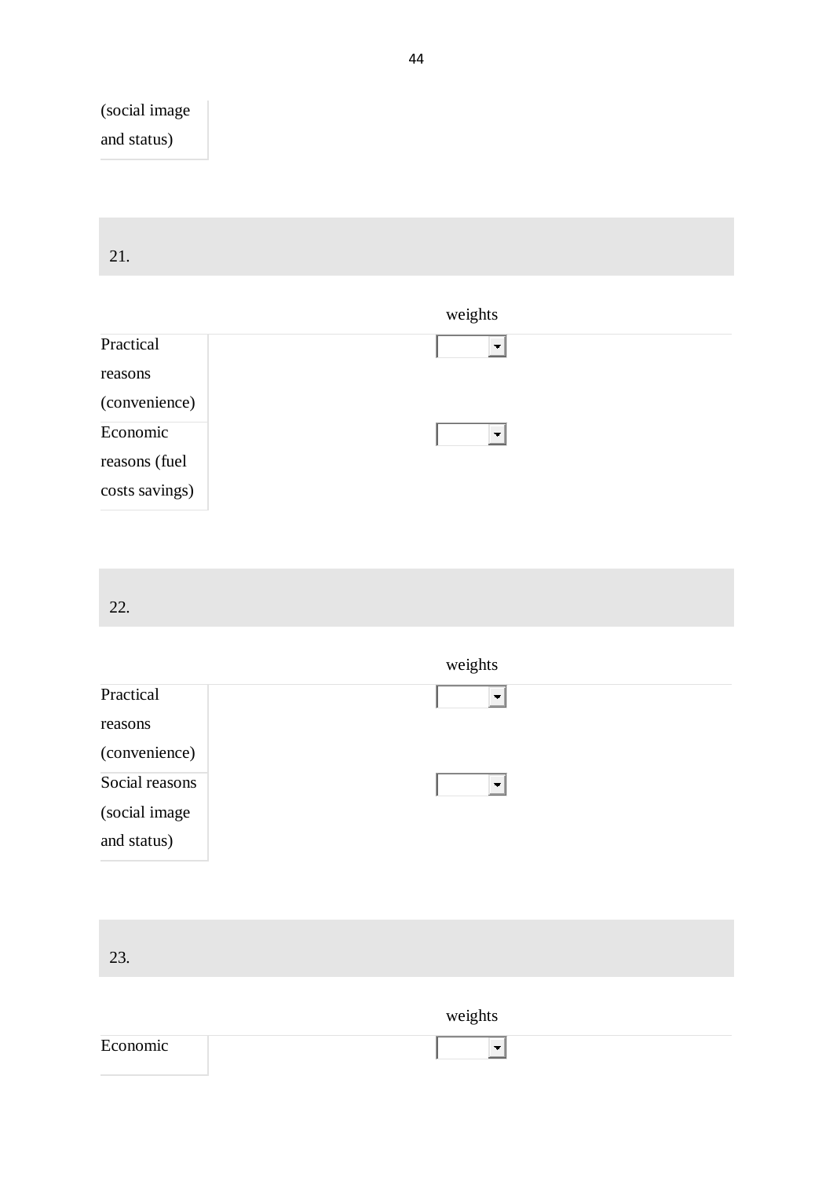| |
|---|
| (social image and status) |

21.

| | weights |
|---|---|
| Practical reasons (convenience) | |
| Economic reasons (fuel costs savings) | |

22.

| | weights |
|---|---|
| Practical reasons (convenience) | |
| Social reasons (social image and status) | |

23.

| | weights |
|---|---|
| Economic | |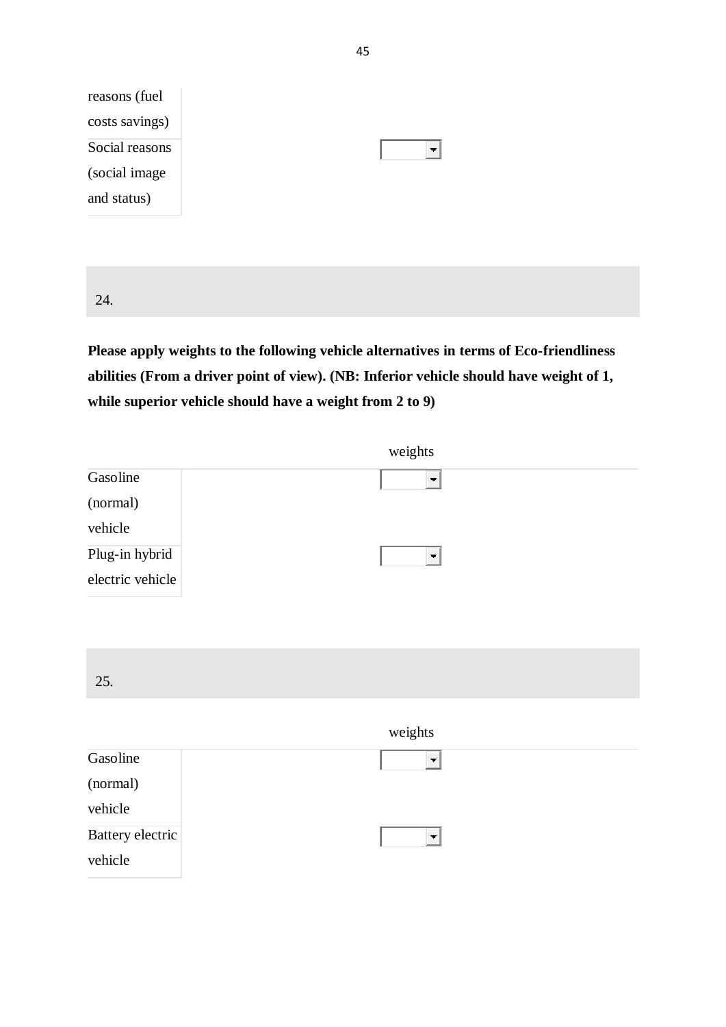| | |
|---|---|
| reasons (fuel costs savings) | |
| Social reasons (social image and status) | |

24.

**Please apply weights to the following vehicle alternatives in terms of Eco-friendliness abilities (From a driver point of view). (NB: Inferior vehicle should have weight of 1, while superior vehicle should have a weight from 2 to 9)**

| | weights |
|---|---|
| Gasoline (normal) vehicle | |
| Plug-in hybrid electric vehicle | |

25.

| | weights |
|---|---|
| Gasoline (normal) vehicle | |
| Battery electric vehicle | |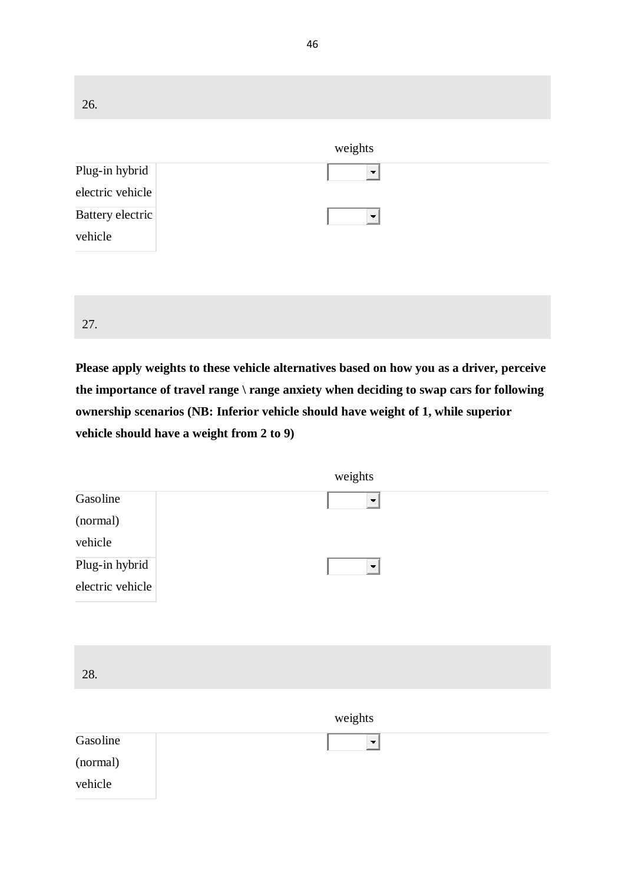26.

| | weights |
|---|---|
| Plug-in hybrid electric vehicle | |
| Battery electric vehicle | |

27.

**Please apply weights to these vehicle alternatives based on how you as a driver, perceive the importance of travel range \ range anxiety when deciding to swap cars for following ownership scenarios (NB: Inferior vehicle should have weight of 1, while superior vehicle should have a weight from 2 to 9)**

| | weights |
|---|---|
| Gasoline (normal) vehicle | |
| Plug-in hybrid electric vehicle | |

28.

| | weights |
|---|---|
| Gasoline (normal) vehicle | |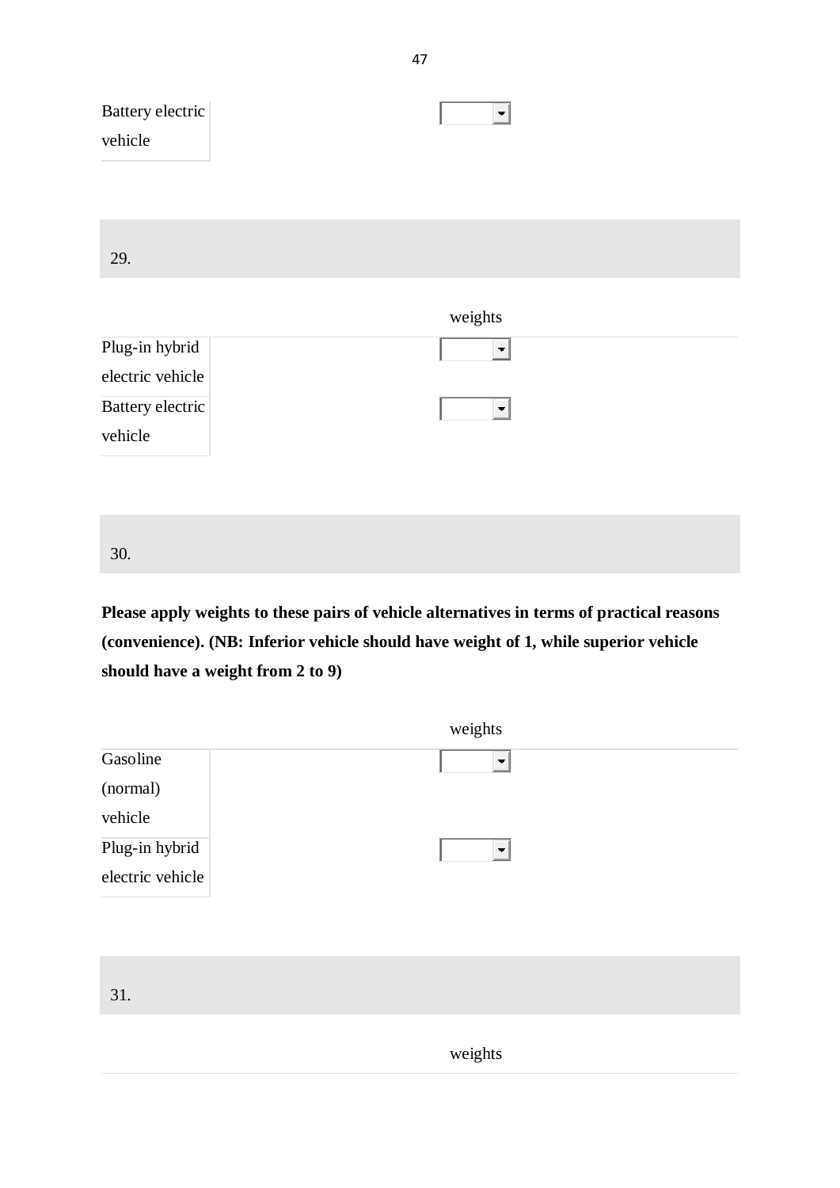| | |
|---|---|
| Battery electric vehicle | |

29.

| | weights |
|---|---|
| Plug-in hybrid electric vehicle | |
| Battery electric vehicle | |

30.

**Please apply weights to these pairs of vehicle alternatives in terms of practical reasons (convenience). (NB: Inferior vehicle should have weight of 1, while superior vehicle should have a weight from 2 to 9)**

| | weights |
|---|---|
| Gasoline (normal) vehicle | |
| Plug-in hybrid electric vehicle | |

31.

| | weights |
|---|---|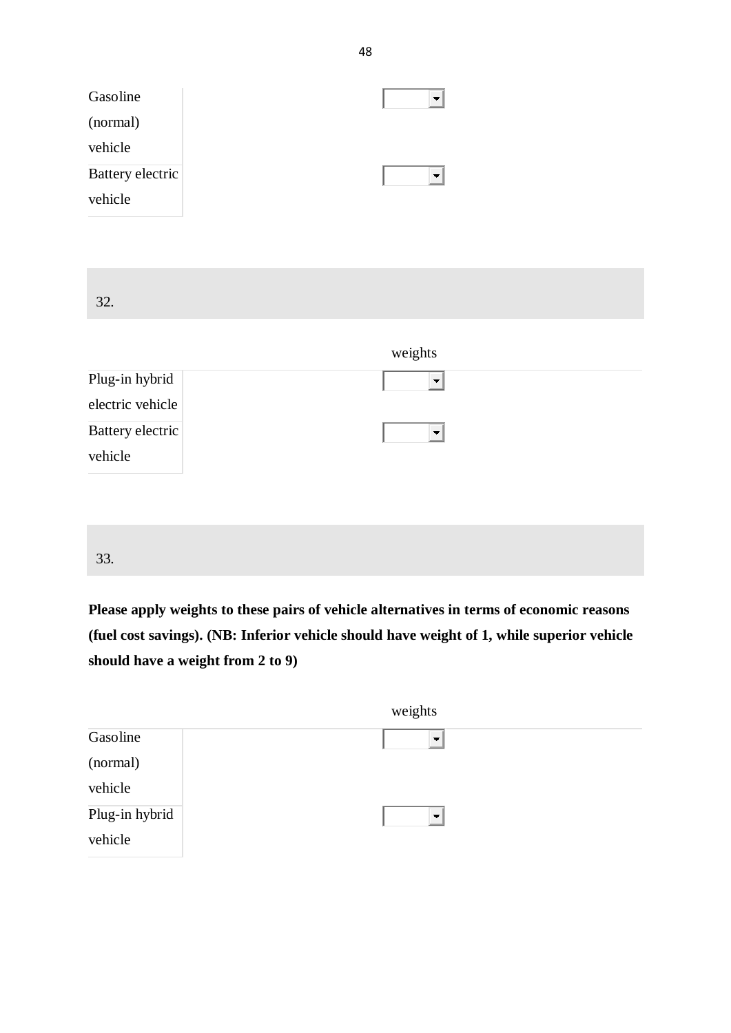| | |
|---|---|
| Gasoline (normal) vehicle | |
| Battery electric vehicle | |

32.

| | weights |
|---|---|
| Plug-in hybrid electric vehicle | |
| Battery electric vehicle | |

33.

**Please apply weights to these pairs of vehicle alternatives in terms of economic reasons (fuel cost savings). (NB: Inferior vehicle should have weight of 1, while superior vehicle should have a weight from 2 to 9)**

| | weights |
|---|---|
| Gasoline (normal) vehicle | |
| Plug-in hybrid vehicle | |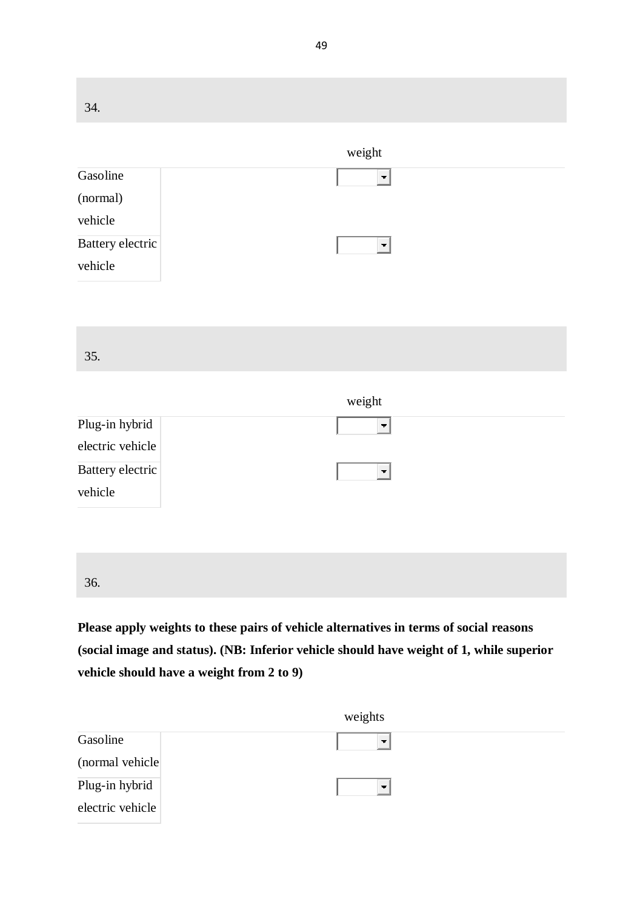34.

| | weight |
|---|---|
| Gasoline (normal) vehicle | |
| Battery electric vehicle | |

35.

| | weight |
|---|---|
| Plug-in hybrid electric vehicle | |
| Battery electric vehicle | |

36.

**Please apply weights to these pairs of vehicle alternatives in terms of social reasons (social image and status). (NB: Inferior vehicle should have weight of 1, while superior vehicle should have a weight from 2 to 9)**

| | weights |
|---|---|
| Gasoline (normal vehicle | |
| Plug-in hybrid electric vehicle | |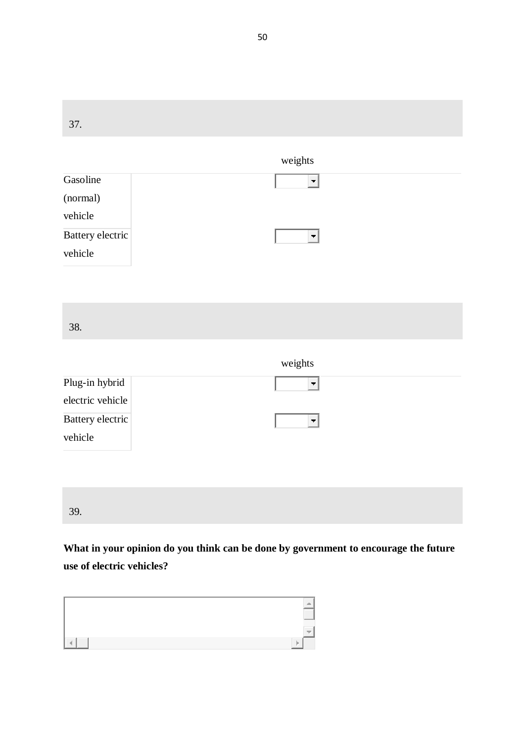37.

| | weights |
|---|---|
| Gasoline (normal) vehicle | |
| Battery electric vehicle | |

38.

| | weights |
|---|---|
| Plug-in hybrid electric vehicle | |
| Battery electric vehicle | |

39.

**What in your opinion do you think can be done by government to encourage the future use of electric vehicles?**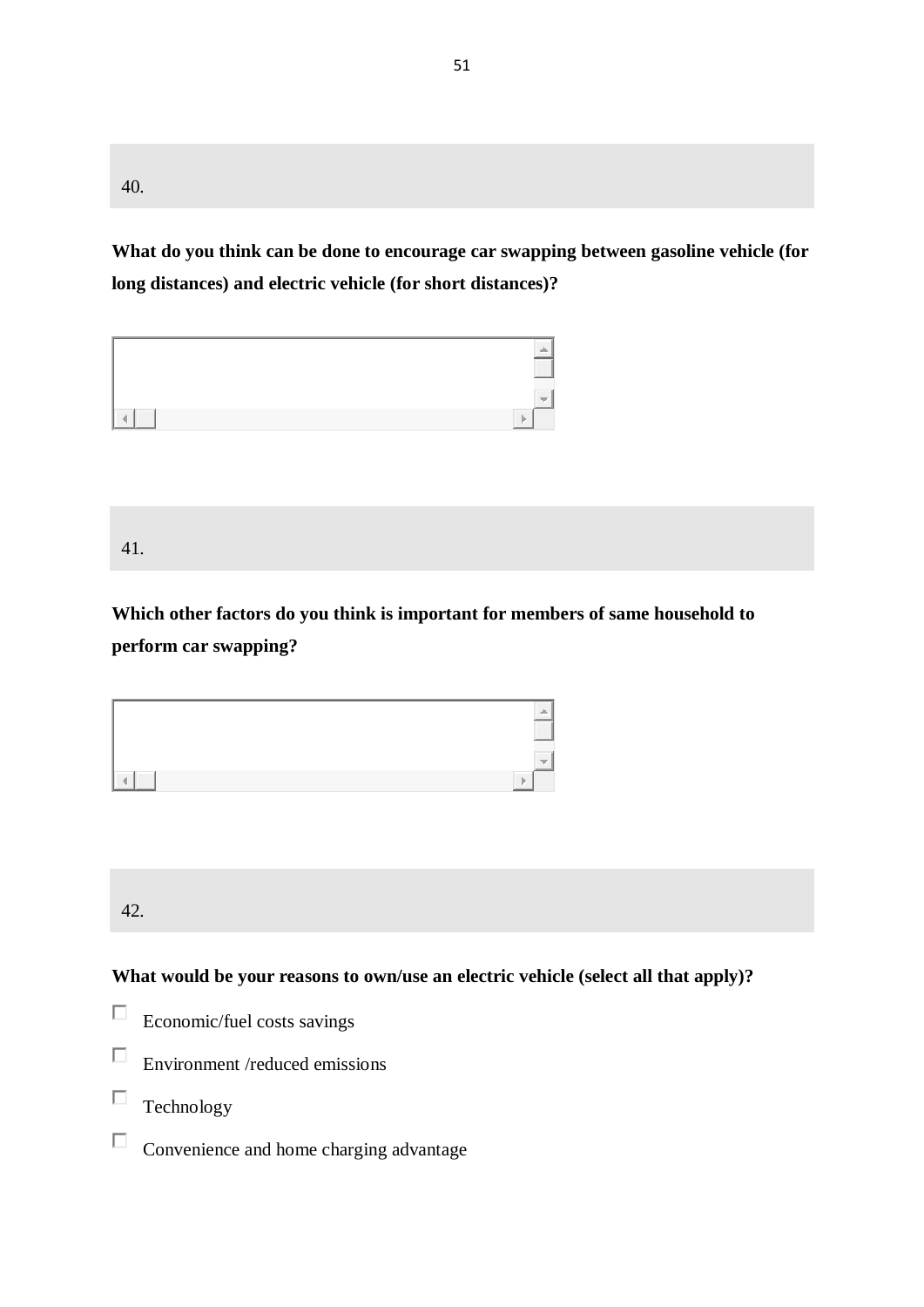40.

**What do you think can be done to encourage car swapping between gasoline vehicle (for long distances) and electric vehicle (for short distances)?**

41.

**Which other factors do you think is important for members of same household to perform car swapping?**

42.

**What would be your reasons to own/use an electric vehicle (select all that apply)?**

- ☐ Economic/fuel costs savings
- ☐ Environment /reduced emissions
- ☐ Technology
- ☐ Convenience and home charging advantage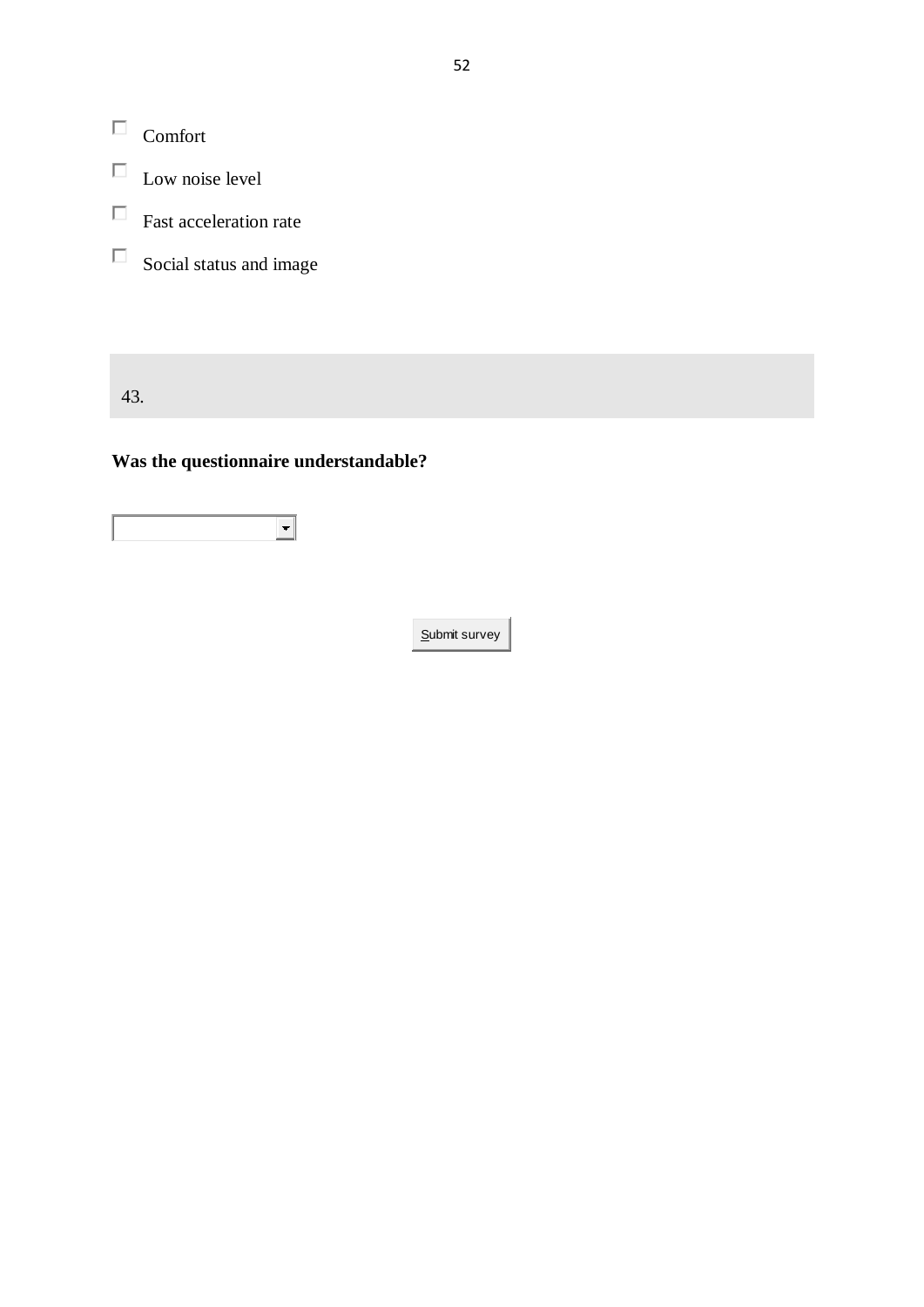- ☐ Comfort
- ☐ Low noise level
- ☐ Fast acceleration rate
- ☐ Social status and image

43.

**Was the questionnaire understandable?**

[ ▾ ]

Submit survey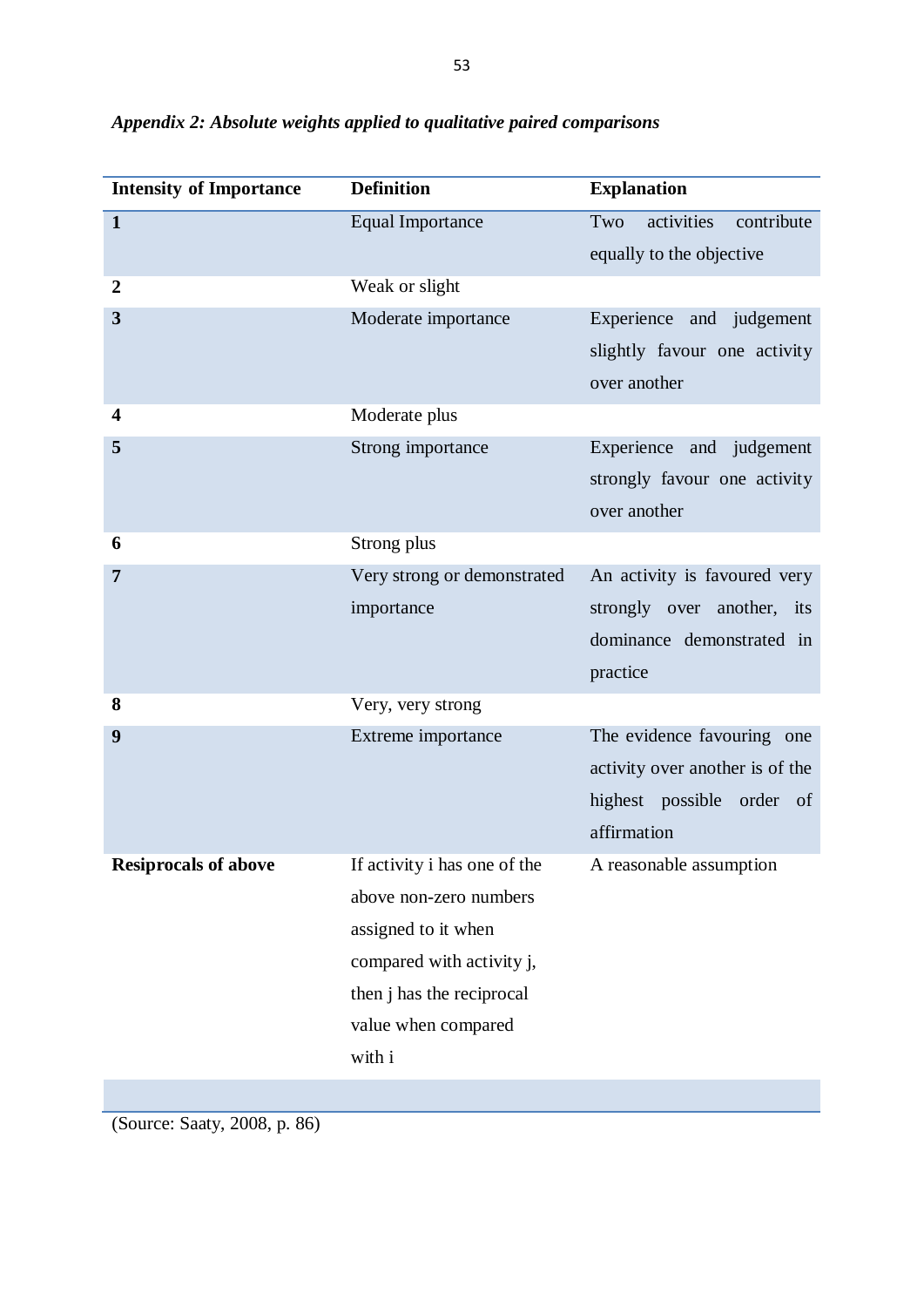*Appendix 2: Absolute weights applied to qualitative paired comparisons*

| Intensity of Importance | Definition | Explanation |
|---|---|---|
| **1** | Equal Importance | Two activities contribute equally to the objective |
| **2** | Weak or slight | |
| **3** | Moderate importance | Experience and judgement slightly favour one activity over another |
| **4** | Moderate plus | |
| **5** | Strong importance | Experience and judgement strongly favour one activity over another |
| **6** | Strong plus | |
| **7** | Very strong or demonstrated importance | An activity is favoured very strongly over another, its dominance demonstrated in practice |
| **8** | Very, very strong | |
| **9** | Extreme importance | The evidence favouring one activity over another is of the highest possible order of affirmation |
| **Resiprocals of above** | If activity i has one of the above non-zero numbers assigned to it when compared with activity j, then j has the reciprocal value when compared with i | A reasonable assumption |

(Source: Saaty, 2008, p. 86)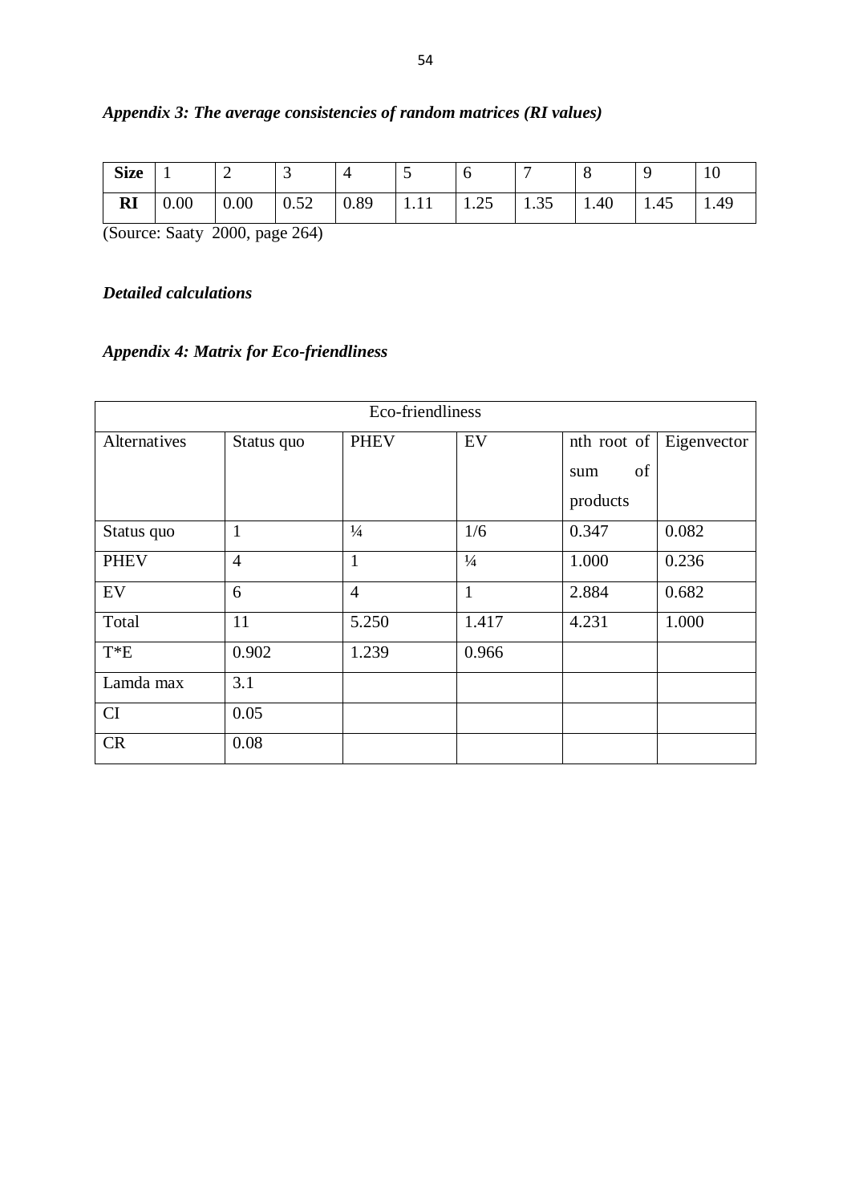*Appendix 3: The average consistencies of random matrices (RI values)*

| **Size** | 1 | 2 | 3 | 4 | 5 | 6 | 7 | 8 | 9 | 10 |
|---|---|---|---|---|---|---|---|---|---|---|
| **RI** | 0.00 | 0.00 | 0.52 | 0.89 | 1.11 | 1.25 | 1.35 | 1.40 | 1.45 | 1.49 |

(Source: Saaty 2000, page 264)

***Detailed calculations***

*Appendix 4: Matrix for Eco-friendliness*

| Eco-friendliness | | | | | |
|---|---|---|---|---|---|
| Alternatives | Status quo | PHEV | EV | nth root of sum of products | Eigenvector |
| Status quo | 1 | ¼ | 1/6 | 0.347 | 0.082 |
| PHEV | 4 | 1 | ¼ | 1.000 | 0.236 |
| EV | 6 | 4 | 1 | 2.884 | 0.682 |
| Total | 11 | 5.250 | 1.417 | 4.231 | 1.000 |
| T*E | 0.902 | 1.239 | 0.966 | | |
| Lamda max | 3.1 | | | | |
| CI | 0.05 | | | | |
| CR | 0.08 | | | | |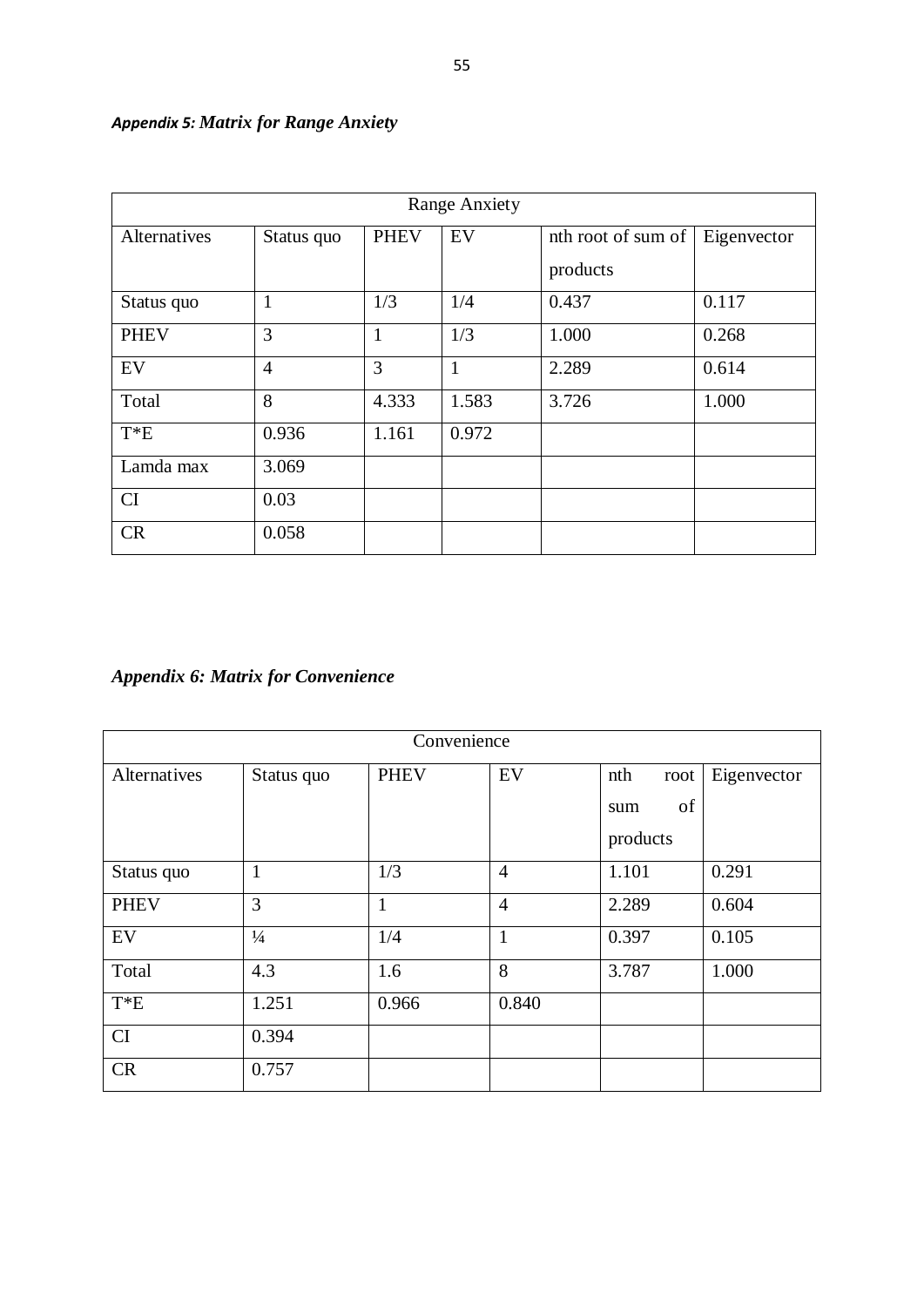*Appendix 5: Matrix for Range Anxiety*

| Range Anxiety | | | | | |
|---|---|---|---|---|---|
| Alternatives | Status quo | PHEV | EV | nth root of sum of products | Eigenvector |
| Status quo | 1 | 1/3 | 1/4 | 0.437 | 0.117 |
| PHEV | 3 | 1 | 1/3 | 1.000 | 0.268 |
| EV | 4 | 3 | 1 | 2.289 | 0.614 |
| Total | 8 | 4.333 | 1.583 | 3.726 | 1.000 |
| T*E | 0.936 | 1.161 | 0.972 | | |
| Lamda max | 3.069 | | | | |
| CI | 0.03 | | | | |
| CR | 0.058 | | | | |

*Appendix 6: Matrix for Convenience*

| Convenience | | | | | |
|---|---|---|---|---|---|
| Alternatives | Status quo | PHEV | EV | nth root sum of products | Eigenvector |
| Status quo | 1 | 1/3 | 4 | 1.101 | 0.291 |
| PHEV | 3 | 1 | 4 | 2.289 | 0.604 |
| EV | ¼ | 1/4 | 1 | 0.397 | 0.105 |
| Total | 4.3 | 1.6 | 8 | 3.787 | 1.000 |
| T*E | 1.251 | 0.966 | 0.840 | | |
| CI | 0.394 | | | | |
| CR | 0.757 | | | | |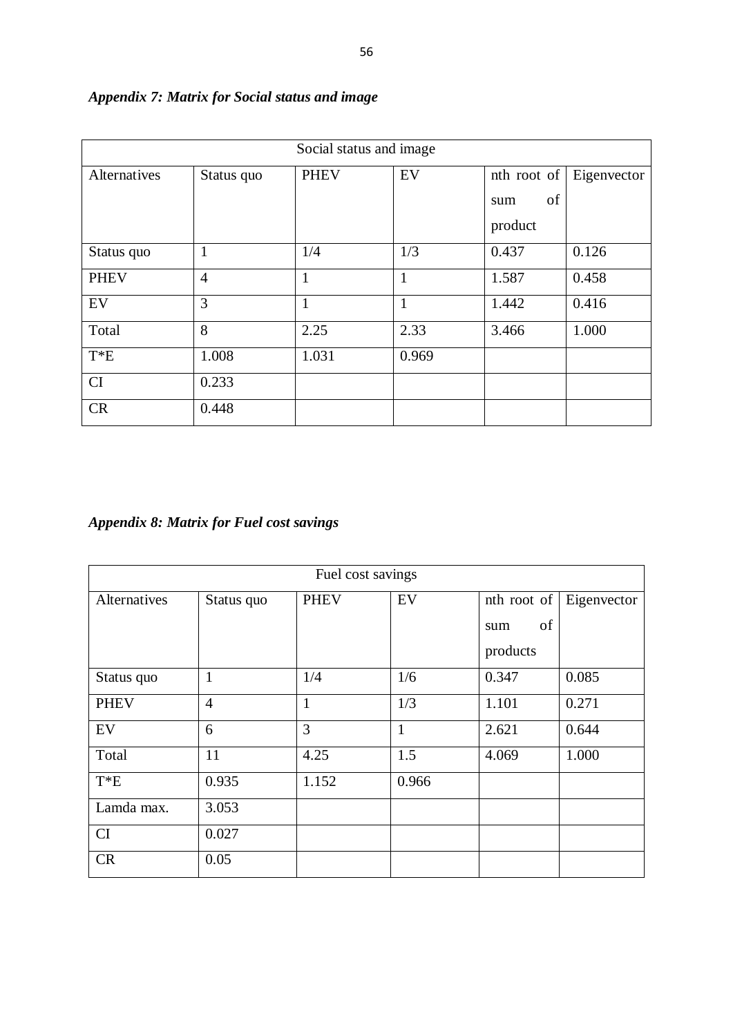*Appendix 7: Matrix for Social status and image*

| Social status and image | | | | | |
|---|---|---|---|---|---|
| Alternatives | Status quo | PHEV | EV | nth root of sum of product | Eigenvector |
| Status quo | 1 | 1/4 | 1/3 | 0.437 | 0.126 |
| PHEV | 4 | 1 | 1 | 1.587 | 0.458 |
| EV | 3 | 1 | 1 | 1.442 | 0.416 |
| Total | 8 | 2.25 | 2.33 | 3.466 | 1.000 |
| T*E | 1.008 | 1.031 | 0.969 | | |
| CI | 0.233 | | | | |
| CR | 0.448 | | | | |

*Appendix 8: Matrix for Fuel cost savings*

| Fuel cost savings | | | | | |
|---|---|---|---|---|---|
| Alternatives | Status quo | PHEV | EV | nth root of sum of products | Eigenvector |
| Status quo | 1 | 1/4 | 1/6 | 0.347 | 0.085 |
| PHEV | 4 | 1 | 1/3 | 1.101 | 0.271 |
| EV | 6 | 3 | 1 | 2.621 | 0.644 |
| Total | 11 | 4.25 | 1.5 | 4.069 | 1.000 |
| T*E | 0.935 | 1.152 | 0.966 | | |
| Lamda max. | 3.053 | | | | |
| CI | 0.027 | | | | |
| CR | 0.05 | | | | |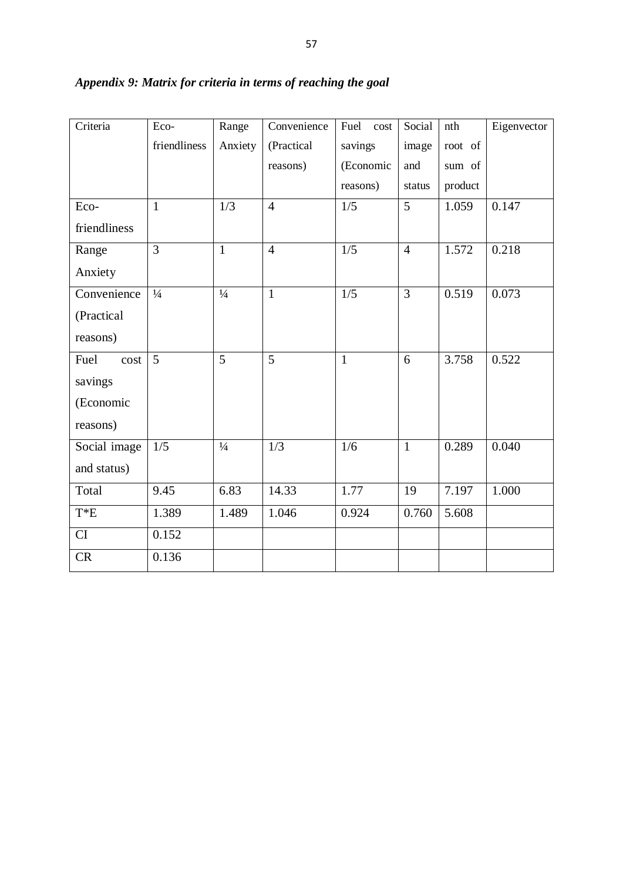*Appendix 9: Matrix for criteria in terms of reaching the goal*

| Criteria | Eco-friendliness | Range Anxiety | Convenience (Practical reasons) | Fuel cost savings (Economic reasons) | Social image and status | nth root of sum of product | Eigenvector |
|---|---|---|---|---|---|---|---|
| Eco-friendliness | 1 | 1/3 | 4 | 1/5 | 5 | 1.059 | 0.147 |
| Range Anxiety | 3 | 1 | 4 | 1/5 | 4 | 1.572 | 0.218 |
| Convenience (Practical reasons) | ¼ | ¼ | 1 | 1/5 | 3 | 0.519 | 0.073 |
| Fuel cost savings (Economic reasons) | 5 | 5 | 5 | 1 | 6 | 3.758 | 0.522 |
| Social image and status) | 1/5 | ¼ | 1/3 | 1/6 | 1 | 0.289 | 0.040 |
| Total | 9.45 | 6.83 | 14.33 | 1.77 | 19 | 7.197 | 1.000 |
| T*E | 1.389 | 1.489 | 1.046 | 0.924 | 0.760 | 5.608 | |
| CI | 0.152 | | | | | | |
| CR | 0.136 | | | | | | |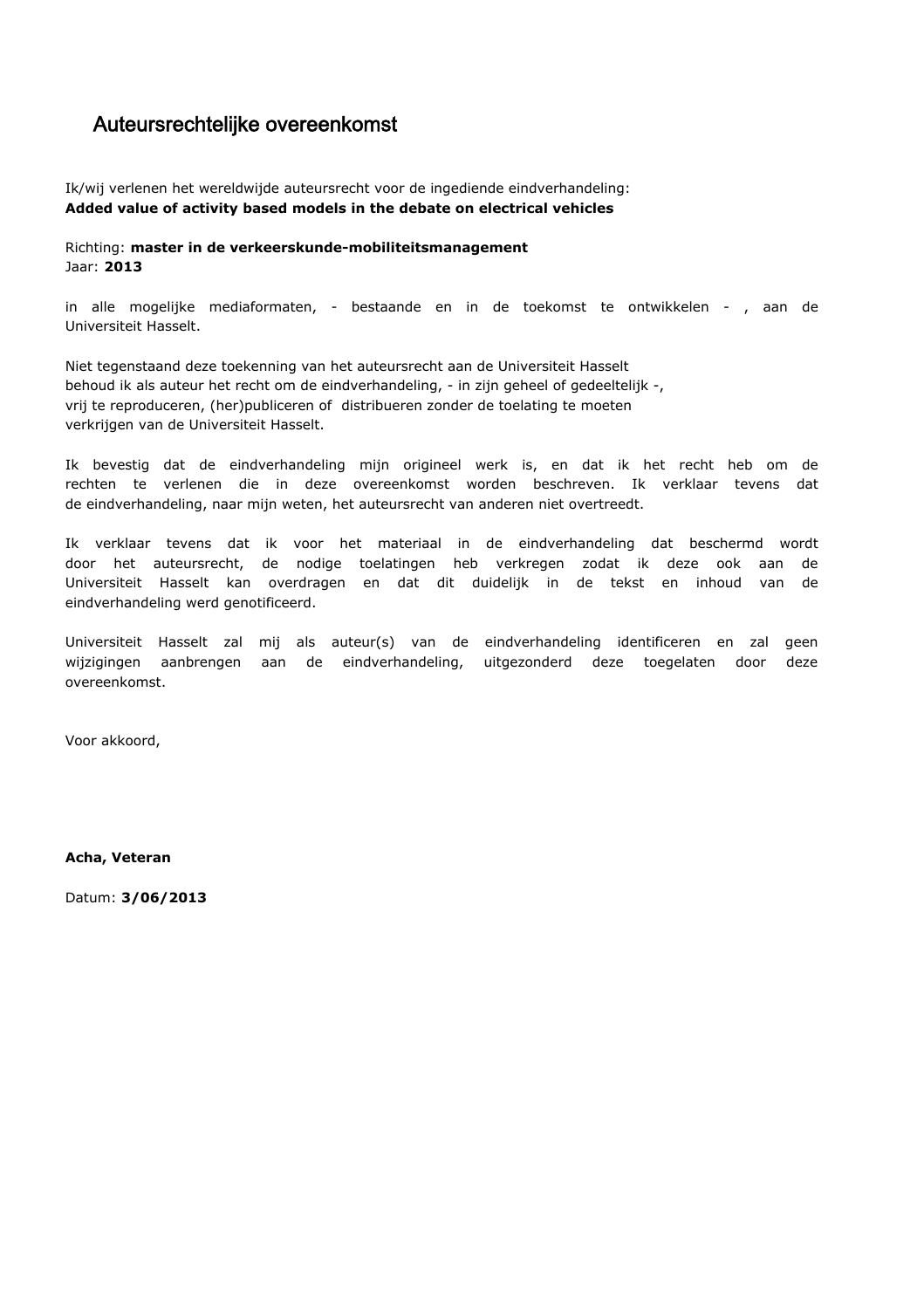# Auteursrechtelijke overeenkomst

Ik/wij verlenen het wereldwijde auteursrecht voor de ingediende eindverhandeling:
**Added value of activity based models in the debate on electrical vehicles**

Richting: **master in de verkeerskunde-mobiliteitsmanagement**
Jaar: **2013**

in alle mogelijke mediaformaten, - bestaande en in de toekomst te ontwikkelen - , aan de Universiteit Hasselt.

Niet tegenstaand deze toekenning van het auteursrecht aan de Universiteit Hasselt behoud ik als auteur het recht om de eindverhandeling, - in zijn geheel of gedeeltelijk -, vrij te reproduceren, (her)publiceren of distribueren zonder de toelating te moeten verkrijgen van de Universiteit Hasselt.

Ik bevestig dat de eindverhandeling mijn origineel werk is, en dat ik het recht heb om de rechten te verlenen die in deze overeenkomst worden beschreven. Ik verklaar tevens dat de eindverhandeling, naar mijn weten, het auteursrecht van anderen niet overtreedt.

Ik verklaar tevens dat ik voor het materiaal in de eindverhandeling dat beschermd wordt door het auteursrecht, de nodige toelatingen heb verkregen zodat ik deze ook aan de Universiteit Hasselt kan overdragen en dat dit duidelijk in de tekst en inhoud van de eindverhandeling werd genotificeerd.

Universiteit Hasselt zal mij als auteur(s) van de eindverhandeling identificeren en zal geen wijzigingen aanbrengen aan de eindverhandeling, uitgezonderd deze toegelaten door deze overeenkomst.

Voor akkoord,

**Acha, Veteran**

Datum: **3/06/2013**